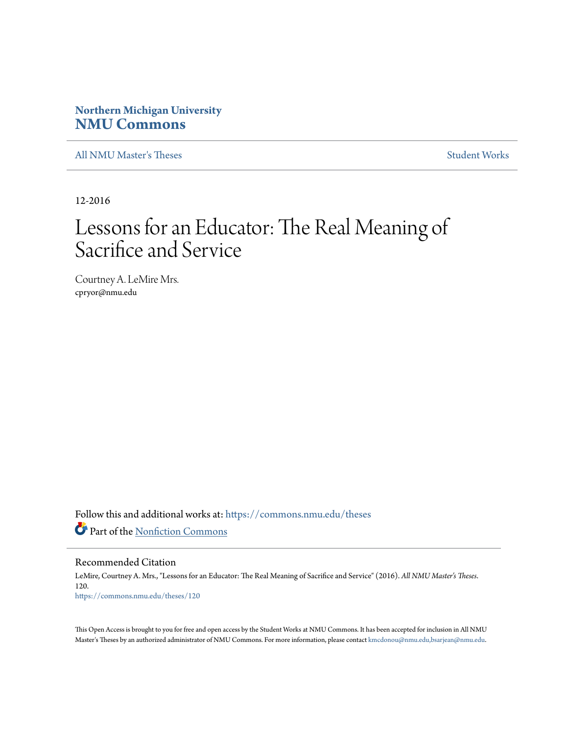**Northern Michigan University**
**NMU Commons**

All NMU Master's Theses | Student Works

12-2016

# Lessons for an Educator: The Real Meaning of Sacrifice and Service

Courtney A. LeMire Mrs.
cpryor@nmu.edu

Follow this and additional works at: https://commons.nmu.edu/theses

Part of the Nonfiction Commons

## Recommended Citation

LeMire, Courtney A. Mrs., "Lessons for an Educator: The Real Meaning of Sacrifice and Service" (2016). *All NMU Master's Theses*. 120.
https://commons.nmu.edu/theses/120

This Open Access is brought to you for free and open access by the Student Works at NMU Commons. It has been accepted for inclusion in All NMU Master's Theses by an authorized administrator of NMU Commons. For more information, please contact kmcdonou@nmu.edu,bsarjean@nmu.edu.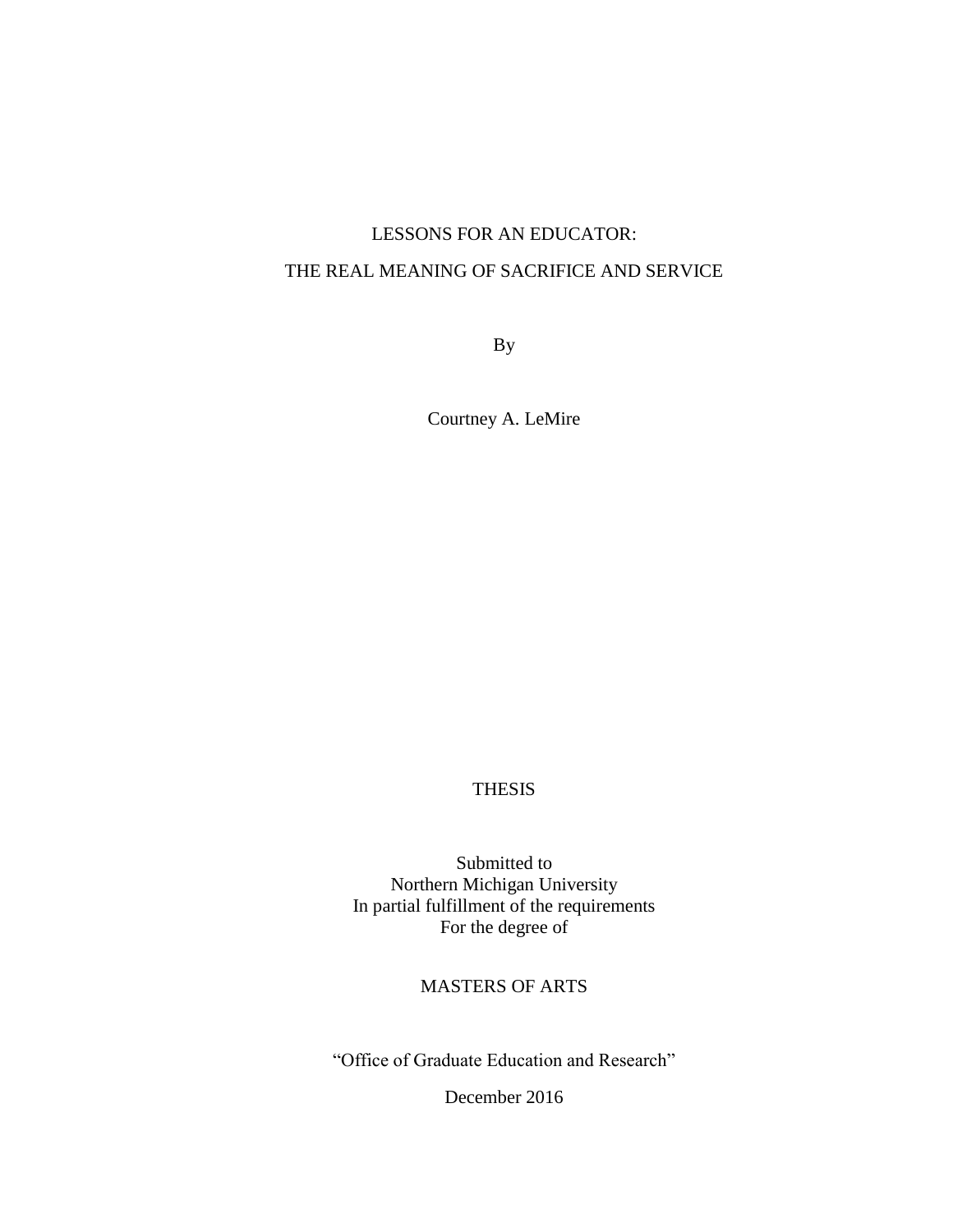# LESSONS FOR AN EDUCATOR:

# THE REAL MEANING OF SACRIFICE AND SERVICE

By

Courtney A. LeMire

THESIS

Submitted to
Northern Michigan University
In partial fulfillment of the requirements
For the degree of

MASTERS OF ARTS

"Office of Graduate Education and Research"

December 2016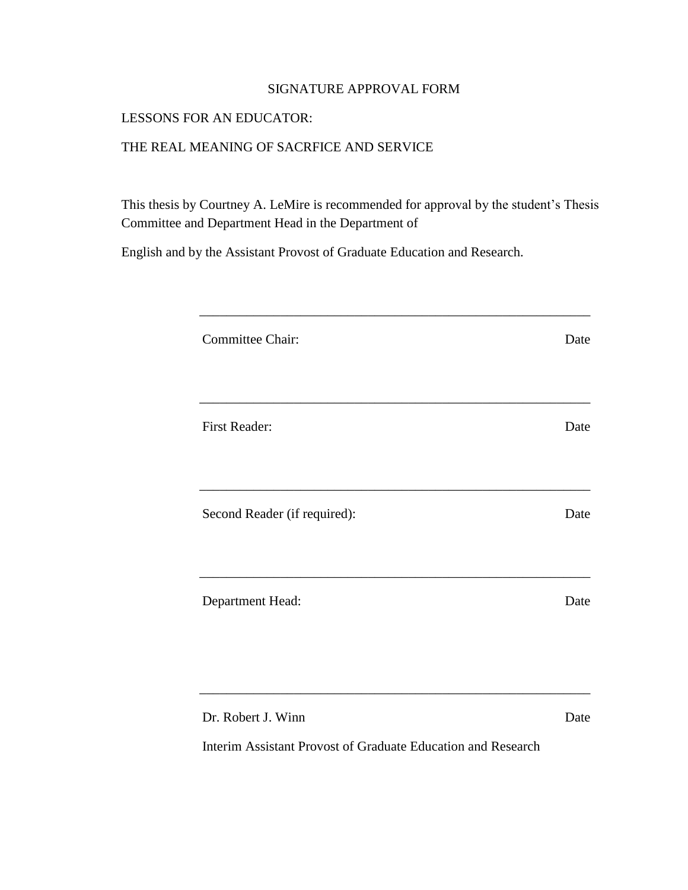SIGNATURE APPROVAL FORM

LESSONS FOR AN EDUCATOR:

THE REAL MEANING OF SACRFICE AND SERVICE

This thesis by Courtney A. LeMire is recommended for approval by the student's Thesis Committee and Department Head in the Department of

English and by the Assistant Provost of Graduate Education and Research.

\_\_\_\_\_\_\_\_\_\_\_\_\_\_\_\_\_\_\_\_\_\_\_\_\_\_\_\_\_\_\_\_\_\_\_\_\_\_\_\_\_\_\_\_\_\_\_\_\_\_\_\_\_\_\_\_

Committee Chair: Date

\_\_\_\_\_\_\_\_\_\_\_\_\_\_\_\_\_\_\_\_\_\_\_\_\_\_\_\_\_\_\_\_\_\_\_\_\_\_\_\_\_\_\_\_\_\_\_\_\_\_\_\_\_\_\_\_

First Reader: Date

\_\_\_\_\_\_\_\_\_\_\_\_\_\_\_\_\_\_\_\_\_\_\_\_\_\_\_\_\_\_\_\_\_\_\_\_\_\_\_\_\_\_\_\_\_\_\_\_\_\_\_\_\_\_\_\_

Second Reader (if required): Date

\_\_\_\_\_\_\_\_\_\_\_\_\_\_\_\_\_\_\_\_\_\_\_\_\_\_\_\_\_\_\_\_\_\_\_\_\_\_\_\_\_\_\_\_\_\_\_\_\_\_\_\_\_\_\_\_

Department Head: Date

\_\_\_\_\_\_\_\_\_\_\_\_\_\_\_\_\_\_\_\_\_\_\_\_\_\_\_\_\_\_\_\_\_\_\_\_\_\_\_\_\_\_\_\_\_\_\_\_\_\_\_\_\_\_\_\_

Dr. Robert J. Winn Date

Interim Assistant Provost of Graduate Education and Research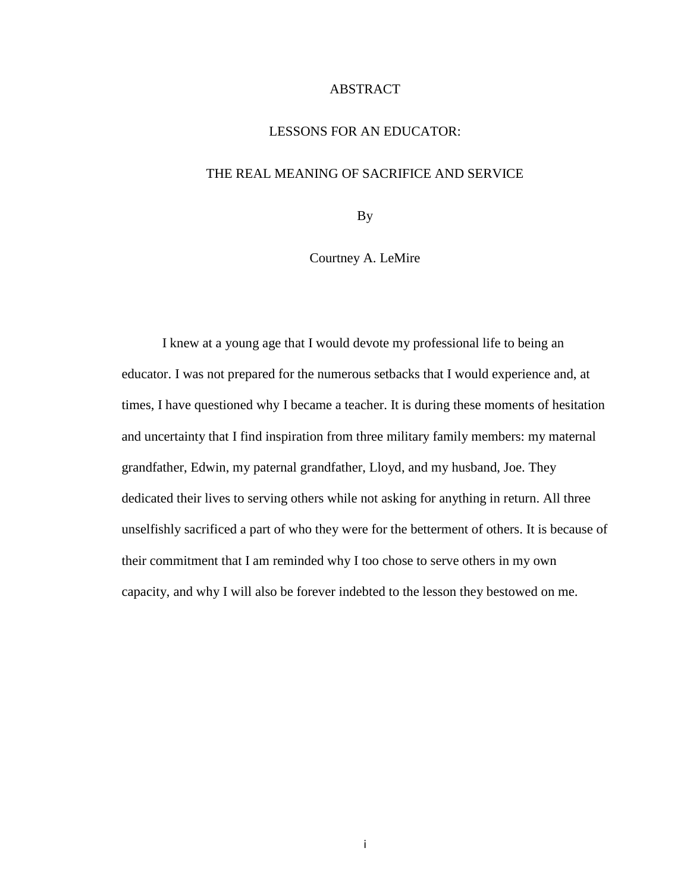# ABSTRACT

## LESSONS FOR AN EDUCATOR:

## THE REAL MEANING OF SACRIFICE AND SERVICE

By

Courtney A. LeMire

I knew at a young age that I would devote my professional life to being an educator. I was not prepared for the numerous setbacks that I would experience and, at times, I have questioned why I became a teacher. It is during these moments of hesitation and uncertainty that I find inspiration from three military family members: my maternal grandfather, Edwin, my paternal grandfather, Lloyd, and my husband, Joe. They dedicated their lives to serving others while not asking for anything in return. All three unselfishly sacrificed a part of who they were for the betterment of others. It is because of their commitment that I am reminded why I too chose to serve others in my own capacity, and why I will also be forever indebted to the lesson they bestowed on me.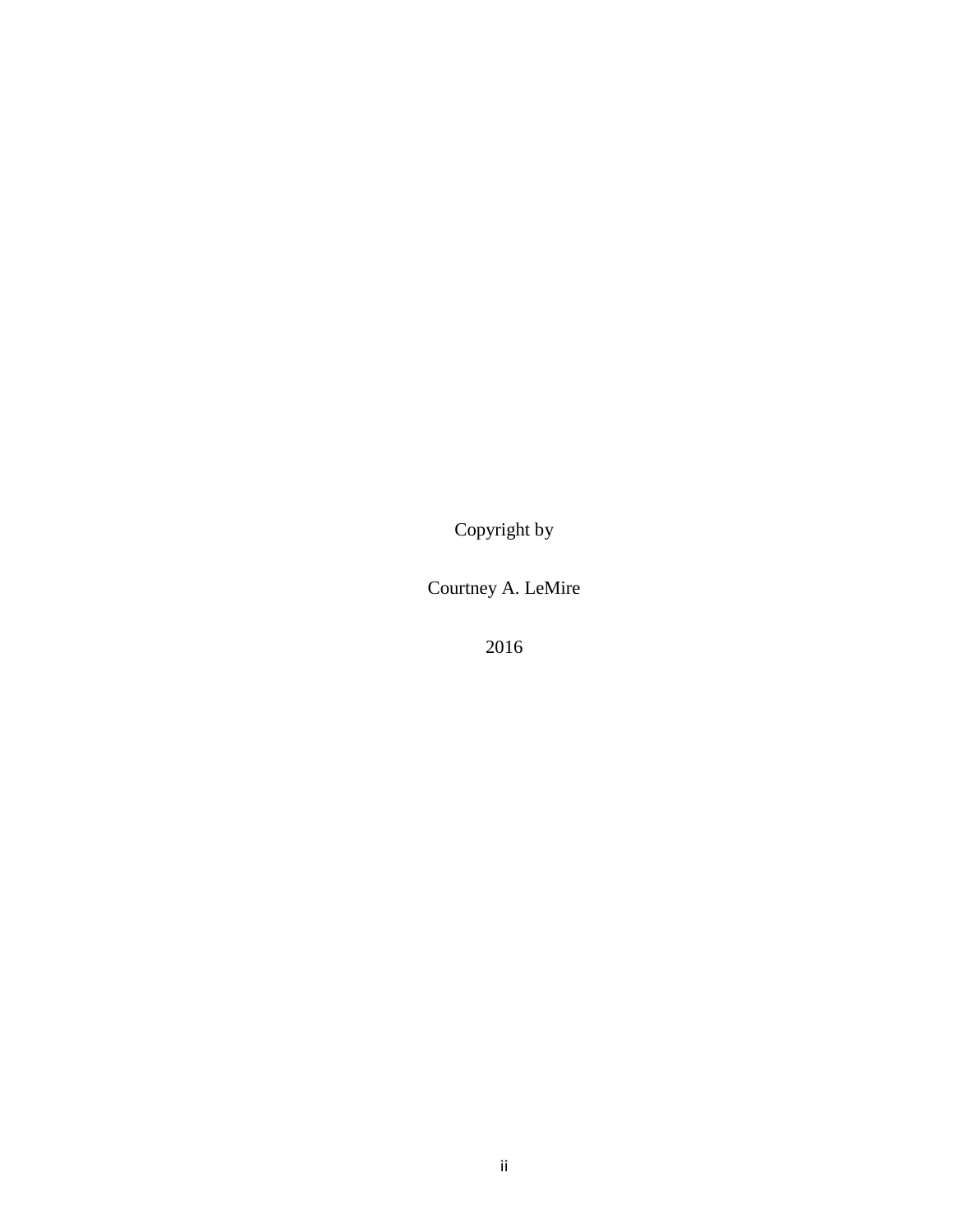Copyright by

Courtney A. LeMire

2016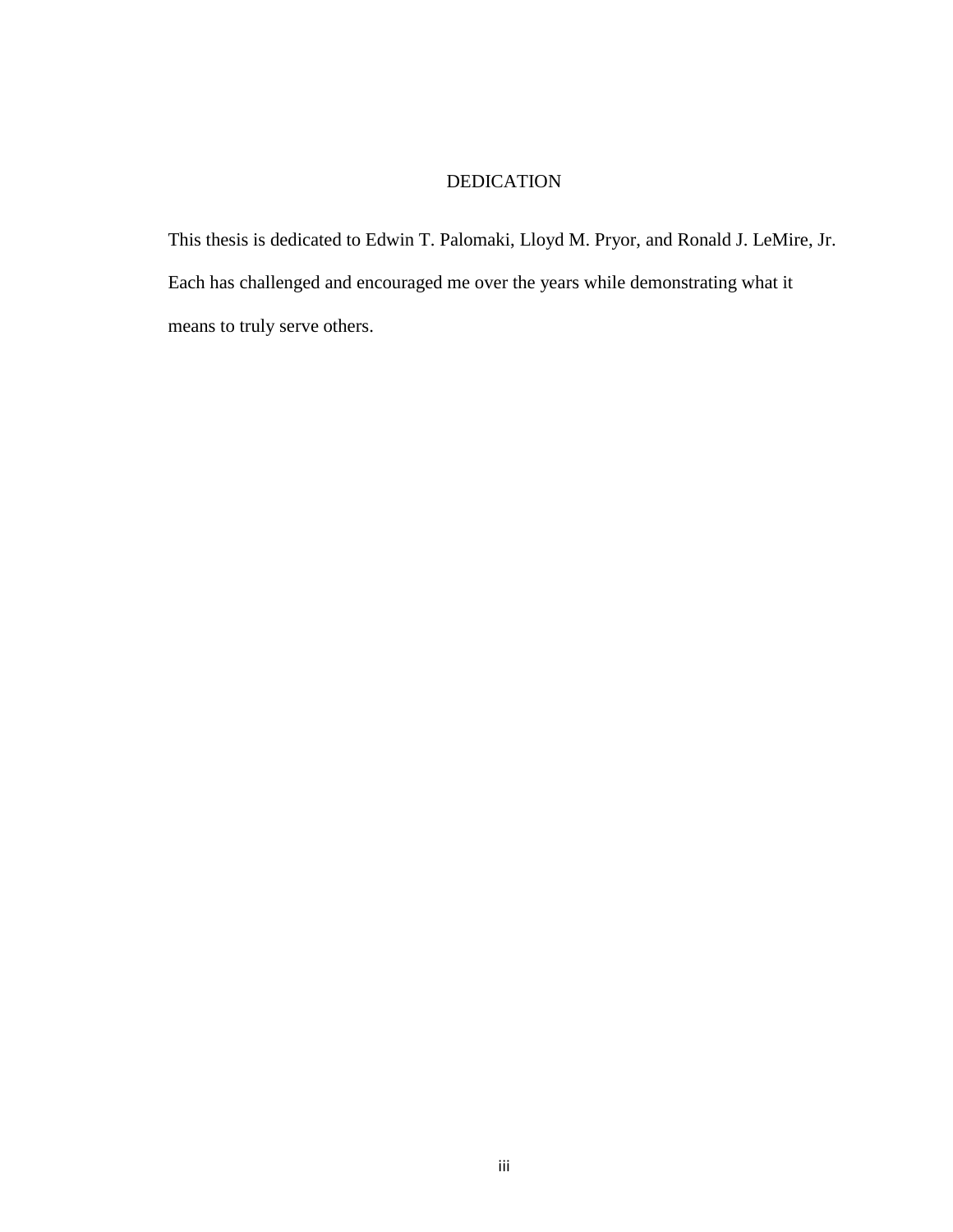# DEDICATION

This thesis is dedicated to Edwin T. Palomaki, Lloyd M. Pryor, and Ronald J. LeMire, Jr. Each has challenged and encouraged me over the years while demonstrating what it means to truly serve others.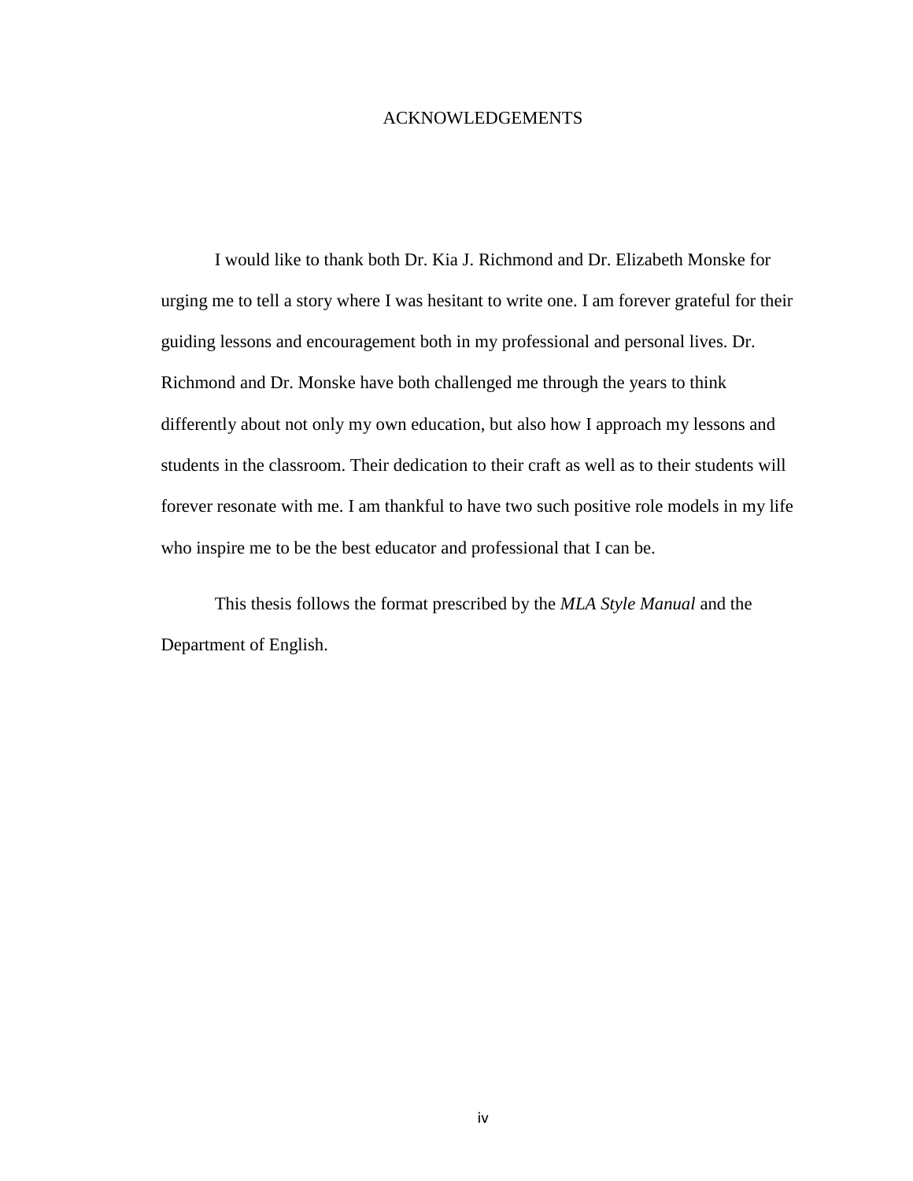# ACKNOWLEDGEMENTS

I would like to thank both Dr. Kia J. Richmond and Dr. Elizabeth Monske for urging me to tell a story where I was hesitant to write one. I am forever grateful for their guiding lessons and encouragement both in my professional and personal lives. Dr. Richmond and Dr. Monske have both challenged me through the years to think differently about not only my own education, but also how I approach my lessons and students in the classroom. Their dedication to their craft as well as to their students will forever resonate with me. I am thankful to have two such positive role models in my life who inspire me to be the best educator and professional that I can be.

This thesis follows the format prescribed by the *MLA Style Manual* and the Department of English.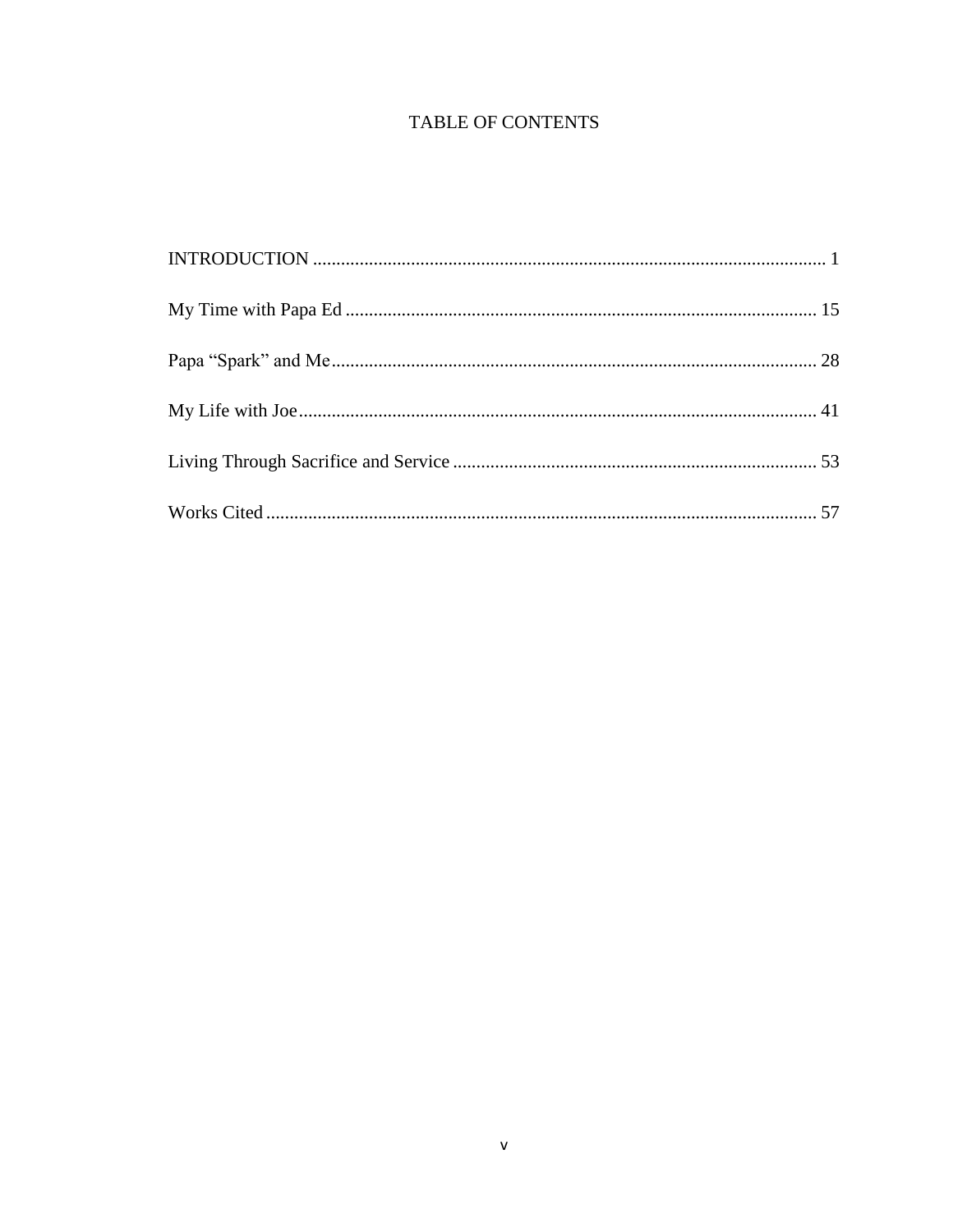# TABLE OF CONTENTS

INTRODUCTION ............................................................................................................ 1

My Time with Papa Ed .................................................................................................... 15

Papa "Spark" and Me........................................................................................................ 28

My Life with Joe.............................................................................................................. 41

Living Through Sacrifice and Service ............................................................................. 53

Works Cited ...................................................................................................................... 57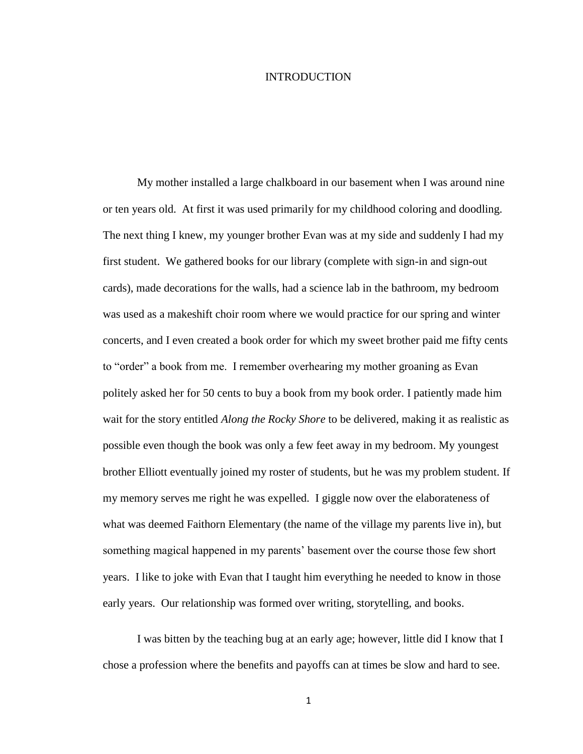# INTRODUCTION

My mother installed a large chalkboard in our basement when I was around nine or ten years old. At first it was used primarily for my childhood coloring and doodling. The next thing I knew, my younger brother Evan was at my side and suddenly I had my first student. We gathered books for our library (complete with sign-in and sign-out cards), made decorations for the walls, had a science lab in the bathroom, my bedroom was used as a makeshift choir room where we would practice for our spring and winter concerts, and I even created a book order for which my sweet brother paid me fifty cents to "order" a book from me. I remember overhearing my mother groaning as Evan politely asked her for 50 cents to buy a book from my book order. I patiently made him wait for the story entitled *Along the Rocky Shore* to be delivered, making it as realistic as possible even though the book was only a few feet away in my bedroom. My youngest brother Elliott eventually joined my roster of students, but he was my problem student. If my memory serves me right he was expelled. I giggle now over the elaborateness of what was deemed Faithorn Elementary (the name of the village my parents live in), but something magical happened in my parents' basement over the course those few short years. I like to joke with Evan that I taught him everything he needed to know in those early years. Our relationship was formed over writing, storytelling, and books.

I was bitten by the teaching bug at an early age; however, little did I know that I chose a profession where the benefits and payoffs can at times be slow and hard to see.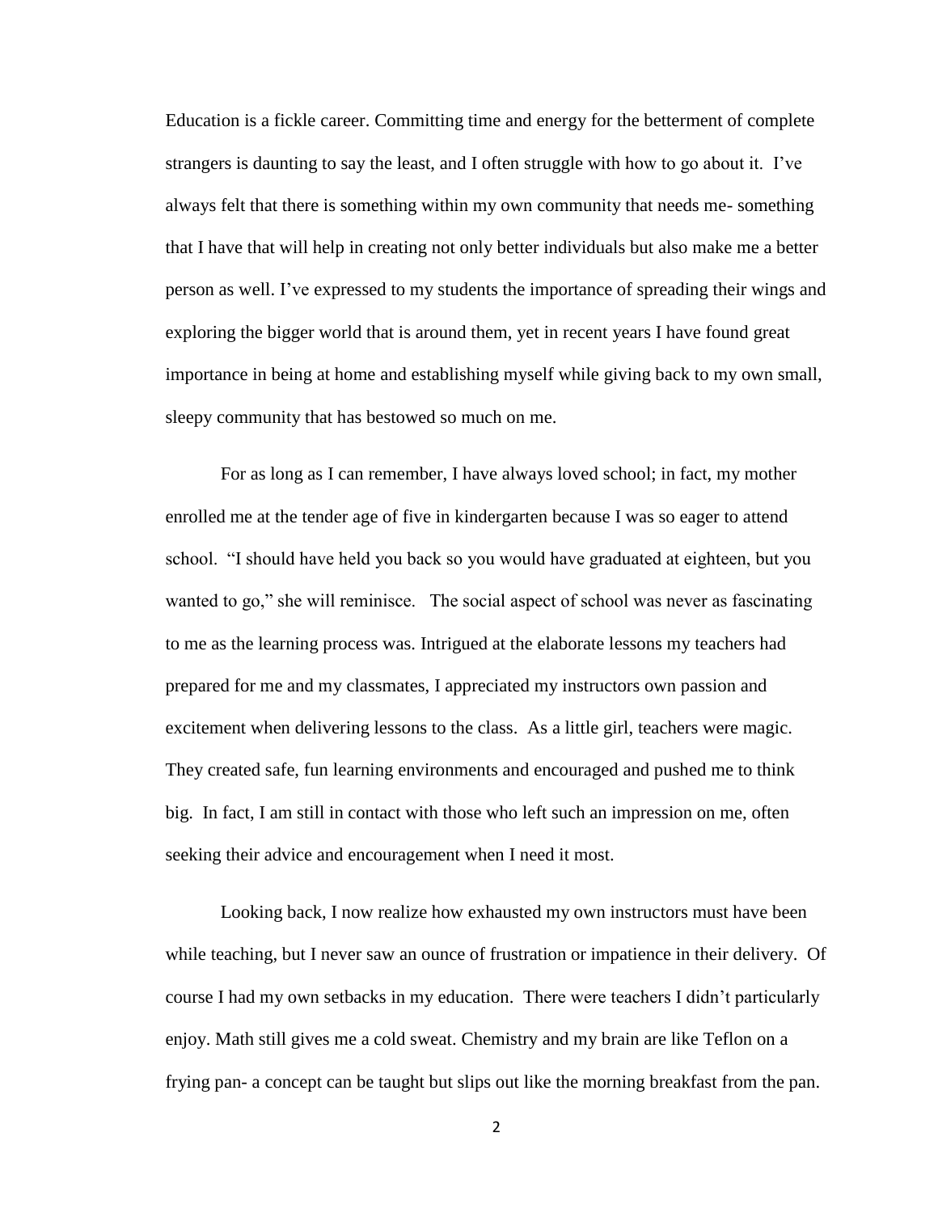Education is a fickle career. Committing time and energy for the betterment of complete strangers is daunting to say the least, and I often struggle with how to go about it. I've always felt that there is something within my own community that needs me- something that I have that will help in creating not only better individuals but also make me a better person as well. I've expressed to my students the importance of spreading their wings and exploring the bigger world that is around them, yet in recent years I have found great importance in being at home and establishing myself while giving back to my own small, sleepy community that has bestowed so much on me.

For as long as I can remember, I have always loved school; in fact, my mother enrolled me at the tender age of five in kindergarten because I was so eager to attend school. "I should have held you back so you would have graduated at eighteen, but you wanted to go," she will reminisce. The social aspect of school was never as fascinating to me as the learning process was. Intrigued at the elaborate lessons my teachers had prepared for me and my classmates, I appreciated my instructors own passion and excitement when delivering lessons to the class. As a little girl, teachers were magic. They created safe, fun learning environments and encouraged and pushed me to think big. In fact, I am still in contact with those who left such an impression on me, often seeking their advice and encouragement when I need it most.

Looking back, I now realize how exhausted my own instructors must have been while teaching, but I never saw an ounce of frustration or impatience in their delivery. Of course I had my own setbacks in my education. There were teachers I didn't particularly enjoy. Math still gives me a cold sweat. Chemistry and my brain are like Teflon on a frying pan- a concept can be taught but slips out like the morning breakfast from the pan.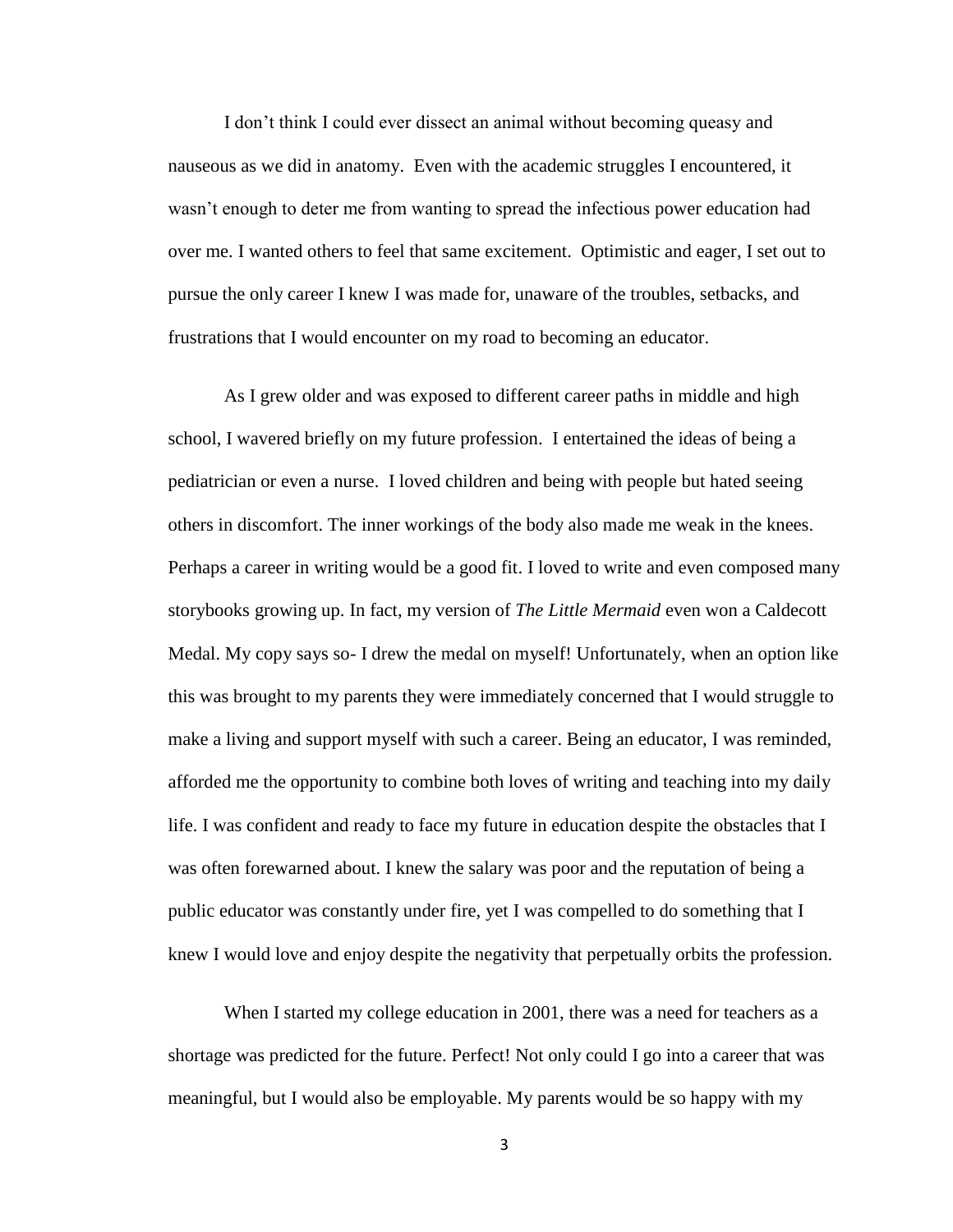I don't think I could ever dissect an animal without becoming queasy and nauseous as we did in anatomy. Even with the academic struggles I encountered, it wasn't enough to deter me from wanting to spread the infectious power education had over me. I wanted others to feel that same excitement. Optimistic and eager, I set out to pursue the only career I knew I was made for, unaware of the troubles, setbacks, and frustrations that I would encounter on my road to becoming an educator.

As I grew older and was exposed to different career paths in middle and high school, I wavered briefly on my future profession. I entertained the ideas of being a pediatrician or even a nurse. I loved children and being with people but hated seeing others in discomfort. The inner workings of the body also made me weak in the knees. Perhaps a career in writing would be a good fit. I loved to write and even composed many storybooks growing up. In fact, my version of *The Little Mermaid* even won a Caldecott Medal. My copy says so- I drew the medal on myself! Unfortunately, when an option like this was brought to my parents they were immediately concerned that I would struggle to make a living and support myself with such a career. Being an educator, I was reminded, afforded me the opportunity to combine both loves of writing and teaching into my daily life. I was confident and ready to face my future in education despite the obstacles that I was often forewarned about. I knew the salary was poor and the reputation of being a public educator was constantly under fire, yet I was compelled to do something that I knew I would love and enjoy despite the negativity that perpetually orbits the profession.

When I started my college education in 2001, there was a need for teachers as a shortage was predicted for the future. Perfect! Not only could I go into a career that was meaningful, but I would also be employable. My parents would be so happy with my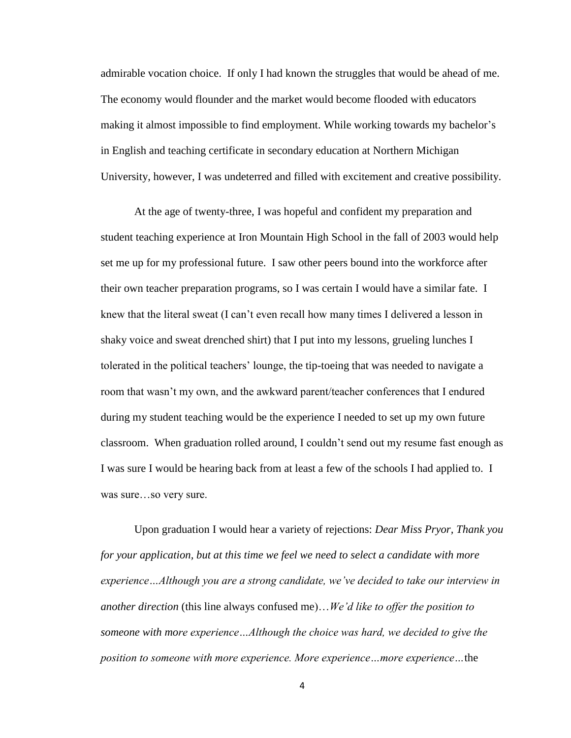admirable vocation choice. If only I had known the struggles that would be ahead of me. The economy would flounder and the market would become flooded with educators making it almost impossible to find employment. While working towards my bachelor's in English and teaching certificate in secondary education at Northern Michigan University, however, I was undeterred and filled with excitement and creative possibility.

At the age of twenty-three, I was hopeful and confident my preparation and student teaching experience at Iron Mountain High School in the fall of 2003 would help set me up for my professional future. I saw other peers bound into the workforce after their own teacher preparation programs, so I was certain I would have a similar fate. I knew that the literal sweat (I can't even recall how many times I delivered a lesson in shaky voice and sweat drenched shirt) that I put into my lessons, grueling lunches I tolerated in the political teachers' lounge, the tip-toeing that was needed to navigate a room that wasn't my own, and the awkward parent/teacher conferences that I endured during my student teaching would be the experience I needed to set up my own future classroom. When graduation rolled around, I couldn't send out my resume fast enough as I was sure I would be hearing back from at least a few of the schools I had applied to. I was sure…so very sure.

Upon graduation I would hear a variety of rejections: *Dear Miss Pryor, Thank you for your application, but at this time we feel we need to select a candidate with more experience…Although you are a strong candidate, we've decided to take our interview in another direction* (this line always confused me)…*We'd like to offer the position to someone with more experience…Although the choice was hard, we decided to give the position to someone with more experience. More experience…more experience…*the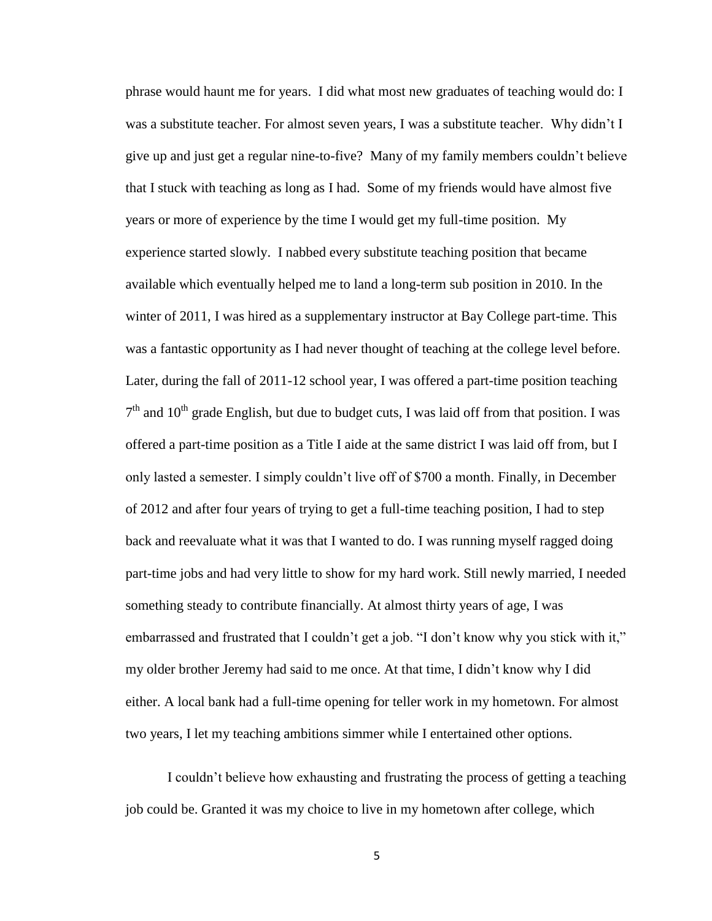phrase would haunt me for years. I did what most new graduates of teaching would do: I was a substitute teacher. For almost seven years, I was a substitute teacher. Why didn't I give up and just get a regular nine-to-five? Many of my family members couldn't believe that I stuck with teaching as long as I had. Some of my friends would have almost five years or more of experience by the time I would get my full-time position. My experience started slowly. I nabbed every substitute teaching position that became available which eventually helped me to land a long-term sub position in 2010. In the winter of 2011, I was hired as a supplementary instructor at Bay College part-time. This was a fantastic opportunity as I had never thought of teaching at the college level before. Later, during the fall of 2011-12 school year, I was offered a part-time position teaching 7th and 10th grade English, but due to budget cuts, I was laid off from that position. I was offered a part-time position as a Title I aide at the same district I was laid off from, but I only lasted a semester. I simply couldn't live off of $700 a month. Finally, in December of 2012 and after four years of trying to get a full-time teaching position, I had to step back and reevaluate what it was that I wanted to do. I was running myself ragged doing part-time jobs and had very little to show for my hard work. Still newly married, I needed something steady to contribute financially. At almost thirty years of age, I was embarrassed and frustrated that I couldn't get a job. "I don't know why you stick with it," my older brother Jeremy had said to me once. At that time, I didn't know why I did either. A local bank had a full-time opening for teller work in my hometown. For almost two years, I let my teaching ambitions simmer while I entertained other options.

I couldn't believe how exhausting and frustrating the process of getting a teaching job could be. Granted it was my choice to live in my hometown after college, which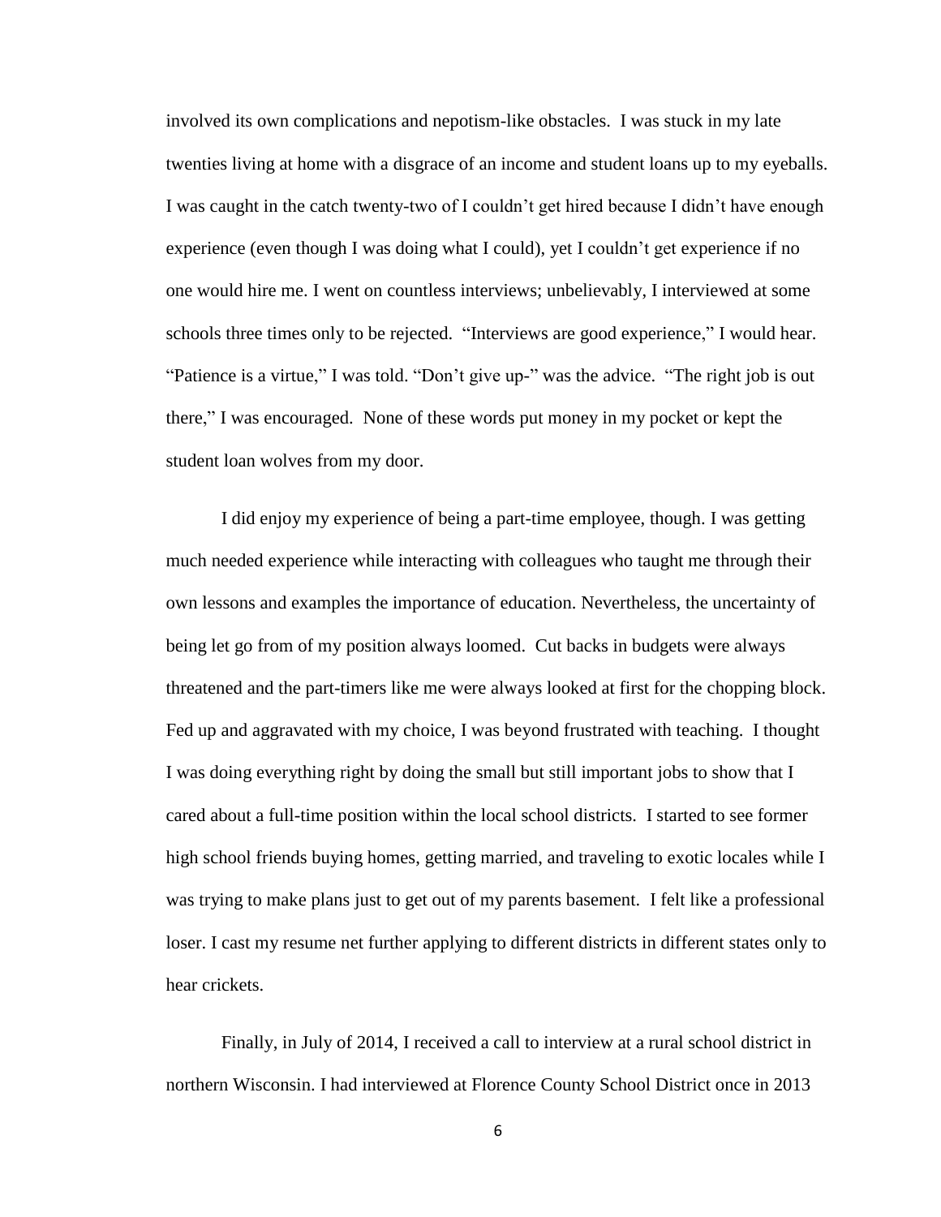involved its own complications and nepotism-like obstacles. I was stuck in my late twenties living at home with a disgrace of an income and student loans up to my eyeballs. I was caught in the catch twenty-two of I couldn't get hired because I didn't have enough experience (even though I was doing what I could), yet I couldn't get experience if no one would hire me. I went on countless interviews; unbelievably, I interviewed at some schools three times only to be rejected. "Interviews are good experience," I would hear. "Patience is a virtue," I was told. "Don't give up-" was the advice. "The right job is out there," I was encouraged. None of these words put money in my pocket or kept the student loan wolves from my door.

I did enjoy my experience of being a part-time employee, though. I was getting much needed experience while interacting with colleagues who taught me through their own lessons and examples the importance of education. Nevertheless, the uncertainty of being let go from of my position always loomed. Cut backs in budgets were always threatened and the part-timers like me were always looked at first for the chopping block. Fed up and aggravated with my choice, I was beyond frustrated with teaching. I thought I was doing everything right by doing the small but still important jobs to show that I cared about a full-time position within the local school districts. I started to see former high school friends buying homes, getting married, and traveling to exotic locales while I was trying to make plans just to get out of my parents basement. I felt like a professional loser. I cast my resume net further applying to different districts in different states only to hear crickets.

Finally, in July of 2014, I received a call to interview at a rural school district in northern Wisconsin. I had interviewed at Florence County School District once in 2013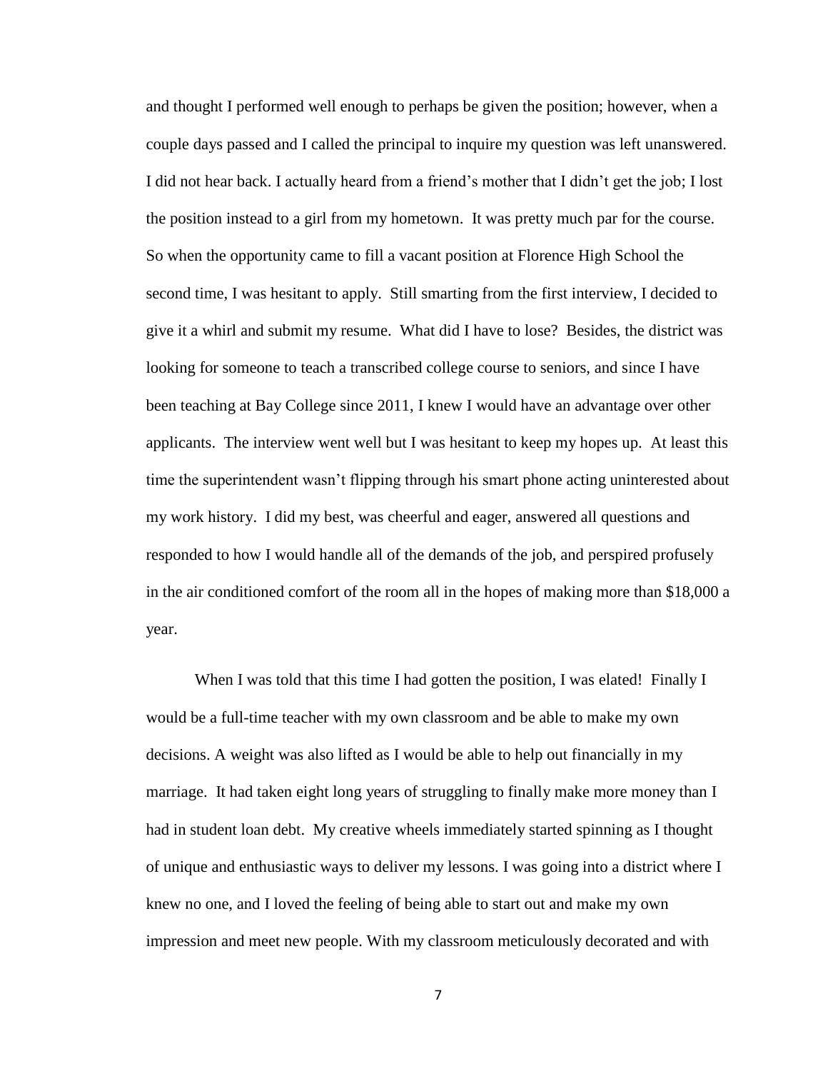and thought I performed well enough to perhaps be given the position; however, when a couple days passed and I called the principal to inquire my question was left unanswered. I did not hear back. I actually heard from a friend's mother that I didn't get the job; I lost the position instead to a girl from my hometown. It was pretty much par for the course. So when the opportunity came to fill a vacant position at Florence High School the second time, I was hesitant to apply. Still smarting from the first interview, I decided to give it a whirl and submit my resume. What did I have to lose? Besides, the district was looking for someone to teach a transcribed college course to seniors, and since I have been teaching at Bay College since 2011, I knew I would have an advantage over other applicants. The interview went well but I was hesitant to keep my hopes up. At least this time the superintendent wasn't flipping through his smart phone acting uninterested about my work history. I did my best, was cheerful and eager, answered all questions and responded to how I would handle all of the demands of the job, and perspired profusely in the air conditioned comfort of the room all in the hopes of making more than $18,000 a year.

When I was told that this time I had gotten the position, I was elated! Finally I would be a full-time teacher with my own classroom and be able to make my own decisions. A weight was also lifted as I would be able to help out financially in my marriage. It had taken eight long years of struggling to finally make more money than I had in student loan debt. My creative wheels immediately started spinning as I thought of unique and enthusiastic ways to deliver my lessons. I was going into a district where I knew no one, and I loved the feeling of being able to start out and make my own impression and meet new people. With my classroom meticulously decorated and with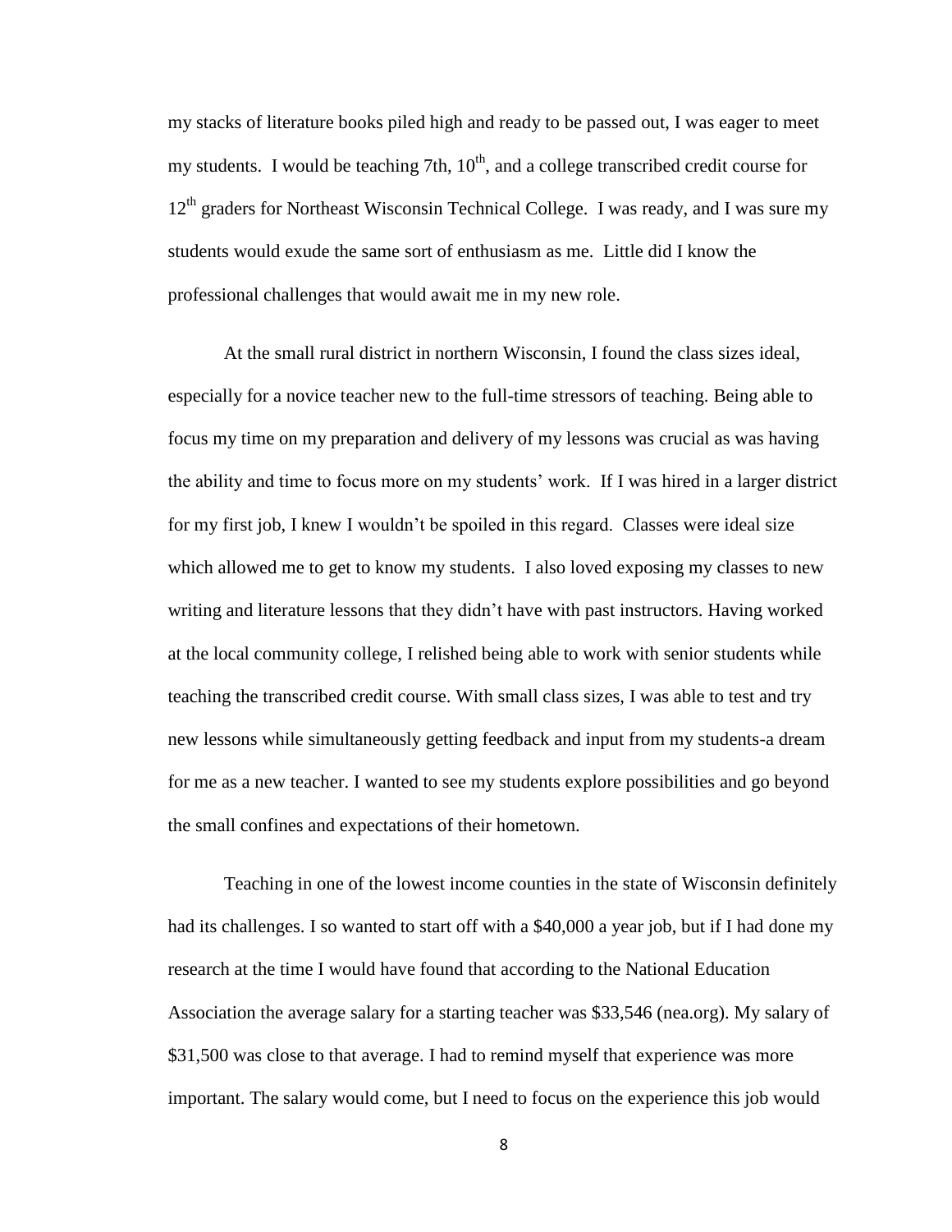my stacks of literature books piled high and ready to be passed out, I was eager to meet my students. I would be teaching 7th, 10th, and a college transcribed credit course for 12th graders for Northeast Wisconsin Technical College. I was ready, and I was sure my students would exude the same sort of enthusiasm as me. Little did I know the professional challenges that would await me in my new role.

At the small rural district in northern Wisconsin, I found the class sizes ideal, especially for a novice teacher new to the full-time stressors of teaching. Being able to focus my time on my preparation and delivery of my lessons was crucial as was having the ability and time to focus more on my students' work. If I was hired in a larger district for my first job, I knew I wouldn't be spoiled in this regard. Classes were ideal size which allowed me to get to know my students. I also loved exposing my classes to new writing and literature lessons that they didn't have with past instructors. Having worked at the local community college, I relished being able to work with senior students while teaching the transcribed credit course. With small class sizes, I was able to test and try new lessons while simultaneously getting feedback and input from my students-a dream for me as a new teacher. I wanted to see my students explore possibilities and go beyond the small confines and expectations of their hometown.

Teaching in one of the lowest income counties in the state of Wisconsin definitely had its challenges. I so wanted to start off with a $40,000 a year job, but if I had done my research at the time I would have found that according to the National Education Association the average salary for a starting teacher was $33,546 (nea.org). My salary of $31,500 was close to that average. I had to remind myself that experience was more important. The salary would come, but I need to focus on the experience this job would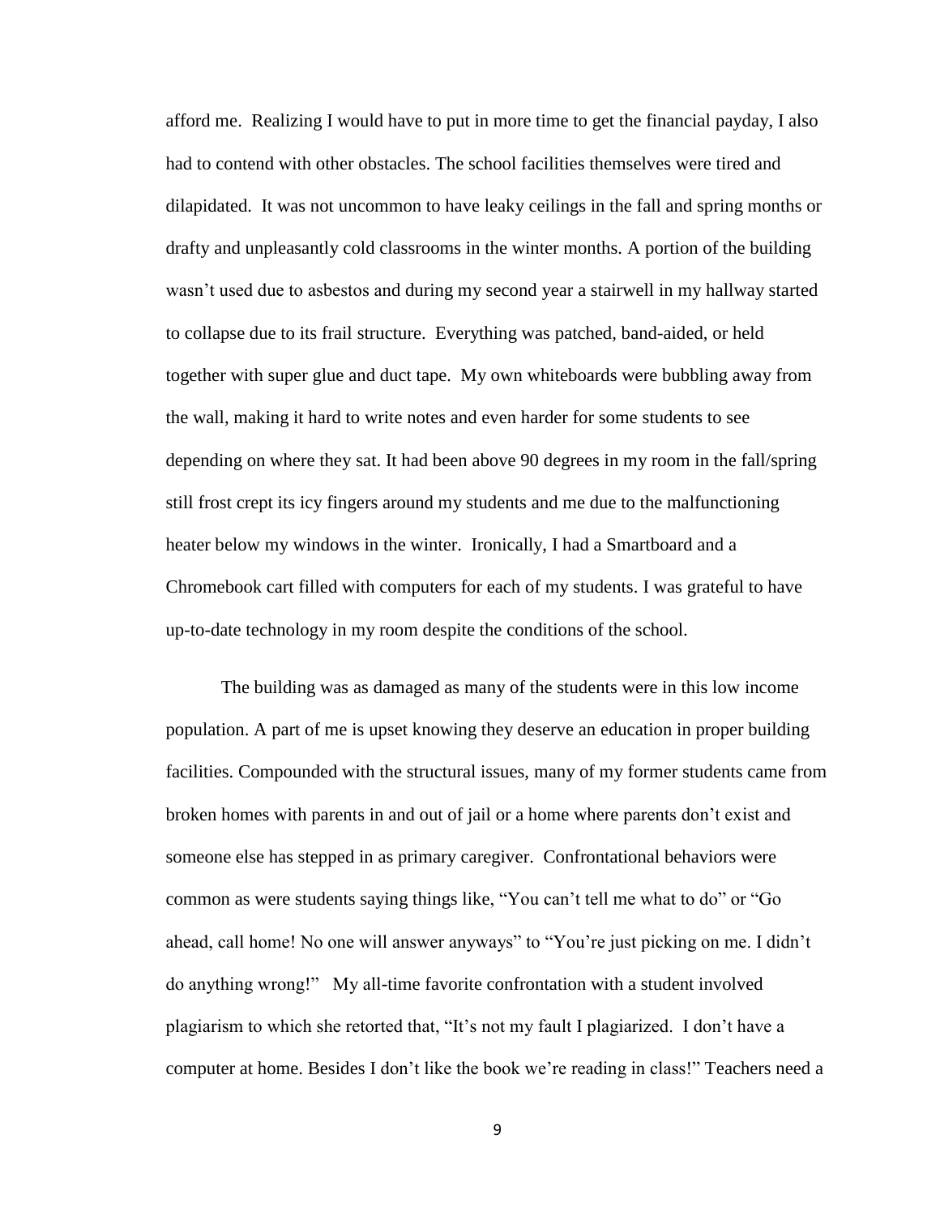afford me. Realizing I would have to put in more time to get the financial payday, I also had to contend with other obstacles. The school facilities themselves were tired and dilapidated. It was not uncommon to have leaky ceilings in the fall and spring months or drafty and unpleasantly cold classrooms in the winter months. A portion of the building wasn't used due to asbestos and during my second year a stairwell in my hallway started to collapse due to its frail structure. Everything was patched, band-aided, or held together with super glue and duct tape. My own whiteboards were bubbling away from the wall, making it hard to write notes and even harder for some students to see depending on where they sat. It had been above 90 degrees in my room in the fall/spring still frost crept its icy fingers around my students and me due to the malfunctioning heater below my windows in the winter. Ironically, I had a Smartboard and a Chromebook cart filled with computers for each of my students. I was grateful to have up-to-date technology in my room despite the conditions of the school.

The building was as damaged as many of the students were in this low income population. A part of me is upset knowing they deserve an education in proper building facilities. Compounded with the structural issues, many of my former students came from broken homes with parents in and out of jail or a home where parents don't exist and someone else has stepped in as primary caregiver. Confrontational behaviors were common as were students saying things like, "You can't tell me what to do" or "Go ahead, call home! No one will answer anyways" to "You're just picking on me. I didn't do anything wrong!" My all-time favorite confrontation with a student involved plagiarism to which she retorted that, "It's not my fault I plagiarized. I don't have a computer at home. Besides I don't like the book we're reading in class!" Teachers need a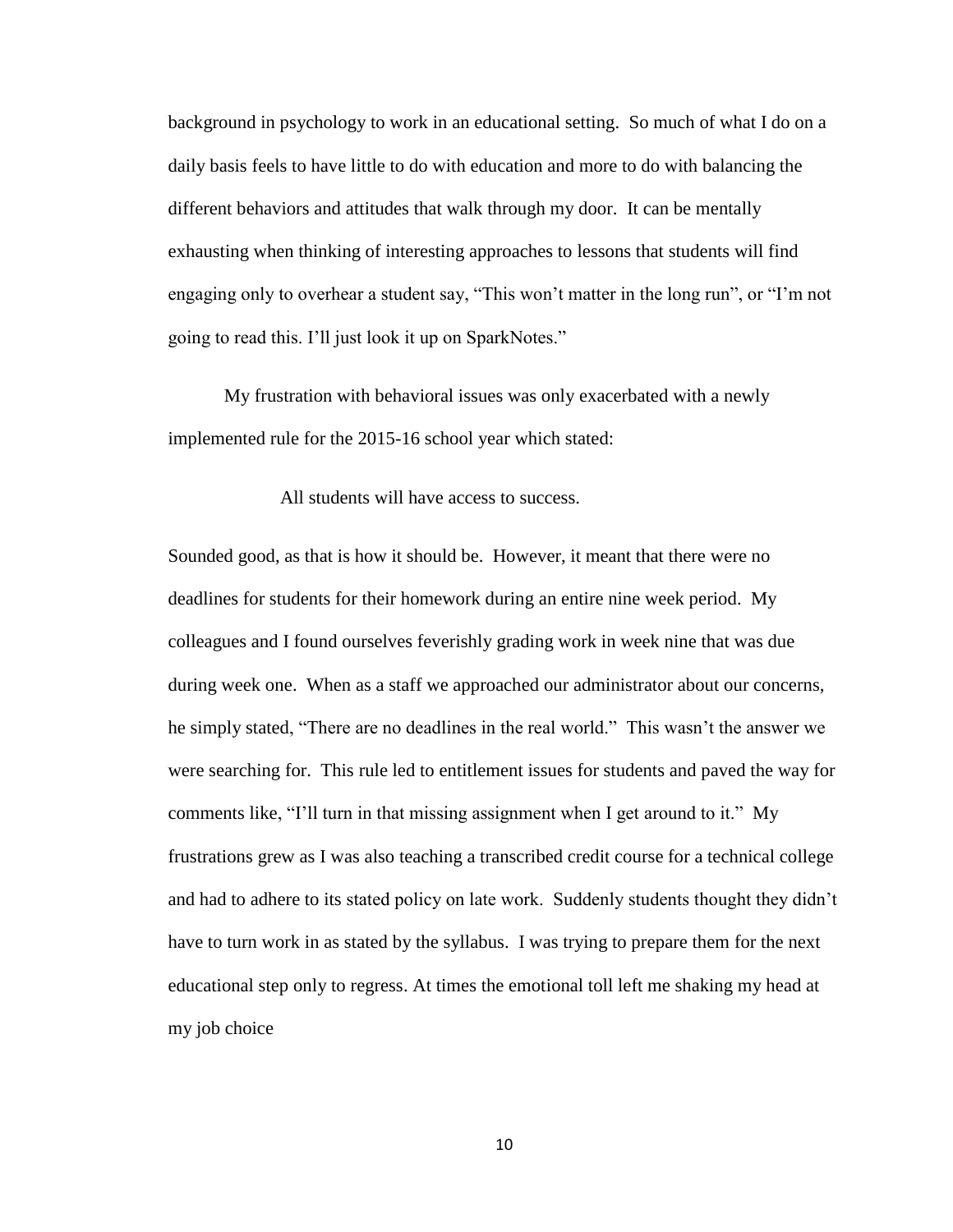background in psychology to work in an educational setting. So much of what I do on a daily basis feels to have little to do with education and more to do with balancing the different behaviors and attitudes that walk through my door. It can be mentally exhausting when thinking of interesting approaches to lessons that students will find engaging only to overhear a student say, "This won't matter in the long run", or "I'm not going to read this. I'll just look it up on SparkNotes."

My frustration with behavioral issues was only exacerbated with a newly implemented rule for the 2015-16 school year which stated:

> All students will have access to success.

Sounded good, as that is how it should be. However, it meant that there were no deadlines for students for their homework during an entire nine week period. My colleagues and I found ourselves feverishly grading work in week nine that was due during week one. When as a staff we approached our administrator about our concerns, he simply stated, "There are no deadlines in the real world." This wasn't the answer we were searching for. This rule led to entitlement issues for students and paved the way for comments like, "I'll turn in that missing assignment when I get around to it." My frustrations grew as I was also teaching a transcribed credit course for a technical college and had to adhere to its stated policy on late work. Suddenly students thought they didn't have to turn work in as stated by the syllabus. I was trying to prepare them for the next educational step only to regress. At times the emotional toll left me shaking my head at my job choice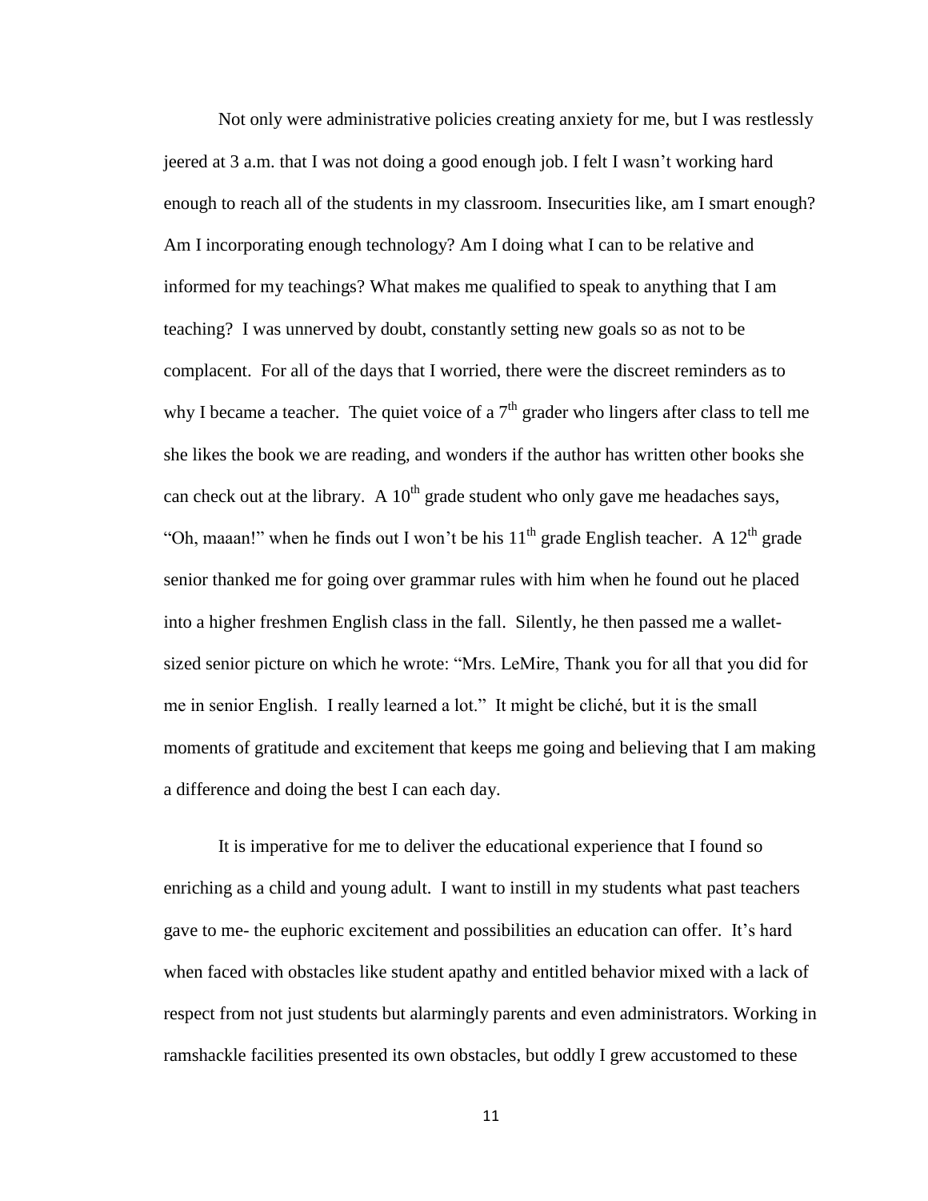Not only were administrative policies creating anxiety for me, but I was restlessly jeered at 3 a.m. that I was not doing a good enough job. I felt I wasn't working hard enough to reach all of the students in my classroom. Insecurities like, am I smart enough? Am I incorporating enough technology? Am I doing what I can to be relative and informed for my teachings? What makes me qualified to speak to anything that I am teaching? I was unnerved by doubt, constantly setting new goals so as not to be complacent. For all of the days that I worried, there were the discreet reminders as to why I became a teacher. The quiet voice of a 7th grader who lingers after class to tell me she likes the book we are reading, and wonders if the author has written other books she can check out at the library. A 10th grade student who only gave me headaches says, "Oh, maaan!" when he finds out I won't be his 11th grade English teacher. A 12th grade senior thanked me for going over grammar rules with him when he found out he placed into a higher freshmen English class in the fall. Silently, he then passed me a wallet-sized senior picture on which he wrote: "Mrs. LeMire, Thank you for all that you did for me in senior English. I really learned a lot." It might be cliché, but it is the small moments of gratitude and excitement that keeps me going and believing that I am making a difference and doing the best I can each day.

It is imperative for me to deliver the educational experience that I found so enriching as a child and young adult. I want to instill in my students what past teachers gave to me- the euphoric excitement and possibilities an education can offer. It's hard when faced with obstacles like student apathy and entitled behavior mixed with a lack of respect from not just students but alarmingly parents and even administrators. Working in ramshackle facilities presented its own obstacles, but oddly I grew accustomed to these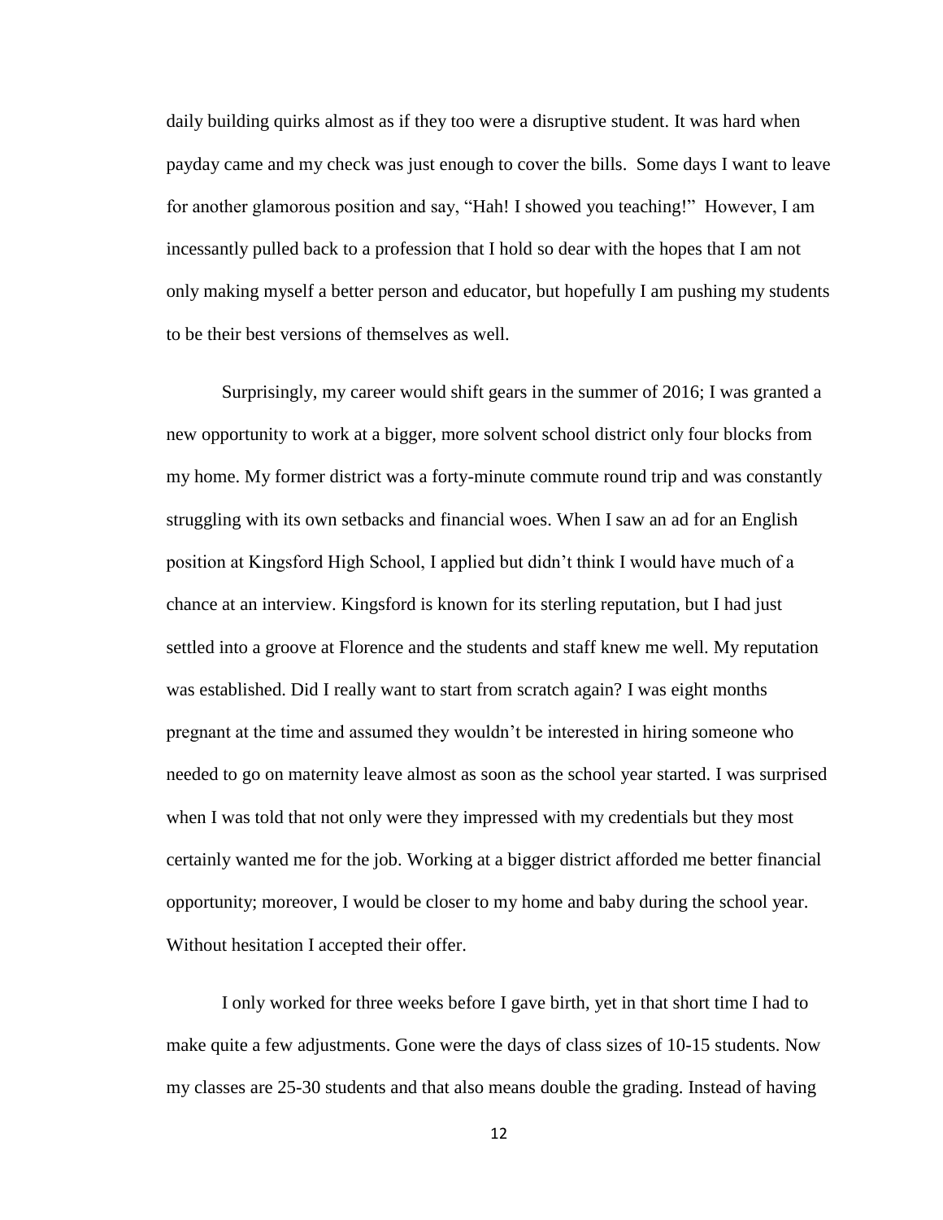daily building quirks almost as if they too were a disruptive student. It was hard when payday came and my check was just enough to cover the bills. Some days I want to leave for another glamorous position and say, "Hah! I showed you teaching!" However, I am incessantly pulled back to a profession that I hold so dear with the hopes that I am not only making myself a better person and educator, but hopefully I am pushing my students to be their best versions of themselves as well.

Surprisingly, my career would shift gears in the summer of 2016; I was granted a new opportunity to work at a bigger, more solvent school district only four blocks from my home. My former district was a forty-minute commute round trip and was constantly struggling with its own setbacks and financial woes. When I saw an ad for an English position at Kingsford High School, I applied but didn't think I would have much of a chance at an interview. Kingsford is known for its sterling reputation, but I had just settled into a groove at Florence and the students and staff knew me well. My reputation was established. Did I really want to start from scratch again? I was eight months pregnant at the time and assumed they wouldn't be interested in hiring someone who needed to go on maternity leave almost as soon as the school year started. I was surprised when I was told that not only were they impressed with my credentials but they most certainly wanted me for the job. Working at a bigger district afforded me better financial opportunity; moreover, I would be closer to my home and baby during the school year. Without hesitation I accepted their offer.

I only worked for three weeks before I gave birth, yet in that short time I had to make quite a few adjustments. Gone were the days of class sizes of 10-15 students. Now my classes are 25-30 students and that also means double the grading. Instead of having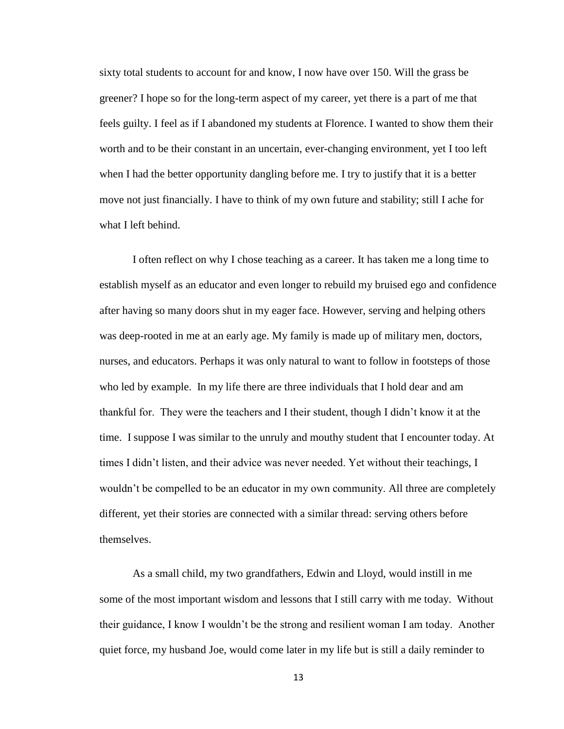sixty total students to account for and know, I now have over 150. Will the grass be greener? I hope so for the long-term aspect of my career, yet there is a part of me that feels guilty. I feel as if I abandoned my students at Florence. I wanted to show them their worth and to be their constant in an uncertain, ever-changing environment, yet I too left when I had the better opportunity dangling before me. I try to justify that it is a better move not just financially. I have to think of my own future and stability; still I ache for what I left behind.

I often reflect on why I chose teaching as a career. It has taken me a long time to establish myself as an educator and even longer to rebuild my bruised ego and confidence after having so many doors shut in my eager face. However, serving and helping others was deep-rooted in me at an early age. My family is made up of military men, doctors, nurses, and educators. Perhaps it was only natural to want to follow in footsteps of those who led by example. In my life there are three individuals that I hold dear and am thankful for. They were the teachers and I their student, though I didn't know it at the time. I suppose I was similar to the unruly and mouthy student that I encounter today. At times I didn't listen, and their advice was never needed. Yet without their teachings, I wouldn't be compelled to be an educator in my own community. All three are completely different, yet their stories are connected with a similar thread: serving others before themselves.

As a small child, my two grandfathers, Edwin and Lloyd, would instill in me some of the most important wisdom and lessons that I still carry with me today. Without their guidance, I know I wouldn't be the strong and resilient woman I am today. Another quiet force, my husband Joe, would come later in my life but is still a daily reminder to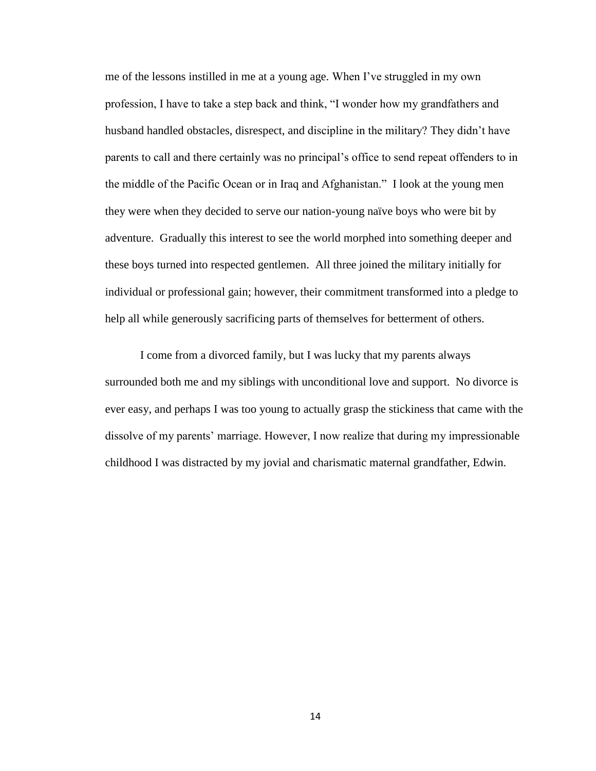me of the lessons instilled in me at a young age. When I've struggled in my own profession, I have to take a step back and think, "I wonder how my grandfathers and husband handled obstacles, disrespect, and discipline in the military? They didn't have parents to call and there certainly was no principal's office to send repeat offenders to in the middle of the Pacific Ocean or in Iraq and Afghanistan." I look at the young men they were when they decided to serve our nation-young naïve boys who were bit by adventure. Gradually this interest to see the world morphed into something deeper and these boys turned into respected gentlemen. All three joined the military initially for individual or professional gain; however, their commitment transformed into a pledge to help all while generously sacrificing parts of themselves for betterment of others.

I come from a divorced family, but I was lucky that my parents always surrounded both me and my siblings with unconditional love and support. No divorce is ever easy, and perhaps I was too young to actually grasp the stickiness that came with the dissolve of my parents' marriage. However, I now realize that during my impressionable childhood I was distracted by my jovial and charismatic maternal grandfather, Edwin.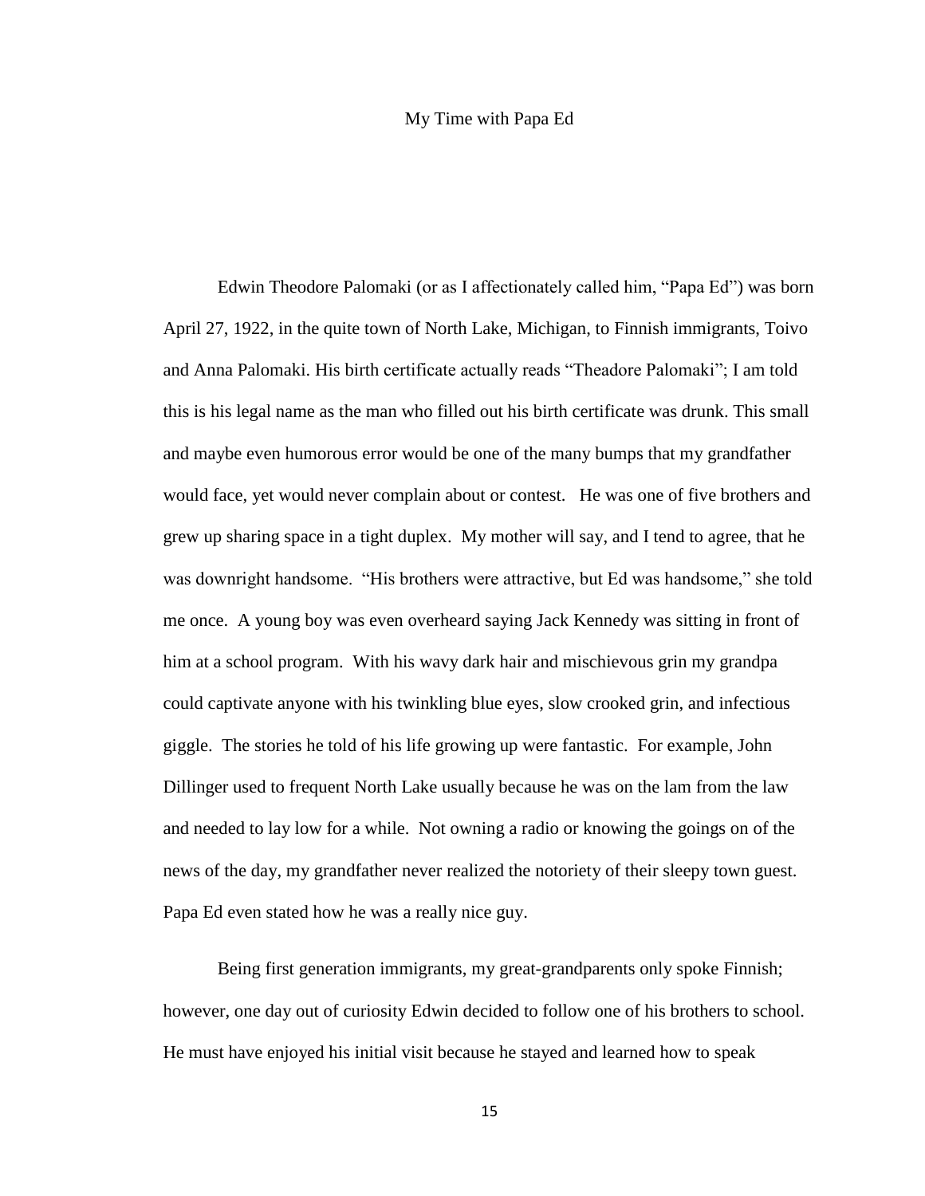# My Time with Papa Ed

Edwin Theodore Palomaki (or as I affectionately called him, "Papa Ed") was born April 27, 1922, in the quite town of North Lake, Michigan, to Finnish immigrants, Toivo and Anna Palomaki. His birth certificate actually reads "Theadore Palomaki"; I am told this is his legal name as the man who filled out his birth certificate was drunk. This small and maybe even humorous error would be one of the many bumps that my grandfather would face, yet would never complain about or contest. He was one of five brothers and grew up sharing space in a tight duplex. My mother will say, and I tend to agree, that he was downright handsome. "His brothers were attractive, but Ed was handsome," she told me once. A young boy was even overheard saying Jack Kennedy was sitting in front of him at a school program. With his wavy dark hair and mischievous grin my grandpa could captivate anyone with his twinkling blue eyes, slow crooked grin, and infectious giggle. The stories he told of his life growing up were fantastic. For example, John Dillinger used to frequent North Lake usually because he was on the lam from the law and needed to lay low for a while. Not owning a radio or knowing the goings on of the news of the day, my grandfather never realized the notoriety of their sleepy town guest. Papa Ed even stated how he was a really nice guy.

Being first generation immigrants, my great-grandparents only spoke Finnish; however, one day out of curiosity Edwin decided to follow one of his brothers to school. He must have enjoyed his initial visit because he stayed and learned how to speak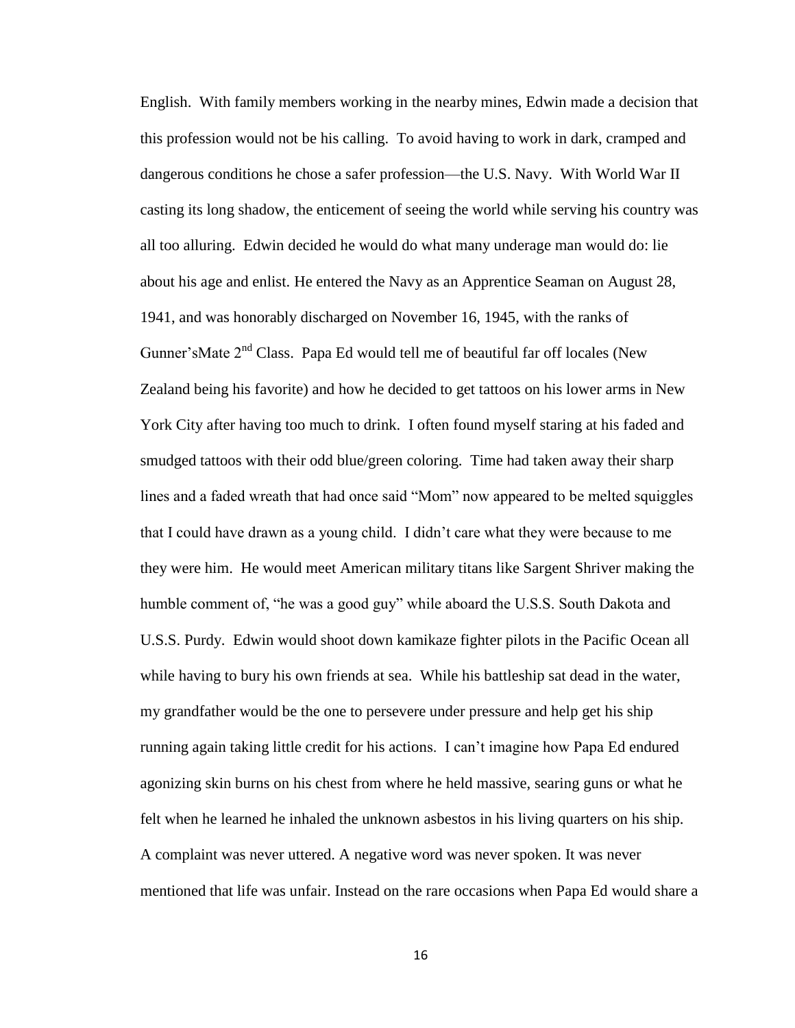English. With family members working in the nearby mines, Edwin made a decision that this profession would not be his calling. To avoid having to work in dark, cramped and dangerous conditions he chose a safer profession—the U.S. Navy. With World War II casting its long shadow, the enticement of seeing the world while serving his country was all too alluring. Edwin decided he would do what many underage man would do: lie about his age and enlist. He entered the Navy as an Apprentice Seaman on August 28, 1941, and was honorably discharged on November 16, 1945, with the ranks of Gunner'sMate 2nd Class. Papa Ed would tell me of beautiful far off locales (New Zealand being his favorite) and how he decided to get tattoos on his lower arms in New York City after having too much to drink. I often found myself staring at his faded and smudged tattoos with their odd blue/green coloring. Time had taken away their sharp lines and a faded wreath that had once said "Mom" now appeared to be melted squiggles that I could have drawn as a young child. I didn't care what they were because to me they were him. He would meet American military titans like Sargent Shriver making the humble comment of, "he was a good guy" while aboard the U.S.S. South Dakota and U.S.S. Purdy. Edwin would shoot down kamikaze fighter pilots in the Pacific Ocean all while having to bury his own friends at sea. While his battleship sat dead in the water, my grandfather would be the one to persevere under pressure and help get his ship running again taking little credit for his actions. I can't imagine how Papa Ed endured agonizing skin burns on his chest from where he held massive, searing guns or what he felt when he learned he inhaled the unknown asbestos in his living quarters on his ship. A complaint was never uttered. A negative word was never spoken. It was never mentioned that life was unfair. Instead on the rare occasions when Papa Ed would share a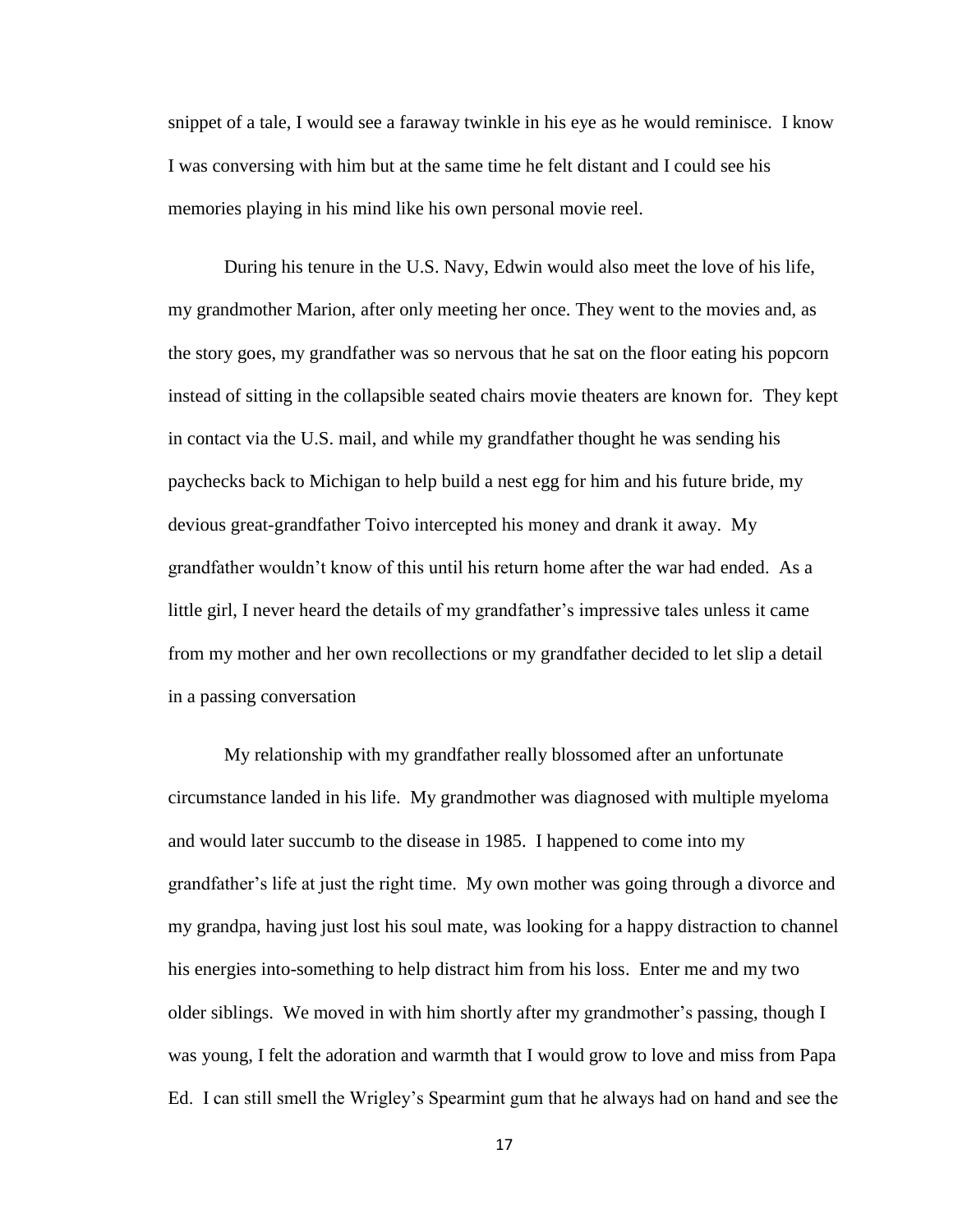snippet of a tale, I would see a faraway twinkle in his eye as he would reminisce. I know I was conversing with him but at the same time he felt distant and I could see his memories playing in his mind like his own personal movie reel.

During his tenure in the U.S. Navy, Edwin would also meet the love of his life, my grandmother Marion, after only meeting her once. They went to the movies and, as the story goes, my grandfather was so nervous that he sat on the floor eating his popcorn instead of sitting in the collapsible seated chairs movie theaters are known for. They kept in contact via the U.S. mail, and while my grandfather thought he was sending his paychecks back to Michigan to help build a nest egg for him and his future bride, my devious great-grandfather Toivo intercepted his money and drank it away. My grandfather wouldn't know of this until his return home after the war had ended. As a little girl, I never heard the details of my grandfather's impressive tales unless it came from my mother and her own recollections or my grandfather decided to let slip a detail in a passing conversation

My relationship with my grandfather really blossomed after an unfortunate circumstance landed in his life. My grandmother was diagnosed with multiple myeloma and would later succumb to the disease in 1985. I happened to come into my grandfather's life at just the right time. My own mother was going through a divorce and my grandpa, having just lost his soul mate, was looking for a happy distraction to channel his energies into-something to help distract him from his loss. Enter me and my two older siblings. We moved in with him shortly after my grandmother's passing, though I was young, I felt the adoration and warmth that I would grow to love and miss from Papa Ed. I can still smell the Wrigley's Spearmint gum that he always had on hand and see the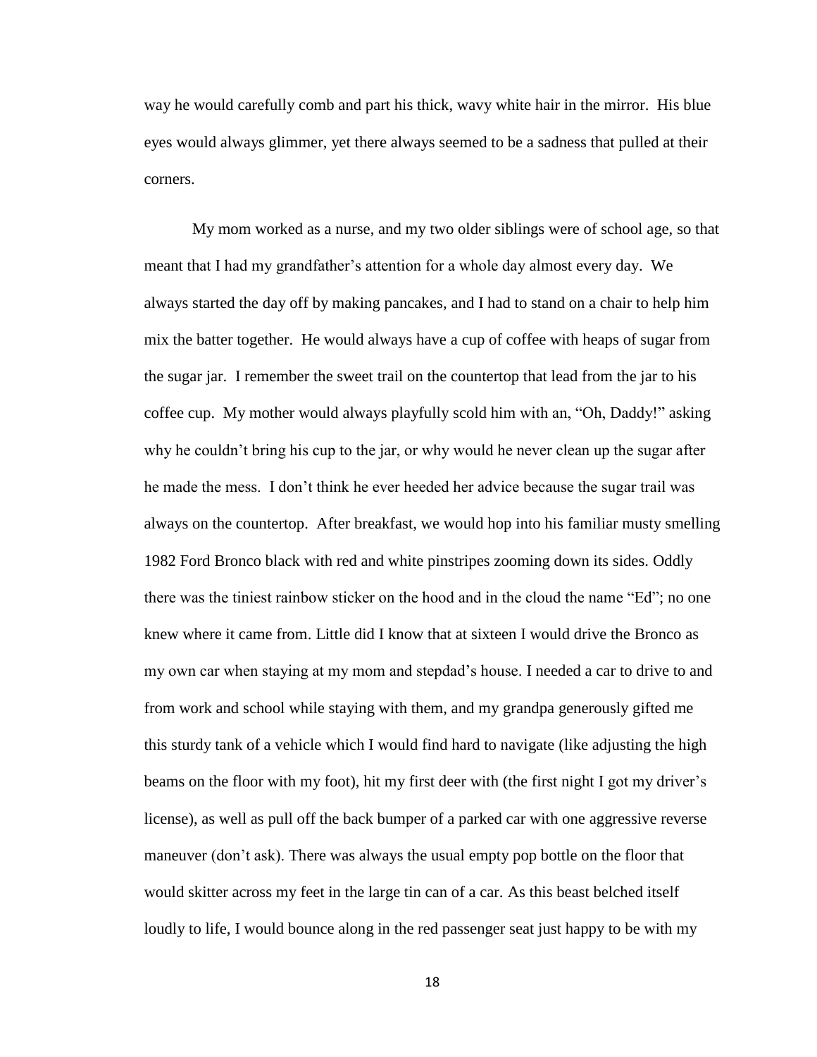way he would carefully comb and part his thick, wavy white hair in the mirror. His blue eyes would always glimmer, yet there always seemed to be a sadness that pulled at their corners.

My mom worked as a nurse, and my two older siblings were of school age, so that meant that I had my grandfather's attention for a whole day almost every day. We always started the day off by making pancakes, and I had to stand on a chair to help him mix the batter together. He would always have a cup of coffee with heaps of sugar from the sugar jar. I remember the sweet trail on the countertop that lead from the jar to his coffee cup. My mother would always playfully scold him with an, "Oh, Daddy!" asking why he couldn't bring his cup to the jar, or why would he never clean up the sugar after he made the mess. I don't think he ever heeded her advice because the sugar trail was always on the countertop. After breakfast, we would hop into his familiar musty smelling 1982 Ford Bronco black with red and white pinstripes zooming down its sides. Oddly there was the tiniest rainbow sticker on the hood and in the cloud the name "Ed"; no one knew where it came from. Little did I know that at sixteen I would drive the Bronco as my own car when staying at my mom and stepdad's house. I needed a car to drive to and from work and school while staying with them, and my grandpa generously gifted me this sturdy tank of a vehicle which I would find hard to navigate (like adjusting the high beams on the floor with my foot), hit my first deer with (the first night I got my driver's license), as well as pull off the back bumper of a parked car with one aggressive reverse maneuver (don't ask). There was always the usual empty pop bottle on the floor that would skitter across my feet in the large tin can of a car. As this beast belched itself loudly to life, I would bounce along in the red passenger seat just happy to be with my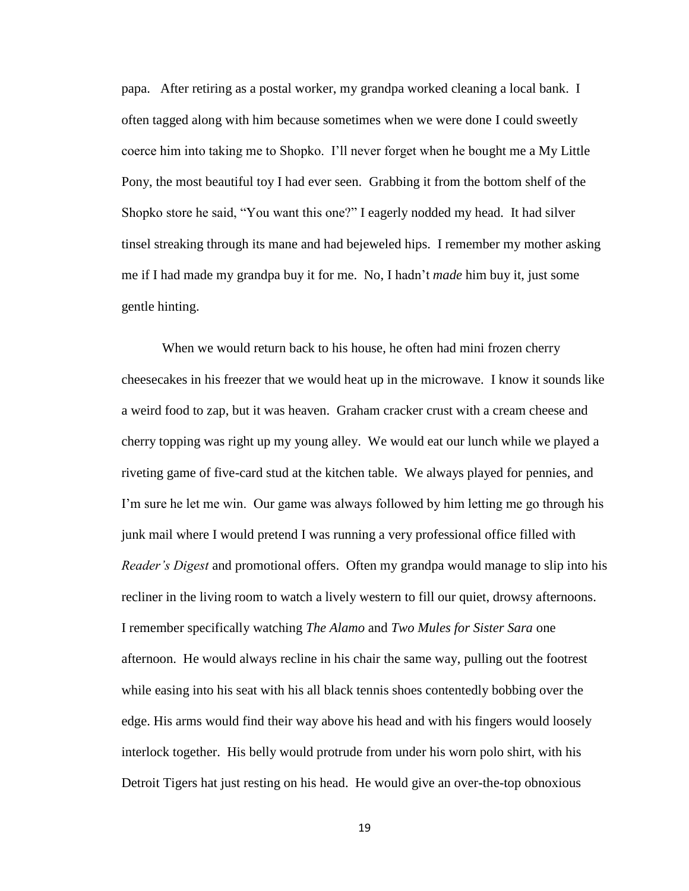papa. After retiring as a postal worker, my grandpa worked cleaning a local bank. I often tagged along with him because sometimes when we were done I could sweetly coerce him into taking me to Shopko. I'll never forget when he bought me a My Little Pony, the most beautiful toy I had ever seen. Grabbing it from the bottom shelf of the Shopko store he said, "You want this one?" I eagerly nodded my head. It had silver tinsel streaking through its mane and had bejeweled hips. I remember my mother asking me if I had made my grandpa buy it for me. No, I hadn't *made* him buy it, just some gentle hinting.

When we would return back to his house, he often had mini frozen cherry cheesecakes in his freezer that we would heat up in the microwave. I know it sounds like a weird food to zap, but it was heaven. Graham cracker crust with a cream cheese and cherry topping was right up my young alley. We would eat our lunch while we played a riveting game of five-card stud at the kitchen table. We always played for pennies, and I'm sure he let me win. Our game was always followed by him letting me go through his junk mail where I would pretend I was running a very professional office filled with *Reader's Digest* and promotional offers. Often my grandpa would manage to slip into his recliner in the living room to watch a lively western to fill our quiet, drowsy afternoons. I remember specifically watching *The Alamo* and *Two Mules for Sister Sara* one afternoon. He would always recline in his chair the same way, pulling out the footrest while easing into his seat with his all black tennis shoes contentedly bobbing over the edge. His arms would find their way above his head and with his fingers would loosely interlock together. His belly would protrude from under his worn polo shirt, with his Detroit Tigers hat just resting on his head. He would give an over-the-top obnoxious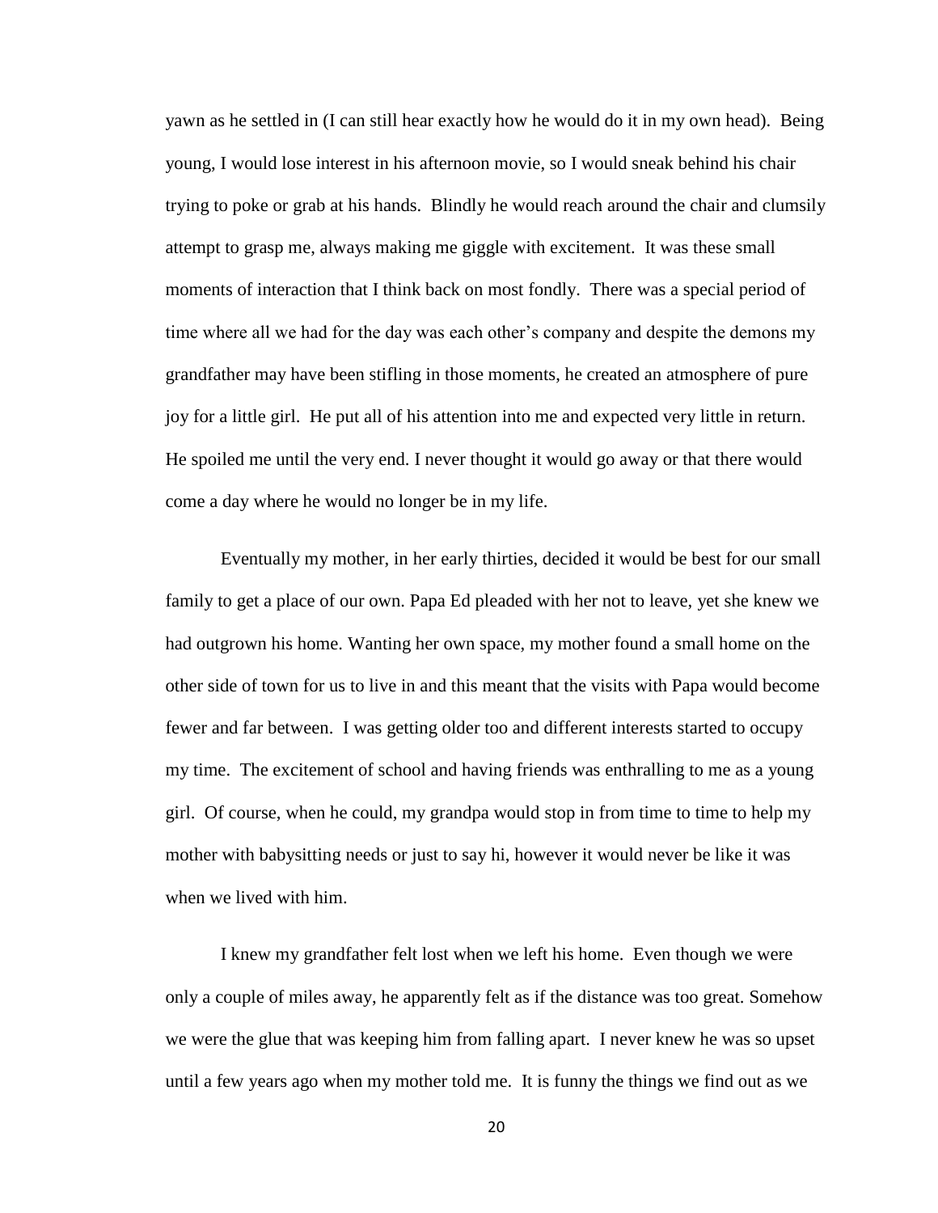yawn as he settled in (I can still hear exactly how he would do it in my own head). Being young, I would lose interest in his afternoon movie, so I would sneak behind his chair trying to poke or grab at his hands. Blindly he would reach around the chair and clumsily attempt to grasp me, always making me giggle with excitement. It was these small moments of interaction that I think back on most fondly. There was a special period of time where all we had for the day was each other's company and despite the demons my grandfather may have been stifling in those moments, he created an atmosphere of pure joy for a little girl. He put all of his attention into me and expected very little in return. He spoiled me until the very end. I never thought it would go away or that there would come a day where he would no longer be in my life.

Eventually my mother, in her early thirties, decided it would be best for our small family to get a place of our own. Papa Ed pleaded with her not to leave, yet she knew we had outgrown his home. Wanting her own space, my mother found a small home on the other side of town for us to live in and this meant that the visits with Papa would become fewer and far between. I was getting older too and different interests started to occupy my time. The excitement of school and having friends was enthralling to me as a young girl. Of course, when he could, my grandpa would stop in from time to time to help my mother with babysitting needs or just to say hi, however it would never be like it was when we lived with him.

I knew my grandfather felt lost when we left his home. Even though we were only a couple of miles away, he apparently felt as if the distance was too great. Somehow we were the glue that was keeping him from falling apart. I never knew he was so upset until a few years ago when my mother told me. It is funny the things we find out as we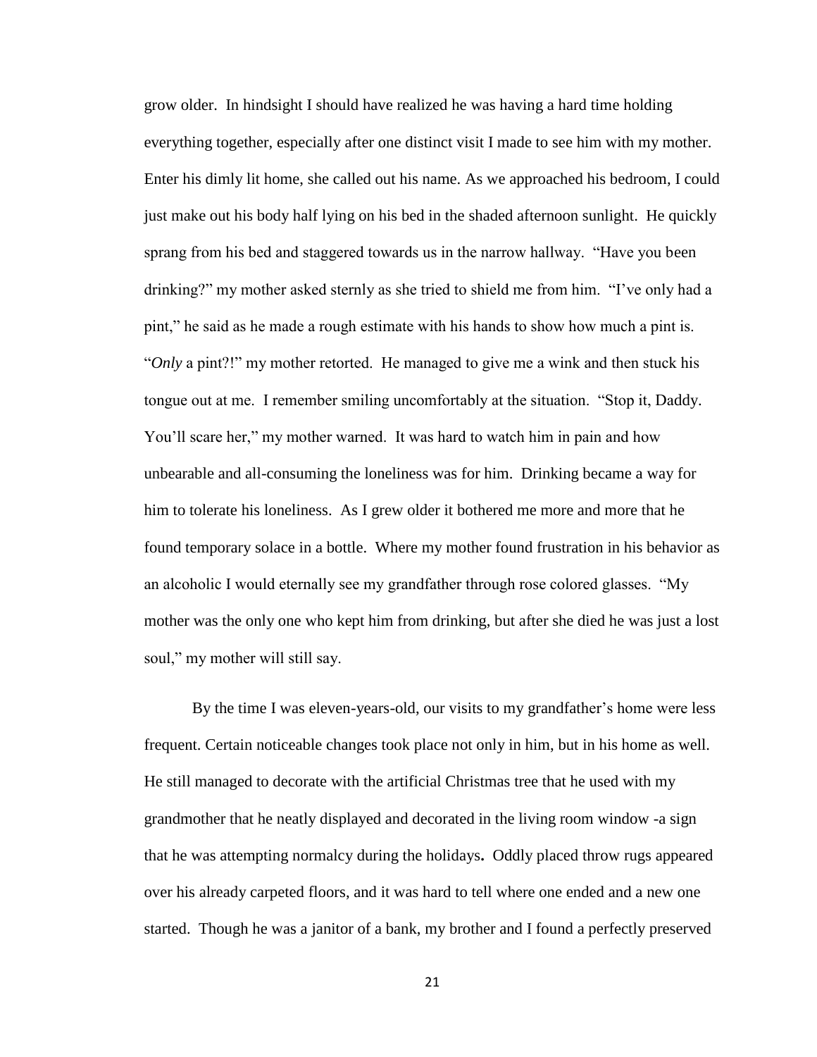grow older. In hindsight I should have realized he was having a hard time holding everything together, especially after one distinct visit I made to see him with my mother. Enter his dimly lit home, she called out his name. As we approached his bedroom, I could just make out his body half lying on his bed in the shaded afternoon sunlight. He quickly sprang from his bed and staggered towards us in the narrow hallway. "Have you been drinking?" my mother asked sternly as she tried to shield me from him. "I've only had a pint," he said as he made a rough estimate with his hands to show how much a pint is. "*Only* a pint?!" my mother retorted. He managed to give me a wink and then stuck his tongue out at me. I remember smiling uncomfortably at the situation. "Stop it, Daddy. You'll scare her," my mother warned. It was hard to watch him in pain and how unbearable and all-consuming the loneliness was for him. Drinking became a way for him to tolerate his loneliness. As I grew older it bothered me more and more that he found temporary solace in a bottle. Where my mother found frustration in his behavior as an alcoholic I would eternally see my grandfather through rose colored glasses. "My mother was the only one who kept him from drinking, but after she died he was just a lost soul," my mother will still say.

By the time I was eleven-years-old, our visits to my grandfather's home were less frequent. Certain noticeable changes took place not only in him, but in his home as well. He still managed to decorate with the artificial Christmas tree that he used with my grandmother that he neatly displayed and decorated in the living room window -a sign that he was attempting normalcy during the holidays**.** Oddly placed throw rugs appeared over his already carpeted floors, and it was hard to tell where one ended and a new one started. Though he was a janitor of a bank, my brother and I found a perfectly preserved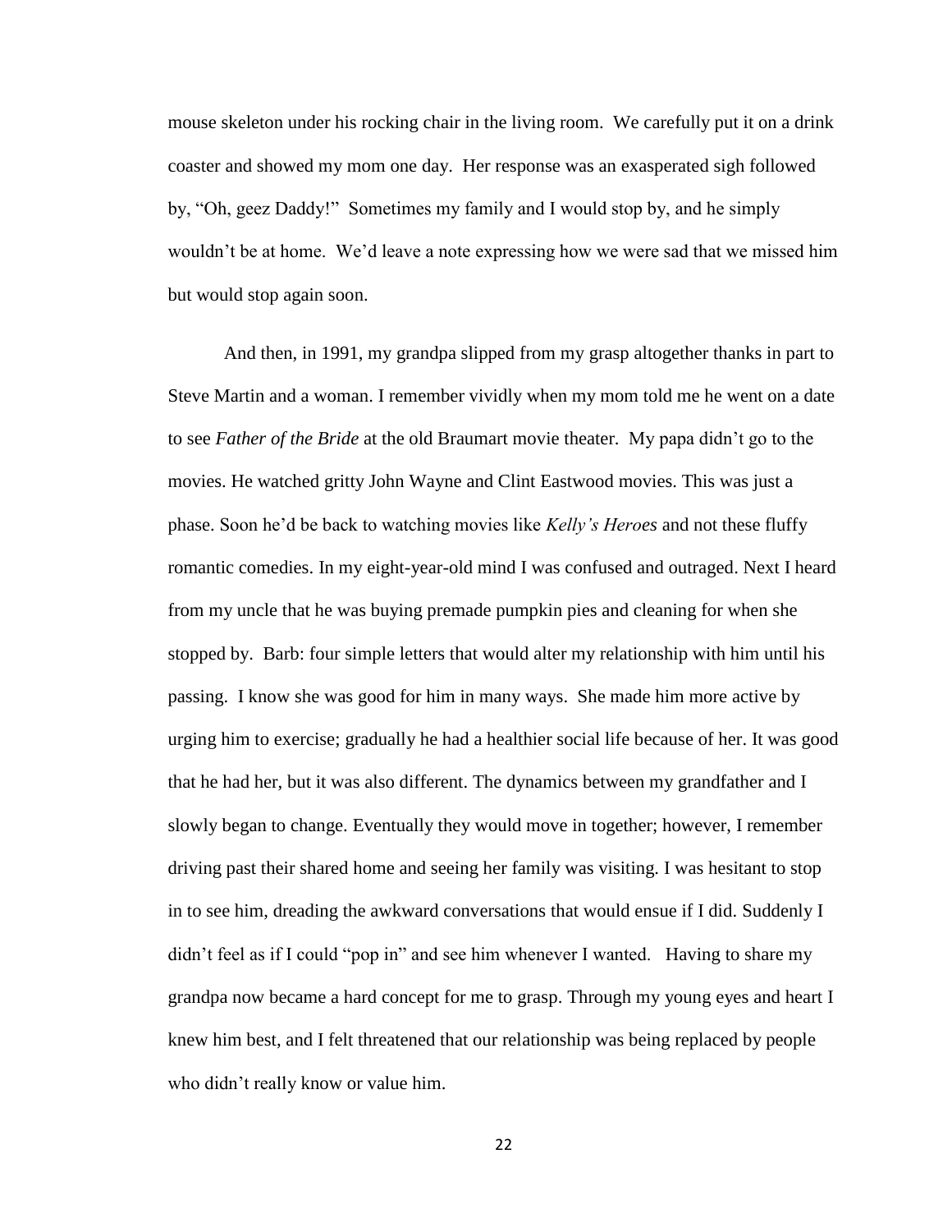mouse skeleton under his rocking chair in the living room. We carefully put it on a drink coaster and showed my mom one day. Her response was an exasperated sigh followed by, "Oh, geez Daddy!" Sometimes my family and I would stop by, and he simply wouldn't be at home. We'd leave a note expressing how we were sad that we missed him but would stop again soon.

And then, in 1991, my grandpa slipped from my grasp altogether thanks in part to Steve Martin and a woman. I remember vividly when my mom told me he went on a date to see *Father of the Bride* at the old Braumart movie theater. My papa didn't go to the movies. He watched gritty John Wayne and Clint Eastwood movies. This was just a phase. Soon he'd be back to watching movies like *Kelly's Heroes* and not these fluffy romantic comedies. In my eight-year-old mind I was confused and outraged. Next I heard from my uncle that he was buying premade pumpkin pies and cleaning for when she stopped by. Barb: four simple letters that would alter my relationship with him until his passing. I know she was good for him in many ways. She made him more active by urging him to exercise; gradually he had a healthier social life because of her. It was good that he had her, but it was also different. The dynamics between my grandfather and I slowly began to change. Eventually they would move in together; however, I remember driving past their shared home and seeing her family was visiting. I was hesitant to stop in to see him, dreading the awkward conversations that would ensue if I did. Suddenly I didn't feel as if I could "pop in" and see him whenever I wanted. Having to share my grandpa now became a hard concept for me to grasp. Through my young eyes and heart I knew him best, and I felt threatened that our relationship was being replaced by people who didn't really know or value him.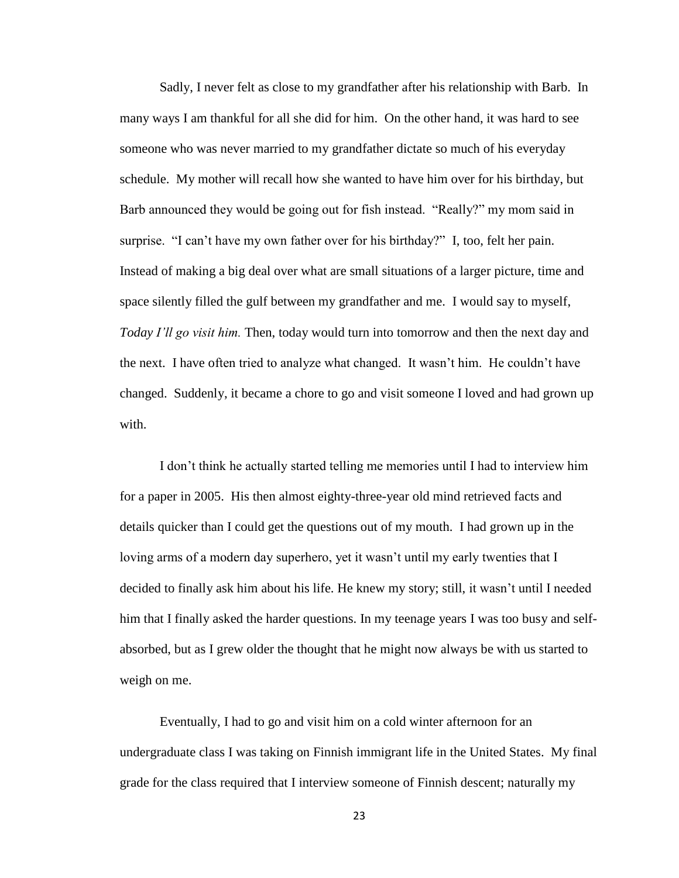Sadly, I never felt as close to my grandfather after his relationship with Barb. In many ways I am thankful for all she did for him. On the other hand, it was hard to see someone who was never married to my grandfather dictate so much of his everyday schedule. My mother will recall how she wanted to have him over for his birthday, but Barb announced they would be going out for fish instead. "Really?" my mom said in surprise. "I can't have my own father over for his birthday?" I, too, felt her pain. Instead of making a big deal over what are small situations of a larger picture, time and space silently filled the gulf between my grandfather and me. I would say to myself, *Today I'll go visit him.* Then, today would turn into tomorrow and then the next day and the next. I have often tried to analyze what changed. It wasn't him. He couldn't have changed. Suddenly, it became a chore to go and visit someone I loved and had grown up with.

I don't think he actually started telling me memories until I had to interview him for a paper in 2005. His then almost eighty-three-year old mind retrieved facts and details quicker than I could get the questions out of my mouth. I had grown up in the loving arms of a modern day superhero, yet it wasn't until my early twenties that I decided to finally ask him about his life. He knew my story; still, it wasn't until I needed him that I finally asked the harder questions. In my teenage years I was too busy and self-absorbed, but as I grew older the thought that he might now always be with us started to weigh on me.

Eventually, I had to go and visit him on a cold winter afternoon for an undergraduate class I was taking on Finnish immigrant life in the United States. My final grade for the class required that I interview someone of Finnish descent; naturally my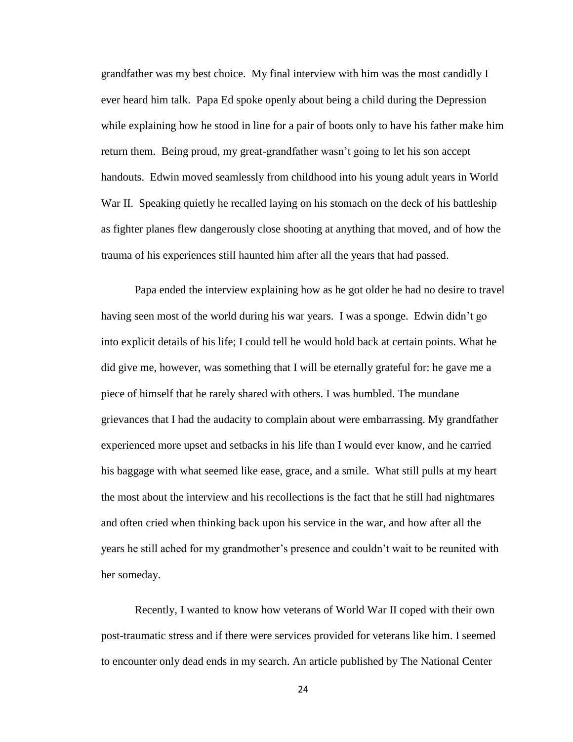grandfather was my best choice. My final interview with him was the most candidly I ever heard him talk. Papa Ed spoke openly about being a child during the Depression while explaining how he stood in line for a pair of boots only to have his father make him return them. Being proud, my great-grandfather wasn't going to let his son accept handouts. Edwin moved seamlessly from childhood into his young adult years in World War II. Speaking quietly he recalled laying on his stomach on the deck of his battleship as fighter planes flew dangerously close shooting at anything that moved, and of how the trauma of his experiences still haunted him after all the years that had passed.

Papa ended the interview explaining how as he got older he had no desire to travel having seen most of the world during his war years. I was a sponge. Edwin didn't go into explicit details of his life; I could tell he would hold back at certain points. What he did give me, however, was something that I will be eternally grateful for: he gave me a piece of himself that he rarely shared with others. I was humbled. The mundane grievances that I had the audacity to complain about were embarrassing. My grandfather experienced more upset and setbacks in his life than I would ever know, and he carried his baggage with what seemed like ease, grace, and a smile. What still pulls at my heart the most about the interview and his recollections is the fact that he still had nightmares and often cried when thinking back upon his service in the war, and how after all the years he still ached for my grandmother's presence and couldn't wait to be reunited with her someday.

Recently, I wanted to know how veterans of World War II coped with their own post-traumatic stress and if there were services provided for veterans like him. I seemed to encounter only dead ends in my search. An article published by The National Center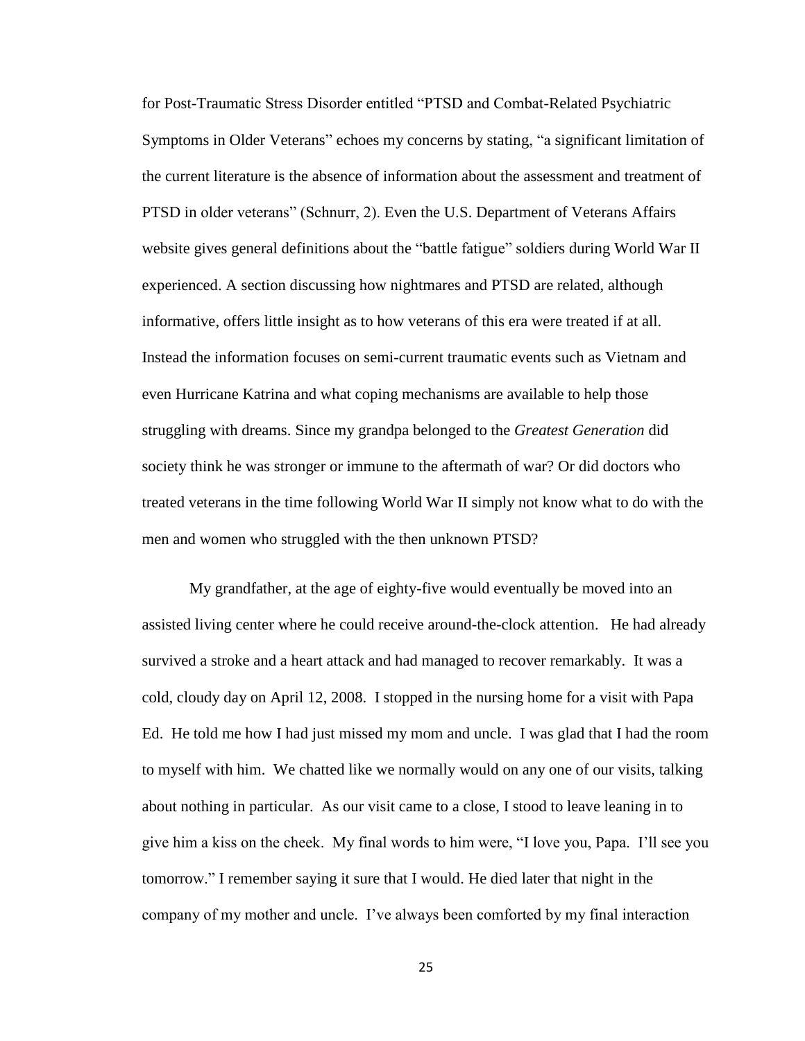for Post-Traumatic Stress Disorder entitled "PTSD and Combat-Related Psychiatric Symptoms in Older Veterans" echoes my concerns by stating, "a significant limitation of the current literature is the absence of information about the assessment and treatment of PTSD in older veterans" (Schnurr, 2). Even the U.S. Department of Veterans Affairs website gives general definitions about the "battle fatigue" soldiers during World War II experienced. A section discussing how nightmares and PTSD are related, although informative, offers little insight as to how veterans of this era were treated if at all. Instead the information focuses on semi-current traumatic events such as Vietnam and even Hurricane Katrina and what coping mechanisms are available to help those struggling with dreams. Since my grandpa belonged to the *Greatest Generation* did society think he was stronger or immune to the aftermath of war? Or did doctors who treated veterans in the time following World War II simply not know what to do with the men and women who struggled with the then unknown PTSD?

My grandfather, at the age of eighty-five would eventually be moved into an assisted living center where he could receive around-the-clock attention. He had already survived a stroke and a heart attack and had managed to recover remarkably. It was a cold, cloudy day on April 12, 2008. I stopped in the nursing home for a visit with Papa Ed. He told me how I had just missed my mom and uncle. I was glad that I had the room to myself with him. We chatted like we normally would on any one of our visits, talking about nothing in particular. As our visit came to a close, I stood to leave leaning in to give him a kiss on the cheek. My final words to him were, "I love you, Papa. I'll see you tomorrow." I remember saying it sure that I would. He died later that night in the company of my mother and uncle. I've always been comforted by my final interaction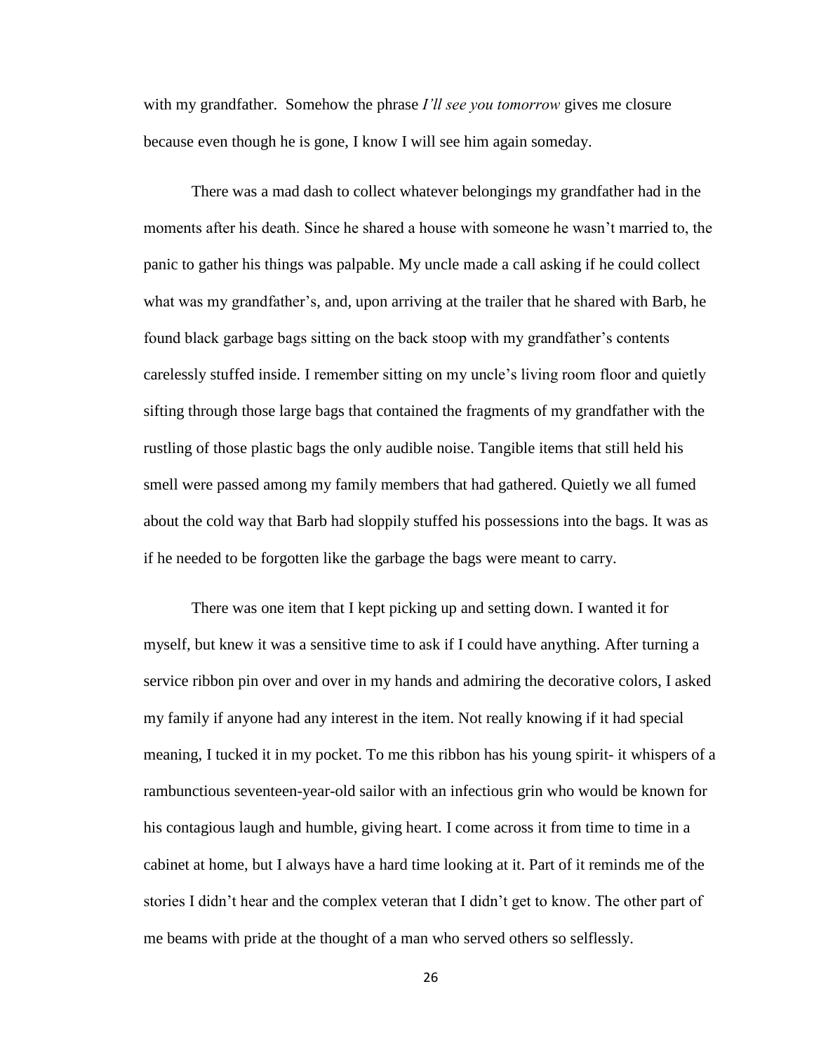with my grandfather. Somehow the phrase *I'll see you tomorrow* gives me closure because even though he is gone, I know I will see him again someday.

There was a mad dash to collect whatever belongings my grandfather had in the moments after his death. Since he shared a house with someone he wasn't married to, the panic to gather his things was palpable. My uncle made a call asking if he could collect what was my grandfather's, and, upon arriving at the trailer that he shared with Barb, he found black garbage bags sitting on the back stoop with my grandfather's contents carelessly stuffed inside. I remember sitting on my uncle's living room floor and quietly sifting through those large bags that contained the fragments of my grandfather with the rustling of those plastic bags the only audible noise. Tangible items that still held his smell were passed among my family members that had gathered. Quietly we all fumed about the cold way that Barb had sloppily stuffed his possessions into the bags. It was as if he needed to be forgotten like the garbage the bags were meant to carry.

There was one item that I kept picking up and setting down. I wanted it for myself, but knew it was a sensitive time to ask if I could have anything. After turning a service ribbon pin over and over in my hands and admiring the decorative colors, I asked my family if anyone had any interest in the item. Not really knowing if it had special meaning, I tucked it in my pocket. To me this ribbon has his young spirit- it whispers of a rambunctious seventeen-year-old sailor with an infectious grin who would be known for his contagious laugh and humble, giving heart. I come across it from time to time in a cabinet at home, but I always have a hard time looking at it. Part of it reminds me of the stories I didn't hear and the complex veteran that I didn't get to know. The other part of me beams with pride at the thought of a man who served others so selflessly.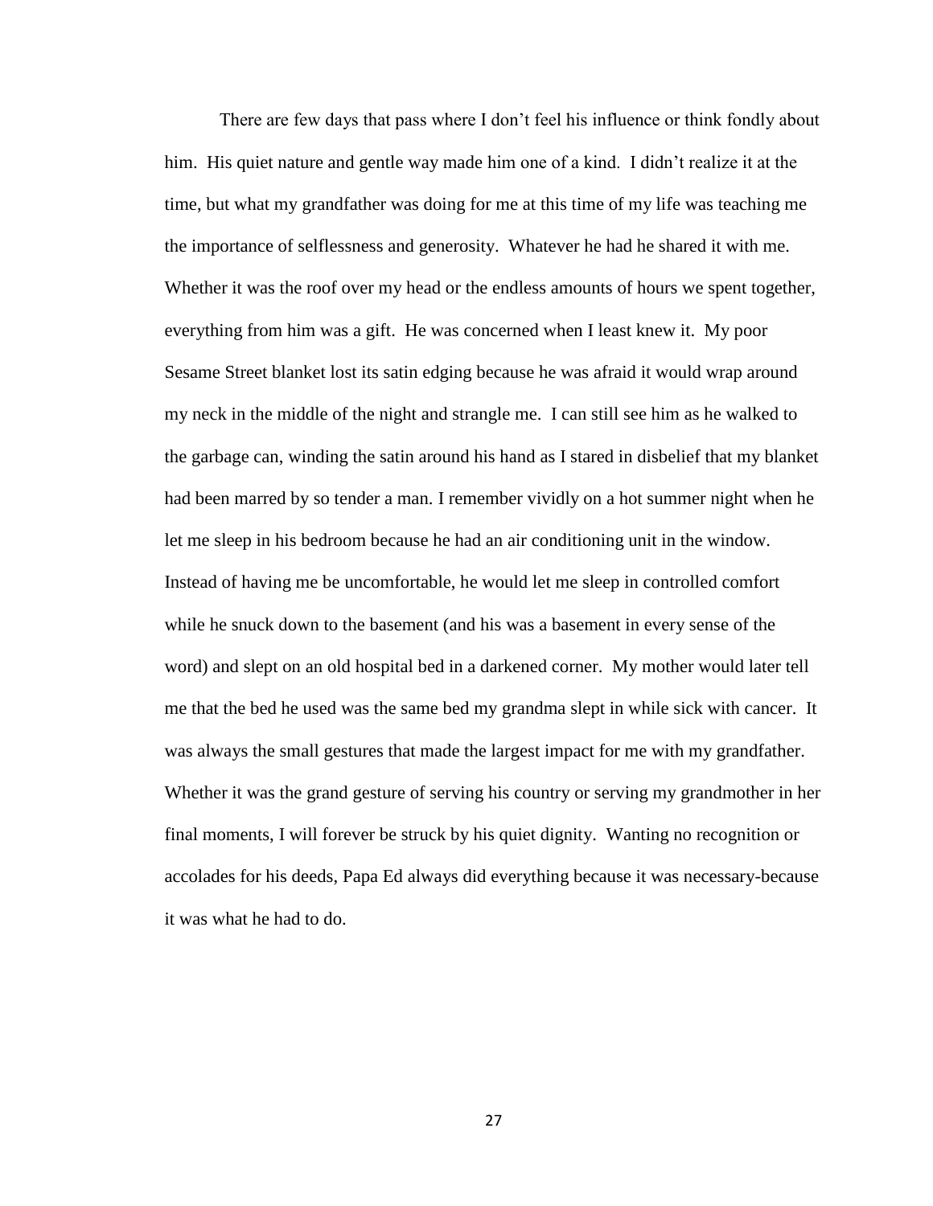There are few days that pass where I don't feel his influence or think fondly about him. His quiet nature and gentle way made him one of a kind. I didn't realize it at the time, but what my grandfather was doing for me at this time of my life was teaching me the importance of selflessness and generosity. Whatever he had he shared it with me. Whether it was the roof over my head or the endless amounts of hours we spent together, everything from him was a gift. He was concerned when I least knew it. My poor Sesame Street blanket lost its satin edging because he was afraid it would wrap around my neck in the middle of the night and strangle me. I can still see him as he walked to the garbage can, winding the satin around his hand as I stared in disbelief that my blanket had been marred by so tender a man. I remember vividly on a hot summer night when he let me sleep in his bedroom because he had an air conditioning unit in the window. Instead of having me be uncomfortable, he would let me sleep in controlled comfort while he snuck down to the basement (and his was a basement in every sense of the word) and slept on an old hospital bed in a darkened corner. My mother would later tell me that the bed he used was the same bed my grandma slept in while sick with cancer. It was always the small gestures that made the largest impact for me with my grandfather. Whether it was the grand gesture of serving his country or serving my grandmother in her final moments, I will forever be struck by his quiet dignity. Wanting no recognition or accolades for his deeds, Papa Ed always did everything because it was necessary-because it was what he had to do.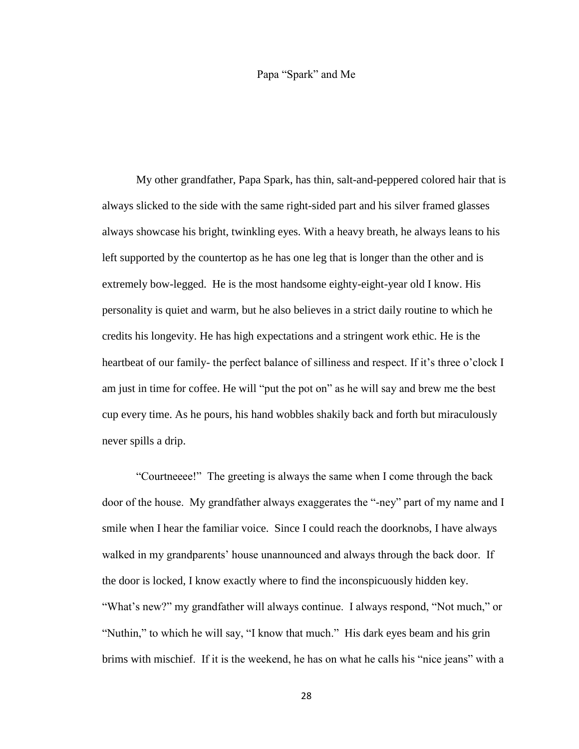## Papa "Spark" and Me

My other grandfather, Papa Spark, has thin, salt-and-peppered colored hair that is always slicked to the side with the same right-sided part and his silver framed glasses always showcase his bright, twinkling eyes. With a heavy breath, he always leans to his left supported by the countertop as he has one leg that is longer than the other and is extremely bow-legged. He is the most handsome eighty-eight-year old I know. His personality is quiet and warm, but he also believes in a strict daily routine to which he credits his longevity. He has high expectations and a stringent work ethic. He is the heartbeat of our family- the perfect balance of silliness and respect. If it's three o'clock I am just in time for coffee. He will "put the pot on" as he will say and brew me the best cup every time. As he pours, his hand wobbles shakily back and forth but miraculously never spills a drip.

"Courtneeee!" The greeting is always the same when I come through the back door of the house. My grandfather always exaggerates the "-ney" part of my name and I smile when I hear the familiar voice. Since I could reach the doorknobs, I have always walked in my grandparents' house unannounced and always through the back door. If the door is locked, I know exactly where to find the inconspicuously hidden key. "What's new?" my grandfather will always continue. I always respond, "Not much," or "Nuthin," to which he will say, "I know that much." His dark eyes beam and his grin brims with mischief. If it is the weekend, he has on what he calls his "nice jeans" with a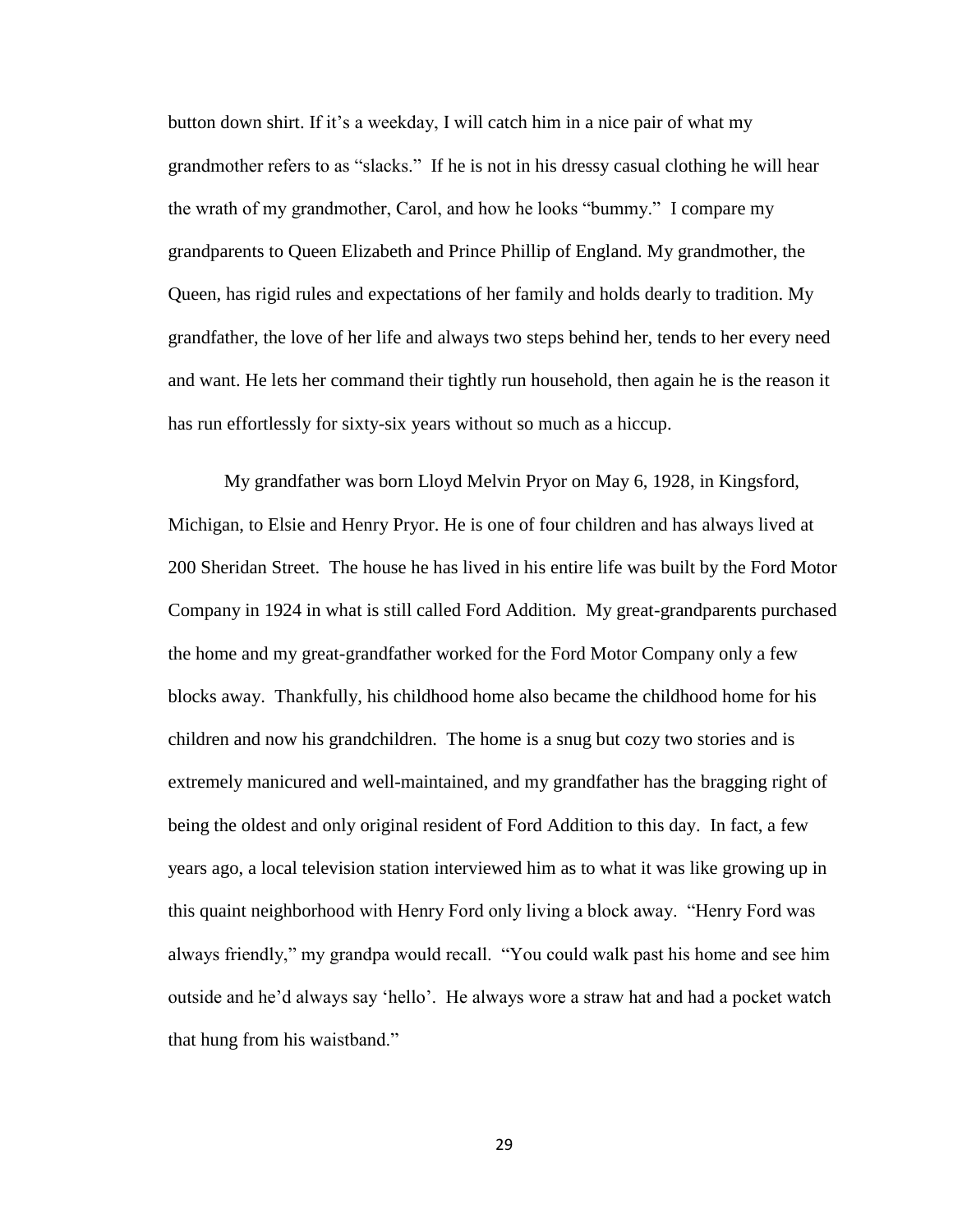button down shirt. If it's a weekday, I will catch him in a nice pair of what my grandmother refers to as "slacks." If he is not in his dressy casual clothing he will hear the wrath of my grandmother, Carol, and how he looks "bummy." I compare my grandparents to Queen Elizabeth and Prince Phillip of England. My grandmother, the Queen, has rigid rules and expectations of her family and holds dearly to tradition. My grandfather, the love of her life and always two steps behind her, tends to her every need and want. He lets her command their tightly run household, then again he is the reason it has run effortlessly for sixty-six years without so much as a hiccup.

My grandfather was born Lloyd Melvin Pryor on May 6, 1928, in Kingsford, Michigan, to Elsie and Henry Pryor. He is one of four children and has always lived at 200 Sheridan Street. The house he has lived in his entire life was built by the Ford Motor Company in 1924 in what is still called Ford Addition. My great-grandparents purchased the home and my great-grandfather worked for the Ford Motor Company only a few blocks away. Thankfully, his childhood home also became the childhood home for his children and now his grandchildren. The home is a snug but cozy two stories and is extremely manicured and well-maintained, and my grandfather has the bragging right of being the oldest and only original resident of Ford Addition to this day. In fact, a few years ago, a local television station interviewed him as to what it was like growing up in this quaint neighborhood with Henry Ford only living a block away. "Henry Ford was always friendly," my grandpa would recall. "You could walk past his home and see him outside and he'd always say 'hello'. He always wore a straw hat and had a pocket watch that hung from his waistband."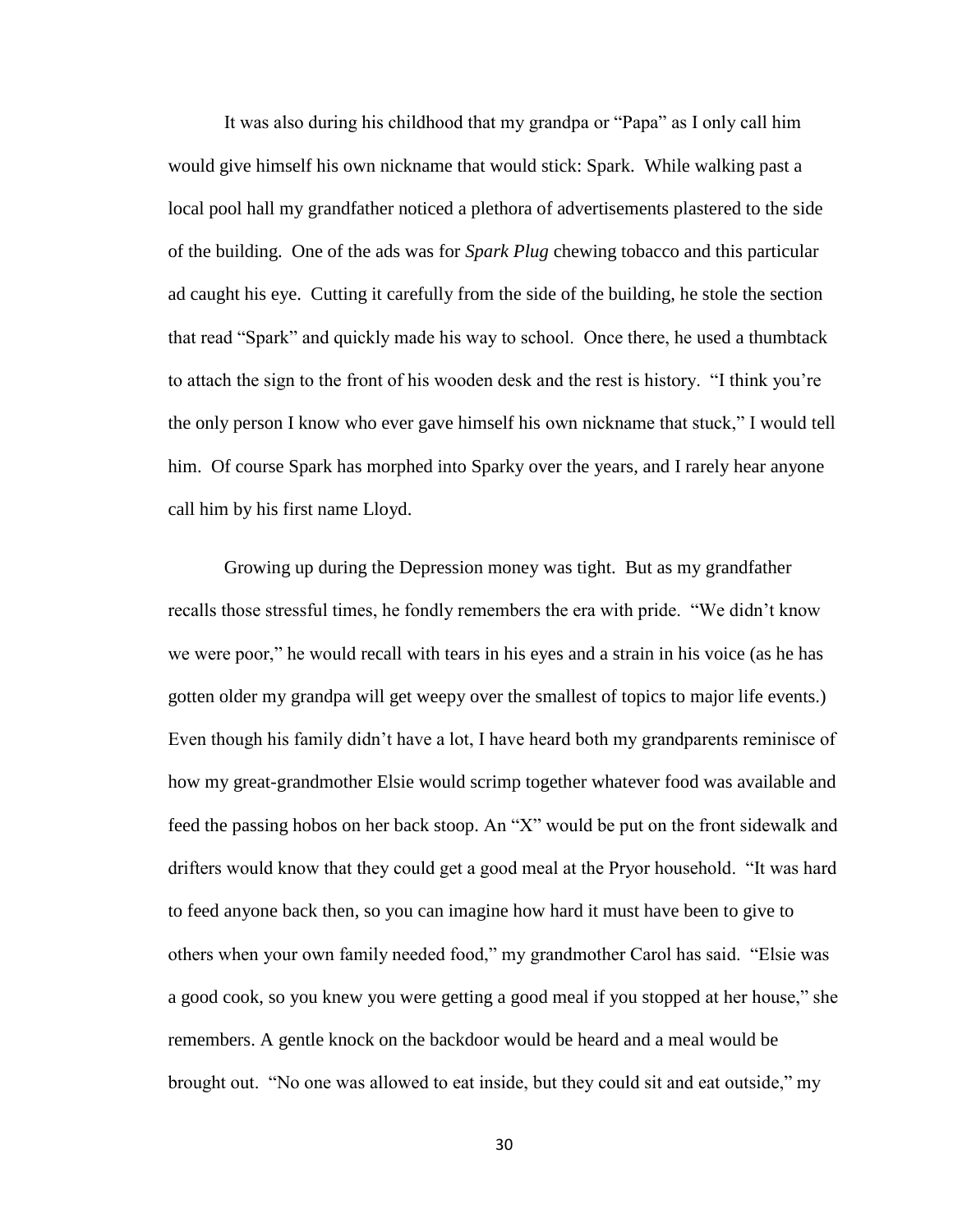It was also during his childhood that my grandpa or "Papa" as I only call him would give himself his own nickname that would stick: Spark. While walking past a local pool hall my grandfather noticed a plethora of advertisements plastered to the side of the building. One of the ads was for *Spark Plug* chewing tobacco and this particular ad caught his eye. Cutting it carefully from the side of the building, he stole the section that read "Spark" and quickly made his way to school. Once there, he used a thumbtack to attach the sign to the front of his wooden desk and the rest is history. "I think you're the only person I know who ever gave himself his own nickname that stuck," I would tell him. Of course Spark has morphed into Sparky over the years, and I rarely hear anyone call him by his first name Lloyd.

Growing up during the Depression money was tight. But as my grandfather recalls those stressful times, he fondly remembers the era with pride. "We didn't know we were poor," he would recall with tears in his eyes and a strain in his voice (as he has gotten older my grandpa will get weepy over the smallest of topics to major life events.) Even though his family didn't have a lot, I have heard both my grandparents reminisce of how my great-grandmother Elsie would scrimp together whatever food was available and feed the passing hobos on her back stoop. An "X" would be put on the front sidewalk and drifters would know that they could get a good meal at the Pryor household. "It was hard to feed anyone back then, so you can imagine how hard it must have been to give to others when your own family needed food," my grandmother Carol has said. "Elsie was a good cook, so you knew you were getting a good meal if you stopped at her house," she remembers. A gentle knock on the backdoor would be heard and a meal would be brought out. "No one was allowed to eat inside, but they could sit and eat outside," my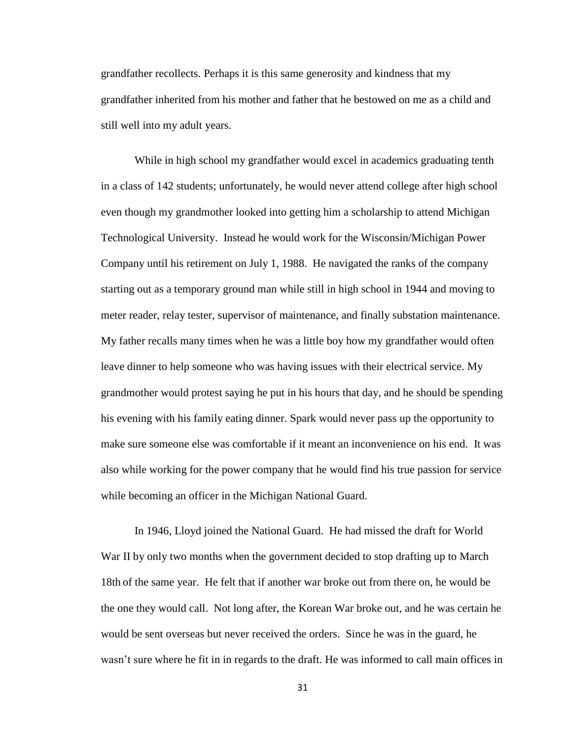grandfather recollects. Perhaps it is this same generosity and kindness that my grandfather inherited from his mother and father that he bestowed on me as a child and still well into my adult years.

While in high school my grandfather would excel in academics graduating tenth in a class of 142 students; unfortunately, he would never attend college after high school even though my grandmother looked into getting him a scholarship to attend Michigan Technological University. Instead he would work for the Wisconsin/Michigan Power Company until his retirement on July 1, 1988. He navigated the ranks of the company starting out as a temporary ground man while still in high school in 1944 and moving to meter reader, relay tester, supervisor of maintenance, and finally substation maintenance. My father recalls many times when he was a little boy how my grandfather would often leave dinner to help someone who was having issues with their electrical service. My grandmother would protest saying he put in his hours that day, and he should be spending his evening with his family eating dinner. Spark would never pass up the opportunity to make sure someone else was comfortable if it meant an inconvenience on his end. It was also while working for the power company that he would find his true passion for service while becoming an officer in the Michigan National Guard.

In 1946, Lloyd joined the National Guard. He had missed the draft for World War II by only two months when the government decided to stop drafting up to March 18th of the same year. He felt that if another war broke out from there on, he would be the one they would call. Not long after, the Korean War broke out, and he was certain he would be sent overseas but never received the orders. Since he was in the guard, he wasn't sure where he fit in in regards to the draft. He was informed to call main offices in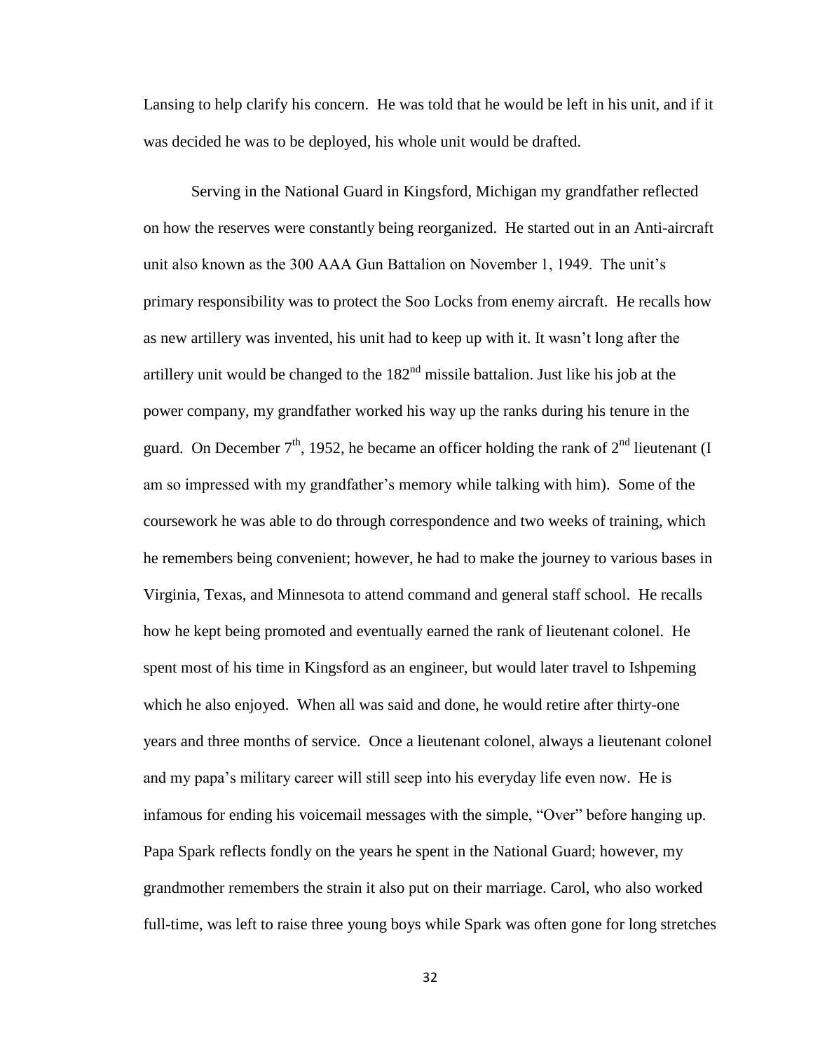Lansing to help clarify his concern. He was told that he would be left in his unit, and if it was decided he was to be deployed, his whole unit would be drafted.

Serving in the National Guard in Kingsford, Michigan my grandfather reflected on how the reserves were constantly being reorganized. He started out in an Anti-aircraft unit also known as the 300 AAA Gun Battalion on November 1, 1949. The unit's primary responsibility was to protect the Soo Locks from enemy aircraft. He recalls how as new artillery was invented, his unit had to keep up with it. It wasn't long after the artillery unit would be changed to the 182nd missile battalion. Just like his job at the power company, my grandfather worked his way up the ranks during his tenure in the guard. On December 7th, 1952, he became an officer holding the rank of 2nd lieutenant (I am so impressed with my grandfather's memory while talking with him). Some of the coursework he was able to do through correspondence and two weeks of training, which he remembers being convenient; however, he had to make the journey to various bases in Virginia, Texas, and Minnesota to attend command and general staff school. He recalls how he kept being promoted and eventually earned the rank of lieutenant colonel. He spent most of his time in Kingsford as an engineer, but would later travel to Ishpeming which he also enjoyed. When all was said and done, he would retire after thirty-one years and three months of service. Once a lieutenant colonel, always a lieutenant colonel and my papa's military career will still seep into his everyday life even now. He is infamous for ending his voicemail messages with the simple, "Over" before hanging up. Papa Spark reflects fondly on the years he spent in the National Guard; however, my grandmother remembers the strain it also put on their marriage. Carol, who also worked full-time, was left to raise three young boys while Spark was often gone for long stretches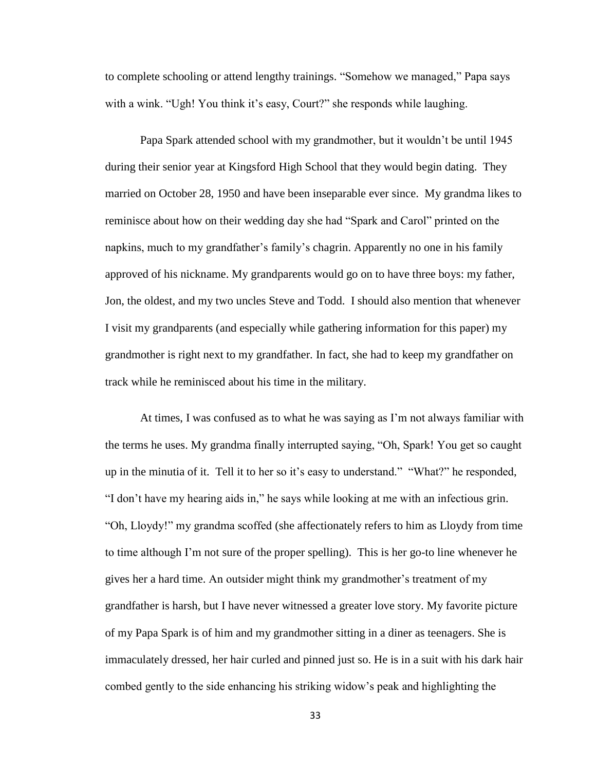to complete schooling or attend lengthy trainings. "Somehow we managed," Papa says with a wink. "Ugh! You think it's easy, Court?" she responds while laughing.

Papa Spark attended school with my grandmother, but it wouldn't be until 1945 during their senior year at Kingsford High School that they would begin dating. They married on October 28, 1950 and have been inseparable ever since. My grandma likes to reminisce about how on their wedding day she had "Spark and Carol" printed on the napkins, much to my grandfather's family's chagrin. Apparently no one in his family approved of his nickname. My grandparents would go on to have three boys: my father, Jon, the oldest, and my two uncles Steve and Todd. I should also mention that whenever I visit my grandparents (and especially while gathering information for this paper) my grandmother is right next to my grandfather. In fact, she had to keep my grandfather on track while he reminisced about his time in the military.

At times, I was confused as to what he was saying as I'm not always familiar with the terms he uses. My grandma finally interrupted saying, "Oh, Spark! You get so caught up in the minutia of it. Tell it to her so it's easy to understand." "What?" he responded, "I don't have my hearing aids in," he says while looking at me with an infectious grin. "Oh, Lloydy!" my grandma scoffed (she affectionately refers to him as Lloydy from time to time although I'm not sure of the proper spelling). This is her go-to line whenever he gives her a hard time. An outsider might think my grandmother's treatment of my grandfather is harsh, but I have never witnessed a greater love story. My favorite picture of my Papa Spark is of him and my grandmother sitting in a diner as teenagers. She is immaculately dressed, her hair curled and pinned just so. He is in a suit with his dark hair combed gently to the side enhancing his striking widow's peak and highlighting the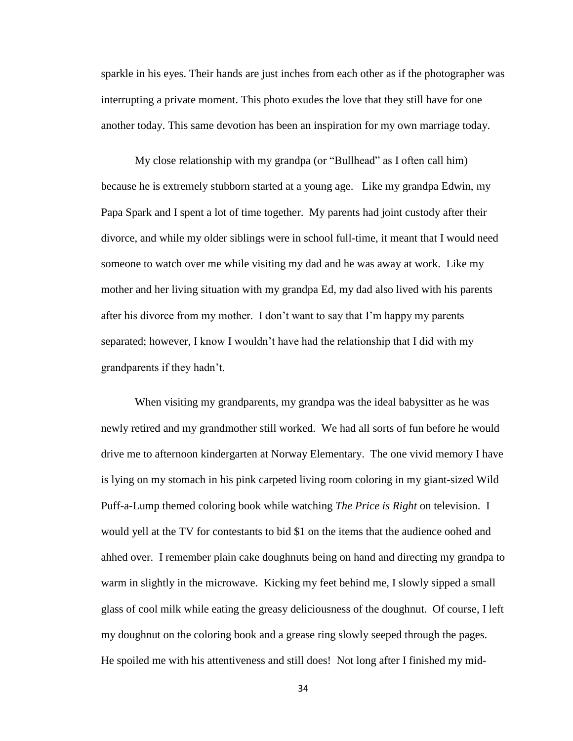sparkle in his eyes. Their hands are just inches from each other as if the photographer was interrupting a private moment. This photo exudes the love that they still have for one another today. This same devotion has been an inspiration for my own marriage today.

My close relationship with my grandpa (or "Bullhead" as I often call him) because he is extremely stubborn started at a young age. Like my grandpa Edwin, my Papa Spark and I spent a lot of time together. My parents had joint custody after their divorce, and while my older siblings were in school full-time, it meant that I would need someone to watch over me while visiting my dad and he was away at work. Like my mother and her living situation with my grandpa Ed, my dad also lived with his parents after his divorce from my mother. I don't want to say that I'm happy my parents separated; however, I know I wouldn't have had the relationship that I did with my grandparents if they hadn't.

When visiting my grandparents, my grandpa was the ideal babysitter as he was newly retired and my grandmother still worked. We had all sorts of fun before he would drive me to afternoon kindergarten at Norway Elementary. The one vivid memory I have is lying on my stomach in his pink carpeted living room coloring in my giant-sized Wild Puff-a-Lump themed coloring book while watching *The Price is Right* on television. I would yell at the TV for contestants to bid $1 on the items that the audience oohed and ahhed over. I remember plain cake doughnuts being on hand and directing my grandpa to warm in slightly in the microwave. Kicking my feet behind me, I slowly sipped a small glass of cool milk while eating the greasy deliciousness of the doughnut. Of course, I left my doughnut on the coloring book and a grease ring slowly seeped through the pages. He spoiled me with his attentiveness and still does! Not long after I finished my mid-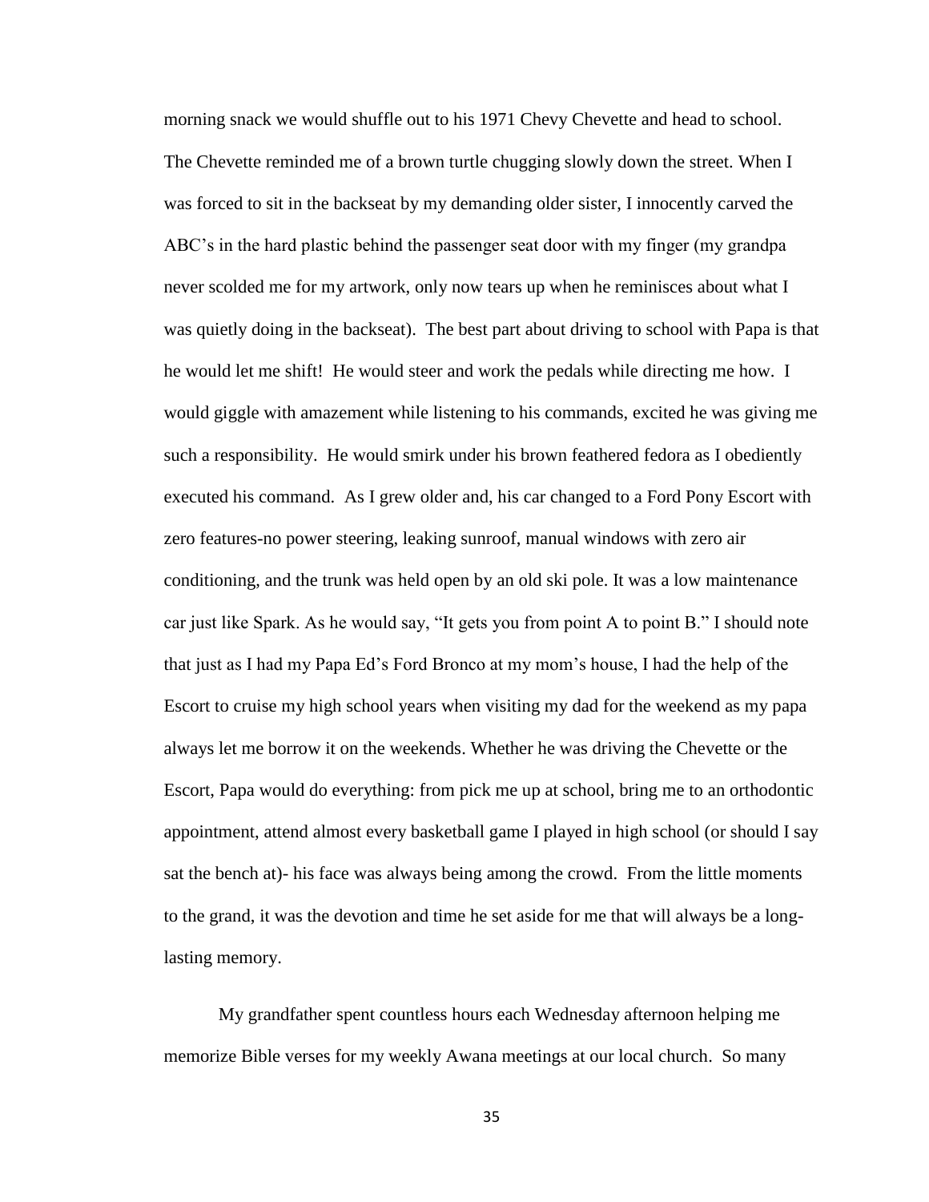morning snack we would shuffle out to his 1971 Chevy Chevette and head to school. The Chevette reminded me of a brown turtle chugging slowly down the street. When I was forced to sit in the backseat by my demanding older sister, I innocently carved the ABC's in the hard plastic behind the passenger seat door with my finger (my grandpa never scolded me for my artwork, only now tears up when he reminisces about what I was quietly doing in the backseat). The best part about driving to school with Papa is that he would let me shift! He would steer and work the pedals while directing me how. I would giggle with amazement while listening to his commands, excited he was giving me such a responsibility. He would smirk under his brown feathered fedora as I obediently executed his command. As I grew older and, his car changed to a Ford Pony Escort with zero features-no power steering, leaking sunroof, manual windows with zero air conditioning, and the trunk was held open by an old ski pole. It was a low maintenance car just like Spark. As he would say, "It gets you from point A to point B." I should note that just as I had my Papa Ed's Ford Bronco at my mom's house, I had the help of the Escort to cruise my high school years when visiting my dad for the weekend as my papa always let me borrow it on the weekends. Whether he was driving the Chevette or the Escort, Papa would do everything: from pick me up at school, bring me to an orthodontic appointment, attend almost every basketball game I played in high school (or should I say sat the bench at)- his face was always being among the crowd. From the little moments to the grand, it was the devotion and time he set aside for me that will always be a long-lasting memory.

My grandfather spent countless hours each Wednesday afternoon helping me memorize Bible verses for my weekly Awana meetings at our local church. So many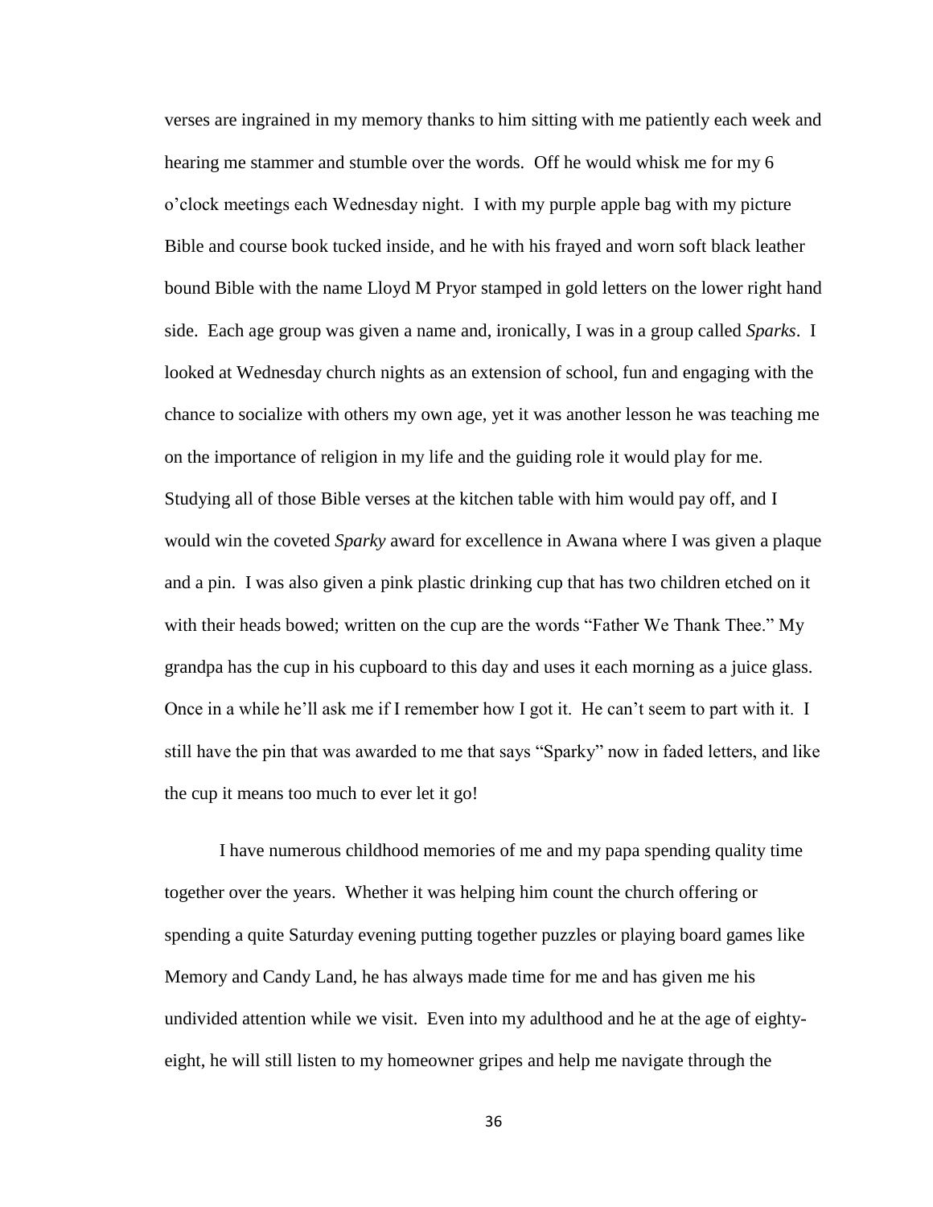verses are ingrained in my memory thanks to him sitting with me patiently each week and hearing me stammer and stumble over the words. Off he would whisk me for my 6 o'clock meetings each Wednesday night. I with my purple apple bag with my picture Bible and course book tucked inside, and he with his frayed and worn soft black leather bound Bible with the name Lloyd M Pryor stamped in gold letters on the lower right hand side. Each age group was given a name and, ironically, I was in a group called *Sparks*. I looked at Wednesday church nights as an extension of school, fun and engaging with the chance to socialize with others my own age, yet it was another lesson he was teaching me on the importance of religion in my life and the guiding role it would play for me. Studying all of those Bible verses at the kitchen table with him would pay off, and I would win the coveted *Sparky* award for excellence in Awana where I was given a plaque and a pin. I was also given a pink plastic drinking cup that has two children etched on it with their heads bowed; written on the cup are the words "Father We Thank Thee." My grandpa has the cup in his cupboard to this day and uses it each morning as a juice glass. Once in a while he'll ask me if I remember how I got it. He can't seem to part with it. I still have the pin that was awarded to me that says "Sparky" now in faded letters, and like the cup it means too much to ever let it go!

I have numerous childhood memories of me and my papa spending quality time together over the years. Whether it was helping him count the church offering or spending a quite Saturday evening putting together puzzles or playing board games like Memory and Candy Land, he has always made time for me and has given me his undivided attention while we visit. Even into my adulthood and he at the age of eighty-eight, he will still listen to my homeowner gripes and help me navigate through the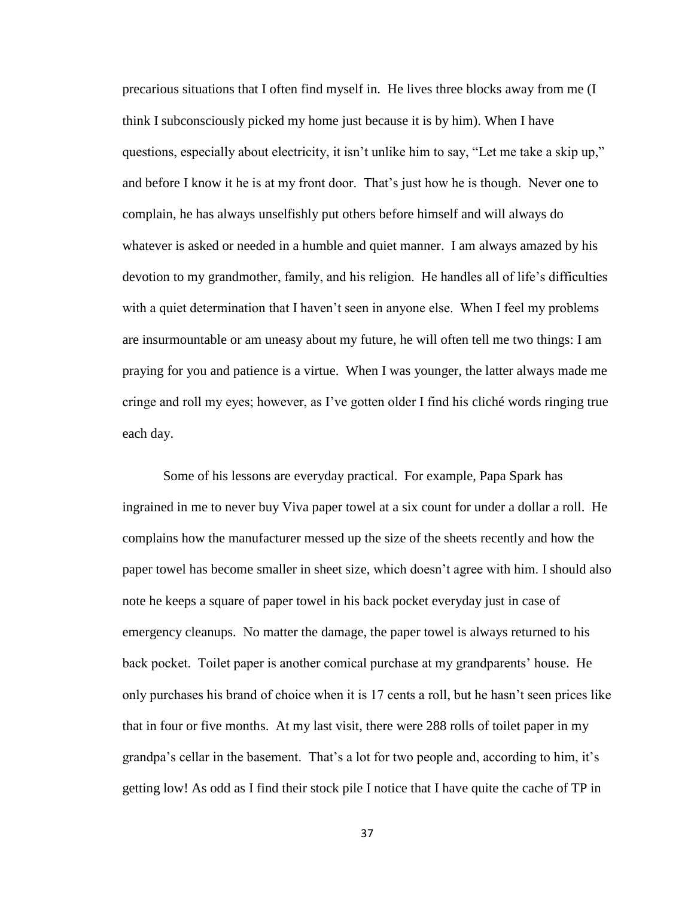precarious situations that I often find myself in. He lives three blocks away from me (I think I subconsciously picked my home just because it is by him). When I have questions, especially about electricity, it isn't unlike him to say, "Let me take a skip up," and before I know it he is at my front door. That's just how he is though. Never one to complain, he has always unselfishly put others before himself and will always do whatever is asked or needed in a humble and quiet manner. I am always amazed by his devotion to my grandmother, family, and his religion. He handles all of life's difficulties with a quiet determination that I haven't seen in anyone else. When I feel my problems are insurmountable or am uneasy about my future, he will often tell me two things: I am praying for you and patience is a virtue. When I was younger, the latter always made me cringe and roll my eyes; however, as I've gotten older I find his cliché words ringing true each day.

Some of his lessons are everyday practical. For example, Papa Spark has ingrained in me to never buy Viva paper towel at a six count for under a dollar a roll. He complains how the manufacturer messed up the size of the sheets recently and how the paper towel has become smaller in sheet size, which doesn't agree with him. I should also note he keeps a square of paper towel in his back pocket everyday just in case of emergency cleanups. No matter the damage, the paper towel is always returned to his back pocket. Toilet paper is another comical purchase at my grandparents' house. He only purchases his brand of choice when it is 17 cents a roll, but he hasn't seen prices like that in four or five months. At my last visit, there were 288 rolls of toilet paper in my grandpa's cellar in the basement. That's a lot for two people and, according to him, it's getting low! As odd as I find their stock pile I notice that I have quite the cache of TP in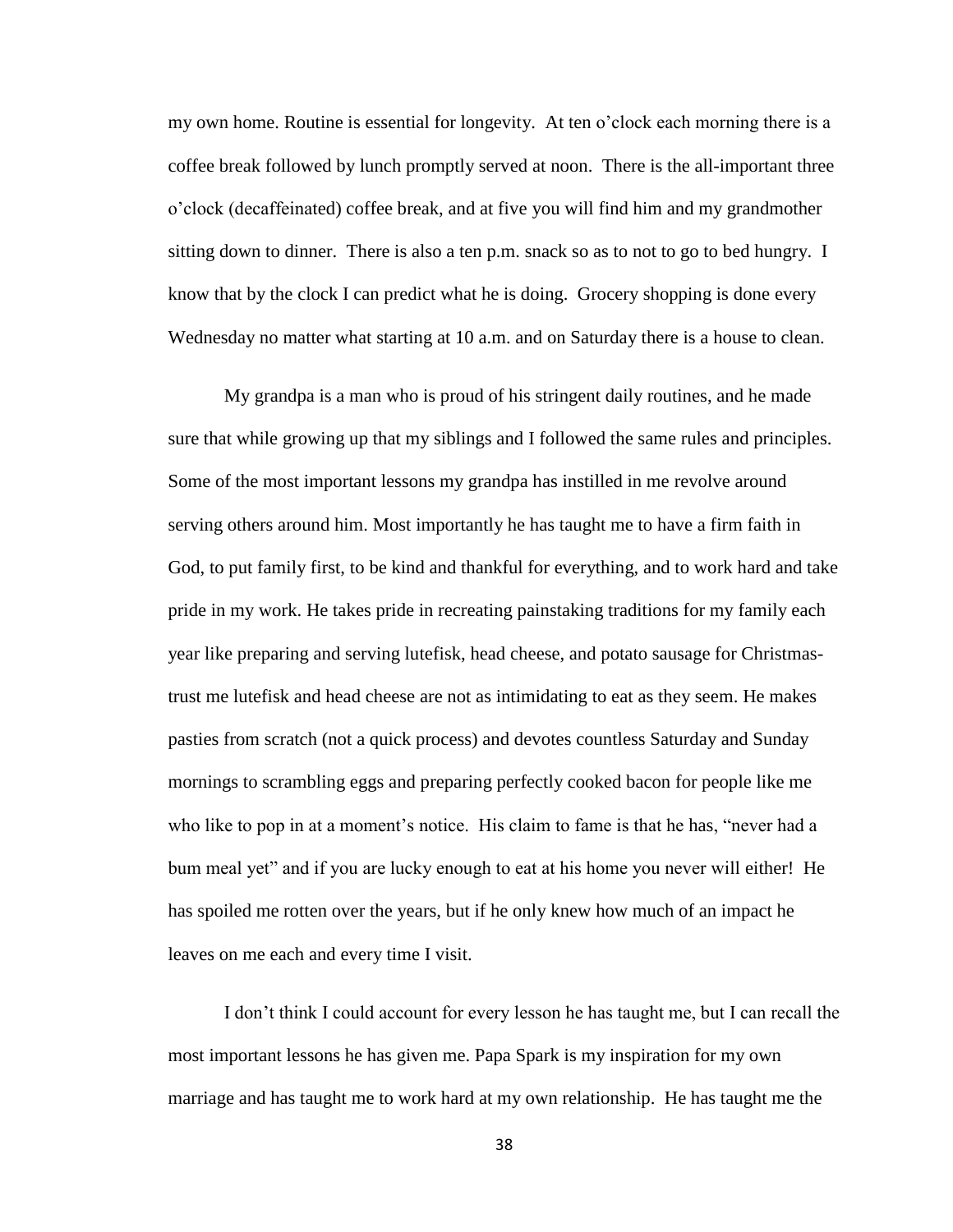my own home. Routine is essential for longevity. At ten o'clock each morning there is a coffee break followed by lunch promptly served at noon. There is the all-important three o'clock (decaffeinated) coffee break, and at five you will find him and my grandmother sitting down to dinner. There is also a ten p.m. snack so as to not to go to bed hungry. I know that by the clock I can predict what he is doing. Grocery shopping is done every Wednesday no matter what starting at 10 a.m. and on Saturday there is a house to clean.

My grandpa is a man who is proud of his stringent daily routines, and he made sure that while growing up that my siblings and I followed the same rules and principles. Some of the most important lessons my grandpa has instilled in me revolve around serving others around him. Most importantly he has taught me to have a firm faith in God, to put family first, to be kind and thankful for everything, and to work hard and take pride in my work. He takes pride in recreating painstaking traditions for my family each year like preparing and serving lutefisk, head cheese, and potato sausage for Christmas- trust me lutefisk and head cheese are not as intimidating to eat as they seem. He makes pasties from scratch (not a quick process) and devotes countless Saturday and Sunday mornings to scrambling eggs and preparing perfectly cooked bacon for people like me who like to pop in at a moment's notice. His claim to fame is that he has, "never had a bum meal yet" and if you are lucky enough to eat at his home you never will either! He has spoiled me rotten over the years, but if he only knew how much of an impact he leaves on me each and every time I visit.

I don't think I could account for every lesson he has taught me, but I can recall the most important lessons he has given me. Papa Spark is my inspiration for my own marriage and has taught me to work hard at my own relationship. He has taught me the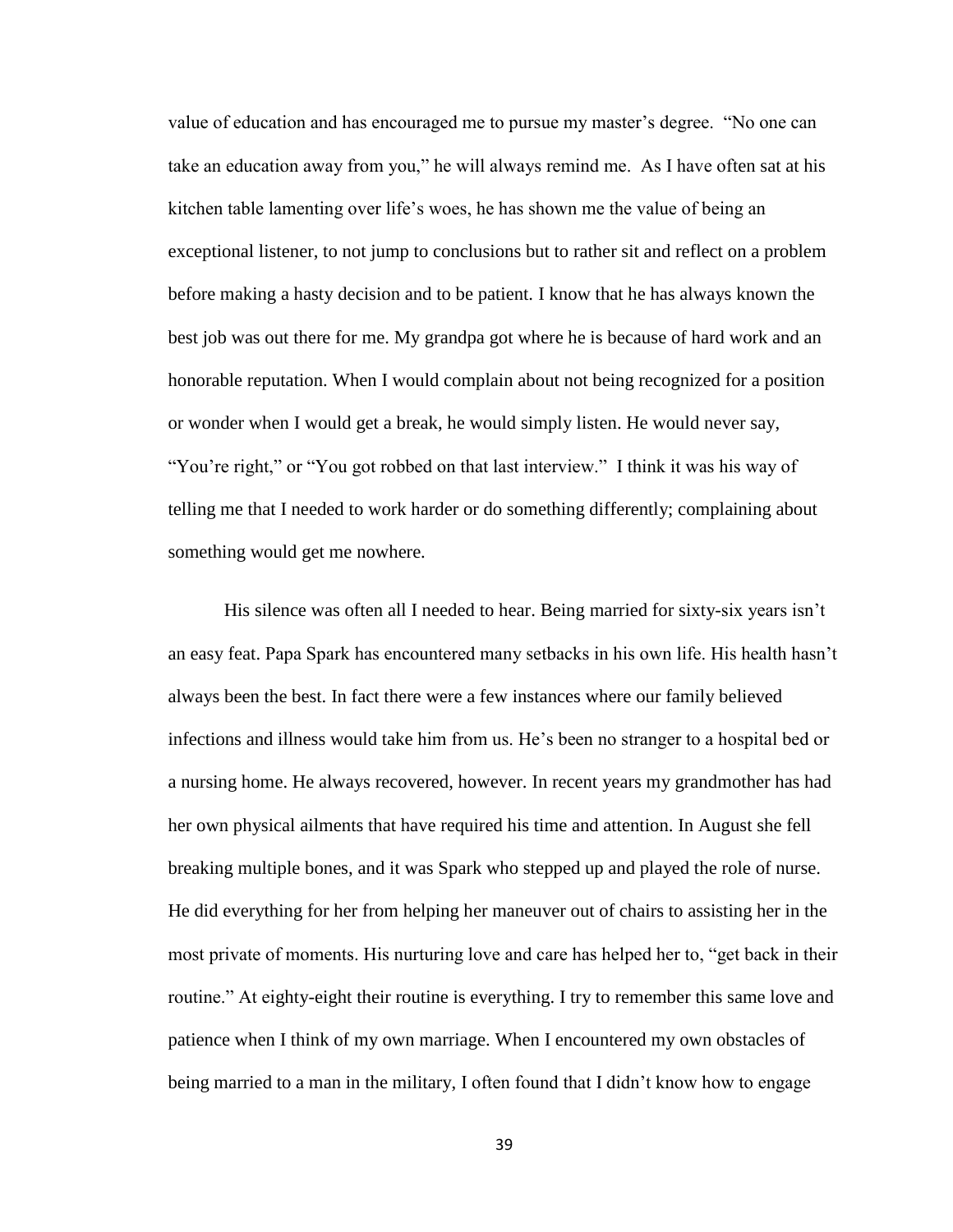value of education and has encouraged me to pursue my master's degree. "No one can take an education away from you," he will always remind me. As I have often sat at his kitchen table lamenting over life's woes, he has shown me the value of being an exceptional listener, to not jump to conclusions but to rather sit and reflect on a problem before making a hasty decision and to be patient. I know that he has always known the best job was out there for me. My grandpa got where he is because of hard work and an honorable reputation. When I would complain about not being recognized for a position or wonder when I would get a break, he would simply listen. He would never say, "You're right," or "You got robbed on that last interview." I think it was his way of telling me that I needed to work harder or do something differently; complaining about something would get me nowhere.

His silence was often all I needed to hear. Being married for sixty-six years isn't an easy feat. Papa Spark has encountered many setbacks in his own life. His health hasn't always been the best. In fact there were a few instances where our family believed infections and illness would take him from us. He's been no stranger to a hospital bed or a nursing home. He always recovered, however. In recent years my grandmother has had her own physical ailments that have required his time and attention. In August she fell breaking multiple bones, and it was Spark who stepped up and played the role of nurse. He did everything for her from helping her maneuver out of chairs to assisting her in the most private of moments. His nurturing love and care has helped her to, "get back in their routine." At eighty-eight their routine is everything. I try to remember this same love and patience when I think of my own marriage. When I encountered my own obstacles of being married to a man in the military, I often found that I didn't know how to engage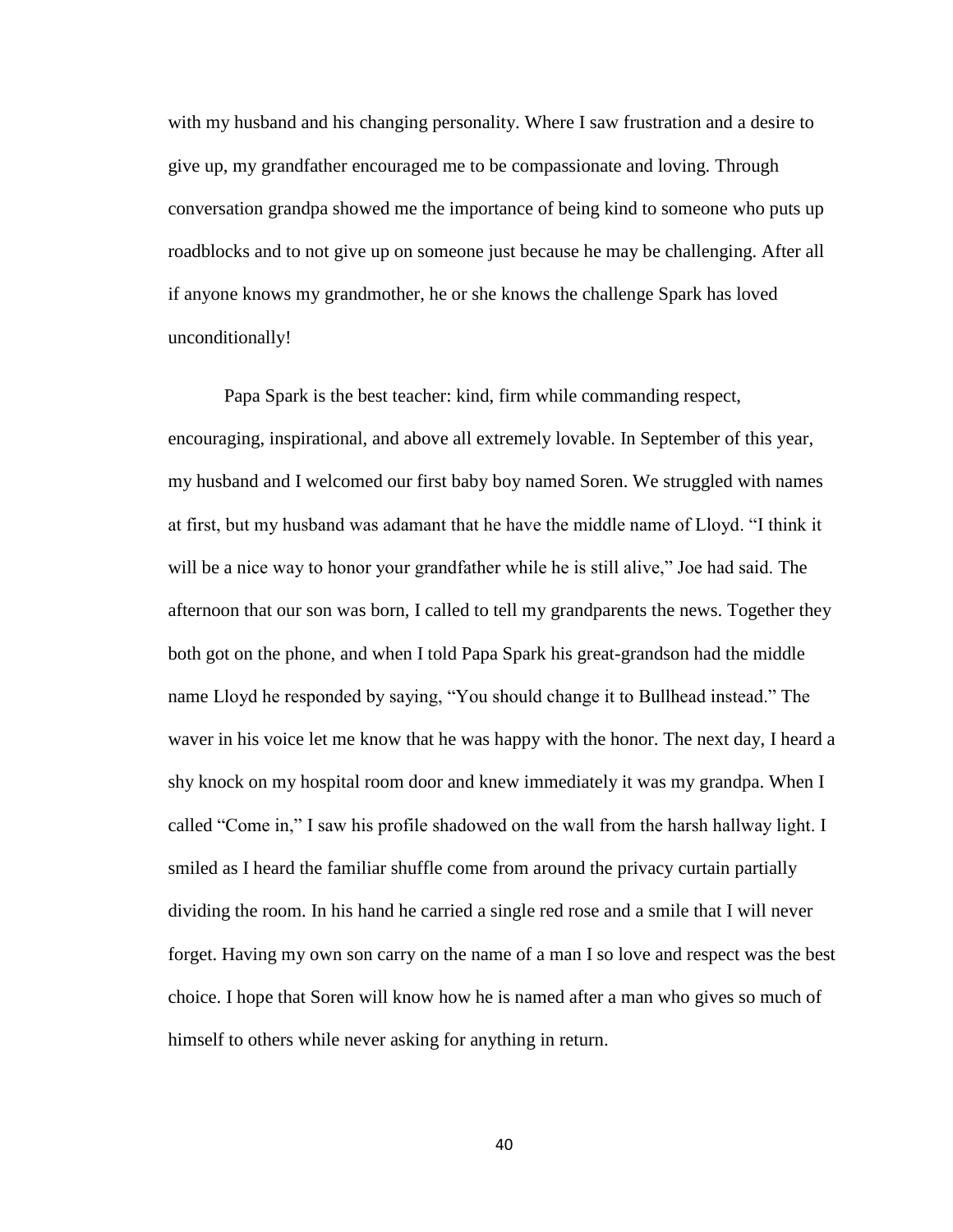with my husband and his changing personality. Where I saw frustration and a desire to give up, my grandfather encouraged me to be compassionate and loving. Through conversation grandpa showed me the importance of being kind to someone who puts up roadblocks and to not give up on someone just because he may be challenging. After all if anyone knows my grandmother, he or she knows the challenge Spark has loved unconditionally!

Papa Spark is the best teacher: kind, firm while commanding respect, encouraging, inspirational, and above all extremely lovable. In September of this year, my husband and I welcomed our first baby boy named Soren. We struggled with names at first, but my husband was adamant that he have the middle name of Lloyd. "I think it will be a nice way to honor your grandfather while he is still alive," Joe had said. The afternoon that our son was born, I called to tell my grandparents the news. Together they both got on the phone, and when I told Papa Spark his great-grandson had the middle name Lloyd he responded by saying, "You should change it to Bullhead instead." The waver in his voice let me know that he was happy with the honor. The next day, I heard a shy knock on my hospital room door and knew immediately it was my grandpa. When I called "Come in," I saw his profile shadowed on the wall from the harsh hallway light. I smiled as I heard the familiar shuffle come from around the privacy curtain partially dividing the room. In his hand he carried a single red rose and a smile that I will never forget. Having my own son carry on the name of a man I so love and respect was the best choice. I hope that Soren will know how he is named after a man who gives so much of himself to others while never asking for anything in return.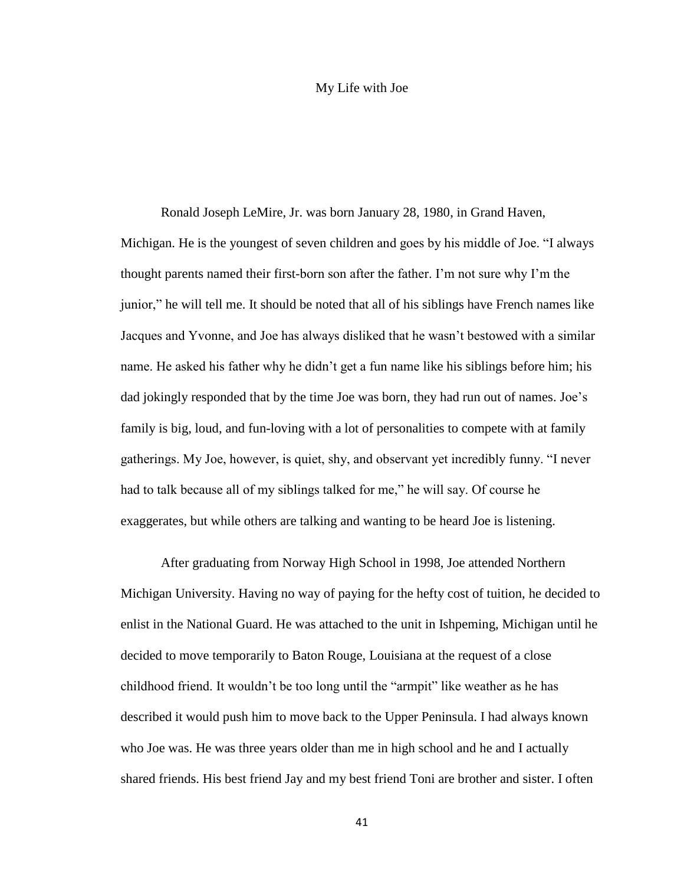# My Life with Joe

Ronald Joseph LeMire, Jr. was born January 28, 1980, in Grand Haven, Michigan. He is the youngest of seven children and goes by his middle of Joe. "I always thought parents named their first-born son after the father. I'm not sure why I'm the junior," he will tell me. It should be noted that all of his siblings have French names like Jacques and Yvonne, and Joe has always disliked that he wasn't bestowed with a similar name. He asked his father why he didn't get a fun name like his siblings before him; his dad jokingly responded that by the time Joe was born, they had run out of names. Joe's family is big, loud, and fun-loving with a lot of personalities to compete with at family gatherings. My Joe, however, is quiet, shy, and observant yet incredibly funny. "I never had to talk because all of my siblings talked for me," he will say. Of course he exaggerates, but while others are talking and wanting to be heard Joe is listening.

After graduating from Norway High School in 1998, Joe attended Northern Michigan University. Having no way of paying for the hefty cost of tuition, he decided to enlist in the National Guard. He was attached to the unit in Ishpeming, Michigan until he decided to move temporarily to Baton Rouge, Louisiana at the request of a close childhood friend. It wouldn't be too long until the "armpit" like weather as he has described it would push him to move back to the Upper Peninsula. I had always known who Joe was. He was three years older than me in high school and he and I actually shared friends. His best friend Jay and my best friend Toni are brother and sister. I often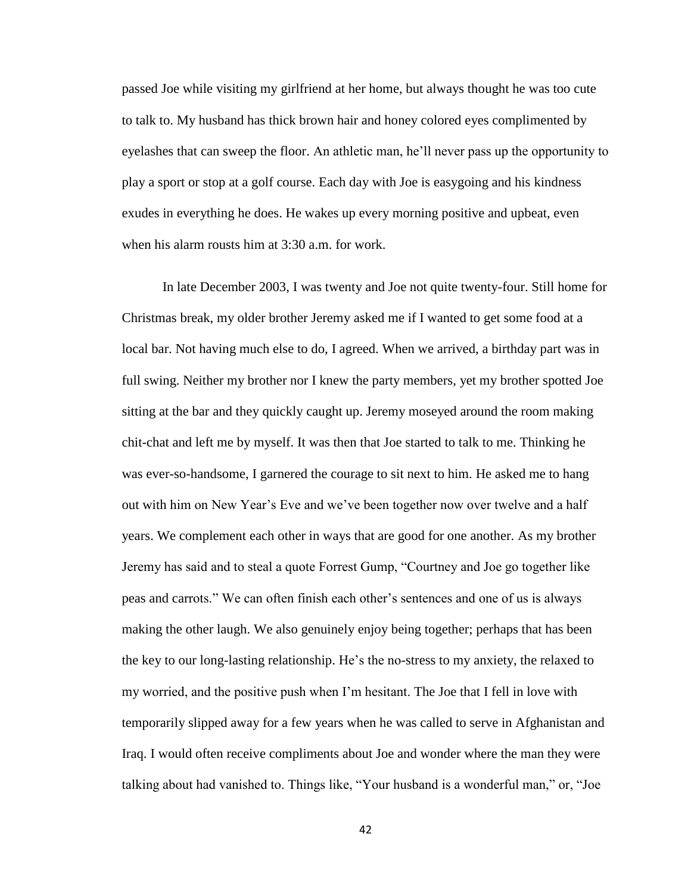passed Joe while visiting my girlfriend at her home, but always thought he was too cute to talk to. My husband has thick brown hair and honey colored eyes complimented by eyelashes that can sweep the floor. An athletic man, he'll never pass up the opportunity to play a sport or stop at a golf course. Each day with Joe is easygoing and his kindness exudes in everything he does. He wakes up every morning positive and upbeat, even when his alarm rousts him at 3:30 a.m. for work.

In late December 2003, I was twenty and Joe not quite twenty-four. Still home for Christmas break, my older brother Jeremy asked me if I wanted to get some food at a local bar. Not having much else to do, I agreed. When we arrived, a birthday part was in full swing. Neither my brother nor I knew the party members, yet my brother spotted Joe sitting at the bar and they quickly caught up. Jeremy moseyed around the room making chit-chat and left me by myself. It was then that Joe started to talk to me. Thinking he was ever-so-handsome, I garnered the courage to sit next to him. He asked me to hang out with him on New Year's Eve and we've been together now over twelve and a half years. We complement each other in ways that are good for one another. As my brother Jeremy has said and to steal a quote Forrest Gump, "Courtney and Joe go together like peas and carrots." We can often finish each other's sentences and one of us is always making the other laugh. We also genuinely enjoy being together; perhaps that has been the key to our long-lasting relationship. He's the no-stress to my anxiety, the relaxed to my worried, and the positive push when I'm hesitant. The Joe that I fell in love with temporarily slipped away for a few years when he was called to serve in Afghanistan and Iraq. I would often receive compliments about Joe and wonder where the man they were talking about had vanished to. Things like, "Your husband is a wonderful man," or, "Joe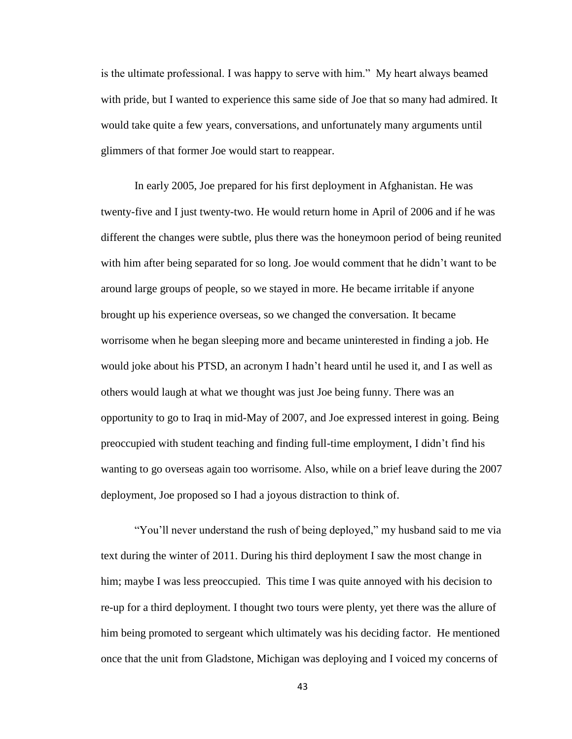is the ultimate professional. I was happy to serve with him." My heart always beamed with pride, but I wanted to experience this same side of Joe that so many had admired. It would take quite a few years, conversations, and unfortunately many arguments until glimmers of that former Joe would start to reappear.

In early 2005, Joe prepared for his first deployment in Afghanistan. He was twenty-five and I just twenty-two. He would return home in April of 2006 and if he was different the changes were subtle, plus there was the honeymoon period of being reunited with him after being separated for so long. Joe would comment that he didn't want to be around large groups of people, so we stayed in more. He became irritable if anyone brought up his experience overseas, so we changed the conversation. It became worrisome when he began sleeping more and became uninterested in finding a job. He would joke about his PTSD, an acronym I hadn't heard until he used it, and I as well as others would laugh at what we thought was just Joe being funny. There was an opportunity to go to Iraq in mid-May of 2007, and Joe expressed interest in going. Being preoccupied with student teaching and finding full-time employment, I didn't find his wanting to go overseas again too worrisome. Also, while on a brief leave during the 2007 deployment, Joe proposed so I had a joyous distraction to think of.

"You'll never understand the rush of being deployed," my husband said to me via text during the winter of 2011. During his third deployment I saw the most change in him; maybe I was less preoccupied. This time I was quite annoyed with his decision to re-up for a third deployment. I thought two tours were plenty, yet there was the allure of him being promoted to sergeant which ultimately was his deciding factor. He mentioned once that the unit from Gladstone, Michigan was deploying and I voiced my concerns of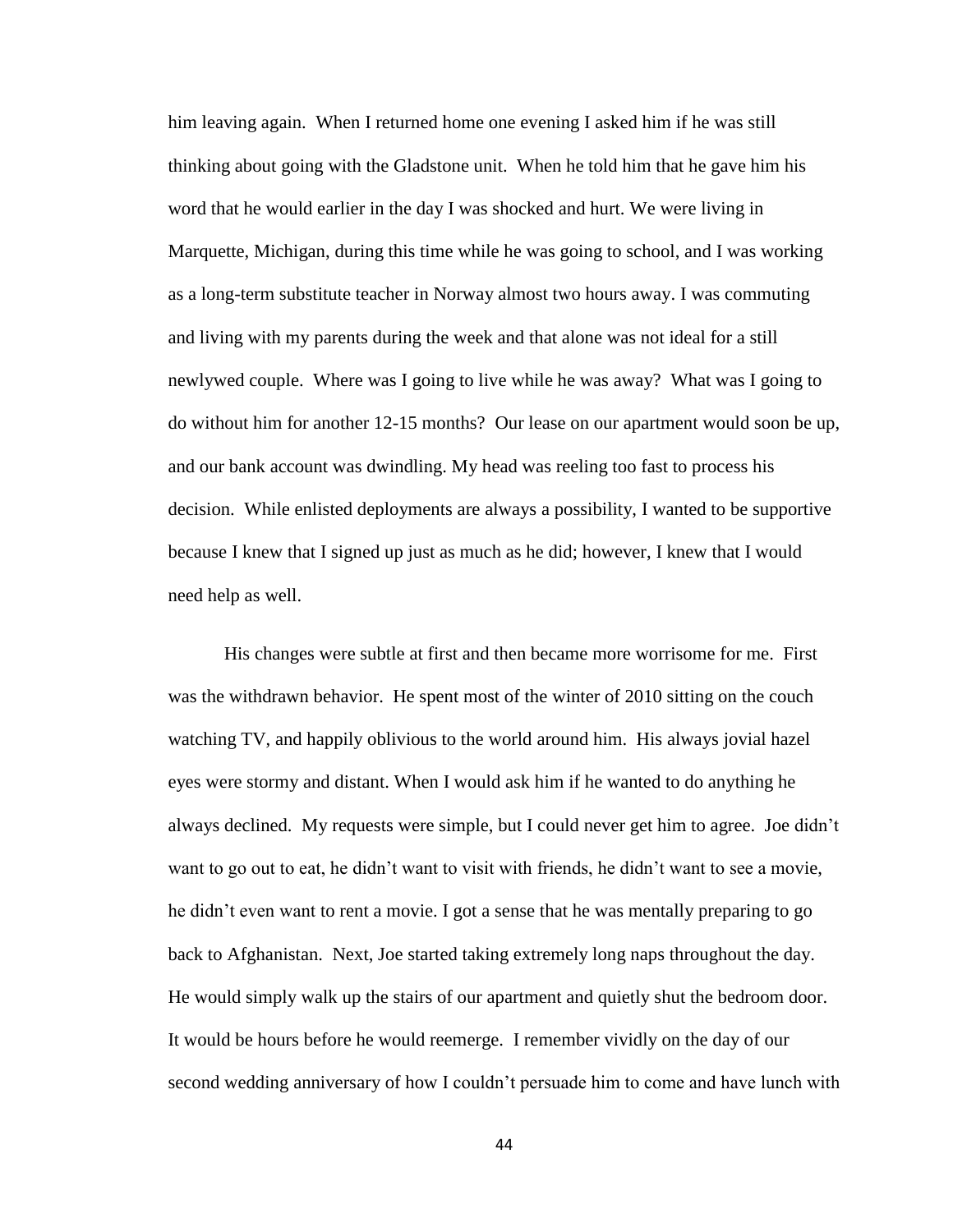him leaving again. When I returned home one evening I asked him if he was still thinking about going with the Gladstone unit. When he told him that he gave him his word that he would earlier in the day I was shocked and hurt. We were living in Marquette, Michigan, during this time while he was going to school, and I was working as a long-term substitute teacher in Norway almost two hours away. I was commuting and living with my parents during the week and that alone was not ideal for a still newlywed couple. Where was I going to live while he was away? What was I going to do without him for another 12-15 months? Our lease on our apartment would soon be up, and our bank account was dwindling. My head was reeling too fast to process his decision. While enlisted deployments are always a possibility, I wanted to be supportive because I knew that I signed up just as much as he did; however, I knew that I would need help as well.

His changes were subtle at first and then became more worrisome for me. First was the withdrawn behavior. He spent most of the winter of 2010 sitting on the couch watching TV, and happily oblivious to the world around him. His always jovial hazel eyes were stormy and distant. When I would ask him if he wanted to do anything he always declined. My requests were simple, but I could never get him to agree. Joe didn't want to go out to eat, he didn't want to visit with friends, he didn't want to see a movie, he didn't even want to rent a movie. I got a sense that he was mentally preparing to go back to Afghanistan. Next, Joe started taking extremely long naps throughout the day. He would simply walk up the stairs of our apartment and quietly shut the bedroom door. It would be hours before he would reemerge. I remember vividly on the day of our second wedding anniversary of how I couldn't persuade him to come and have lunch with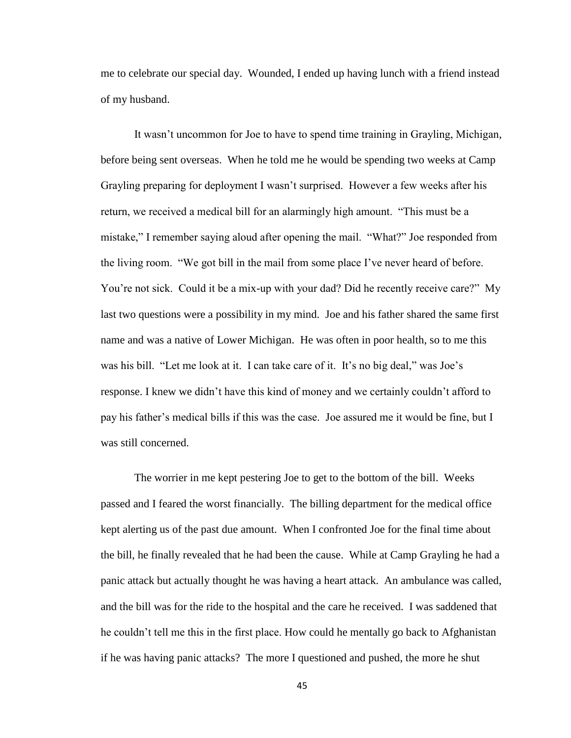me to celebrate our special day. Wounded, I ended up having lunch with a friend instead of my husband.

It wasn't uncommon for Joe to have to spend time training in Grayling, Michigan, before being sent overseas. When he told me he would be spending two weeks at Camp Grayling preparing for deployment I wasn't surprised. However a few weeks after his return, we received a medical bill for an alarmingly high amount. "This must be a mistake," I remember saying aloud after opening the mail. "What?" Joe responded from the living room. "We got bill in the mail from some place I've never heard of before. You're not sick. Could it be a mix-up with your dad? Did he recently receive care?" My last two questions were a possibility in my mind. Joe and his father shared the same first name and was a native of Lower Michigan. He was often in poor health, so to me this was his bill. "Let me look at it. I can take care of it. It's no big deal," was Joe's response. I knew we didn't have this kind of money and we certainly couldn't afford to pay his father's medical bills if this was the case. Joe assured me it would be fine, but I was still concerned.

The worrier in me kept pestering Joe to get to the bottom of the bill. Weeks passed and I feared the worst financially. The billing department for the medical office kept alerting us of the past due amount. When I confronted Joe for the final time about the bill, he finally revealed that he had been the cause. While at Camp Grayling he had a panic attack but actually thought he was having a heart attack. An ambulance was called, and the bill was for the ride to the hospital and the care he received. I was saddened that he couldn't tell me this in the first place. How could he mentally go back to Afghanistan if he was having panic attacks? The more I questioned and pushed, the more he shut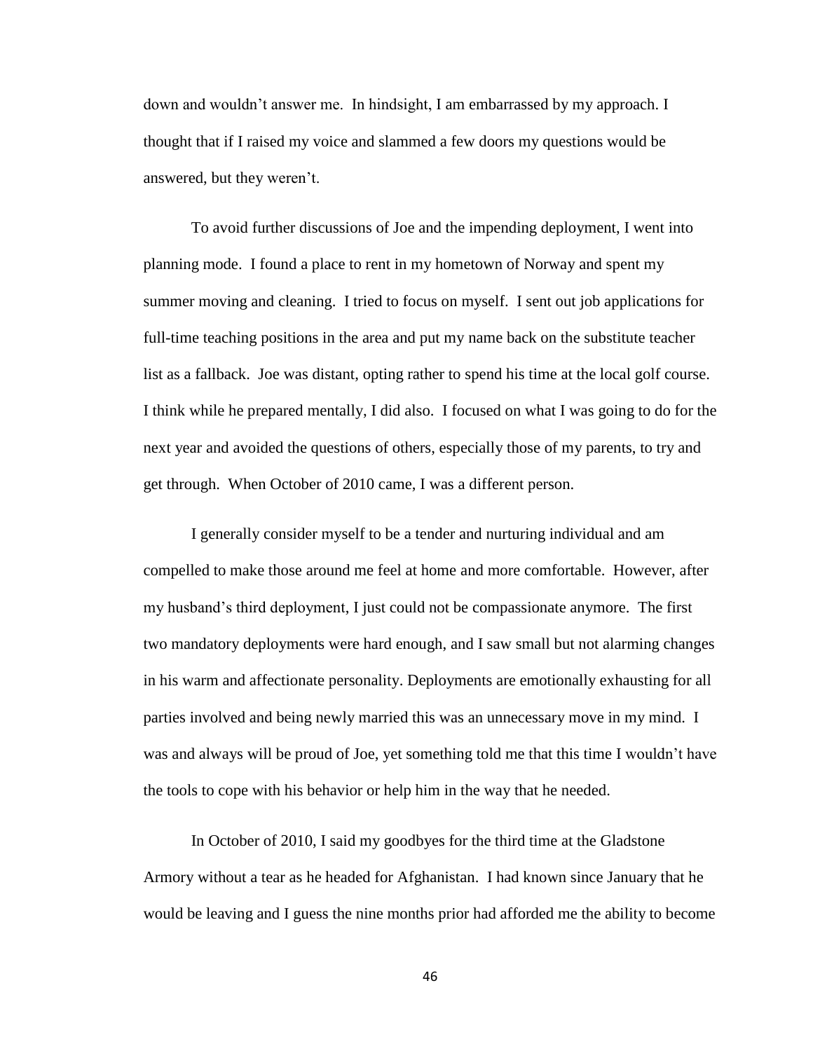down and wouldn't answer me. In hindsight, I am embarrassed by my approach. I thought that if I raised my voice and slammed a few doors my questions would be answered, but they weren't.

To avoid further discussions of Joe and the impending deployment, I went into planning mode. I found a place to rent in my hometown of Norway and spent my summer moving and cleaning. I tried to focus on myself. I sent out job applications for full-time teaching positions in the area and put my name back on the substitute teacher list as a fallback. Joe was distant, opting rather to spend his time at the local golf course. I think while he prepared mentally, I did also. I focused on what I was going to do for the next year and avoided the questions of others, especially those of my parents, to try and get through. When October of 2010 came, I was a different person.

I generally consider myself to be a tender and nurturing individual and am compelled to make those around me feel at home and more comfortable. However, after my husband's third deployment, I just could not be compassionate anymore. The first two mandatory deployments were hard enough, and I saw small but not alarming changes in his warm and affectionate personality. Deployments are emotionally exhausting for all parties involved and being newly married this was an unnecessary move in my mind. I was and always will be proud of Joe, yet something told me that this time I wouldn't have the tools to cope with his behavior or help him in the way that he needed.

In October of 2010, I said my goodbyes for the third time at the Gladstone Armory without a tear as he headed for Afghanistan. I had known since January that he would be leaving and I guess the nine months prior had afforded me the ability to become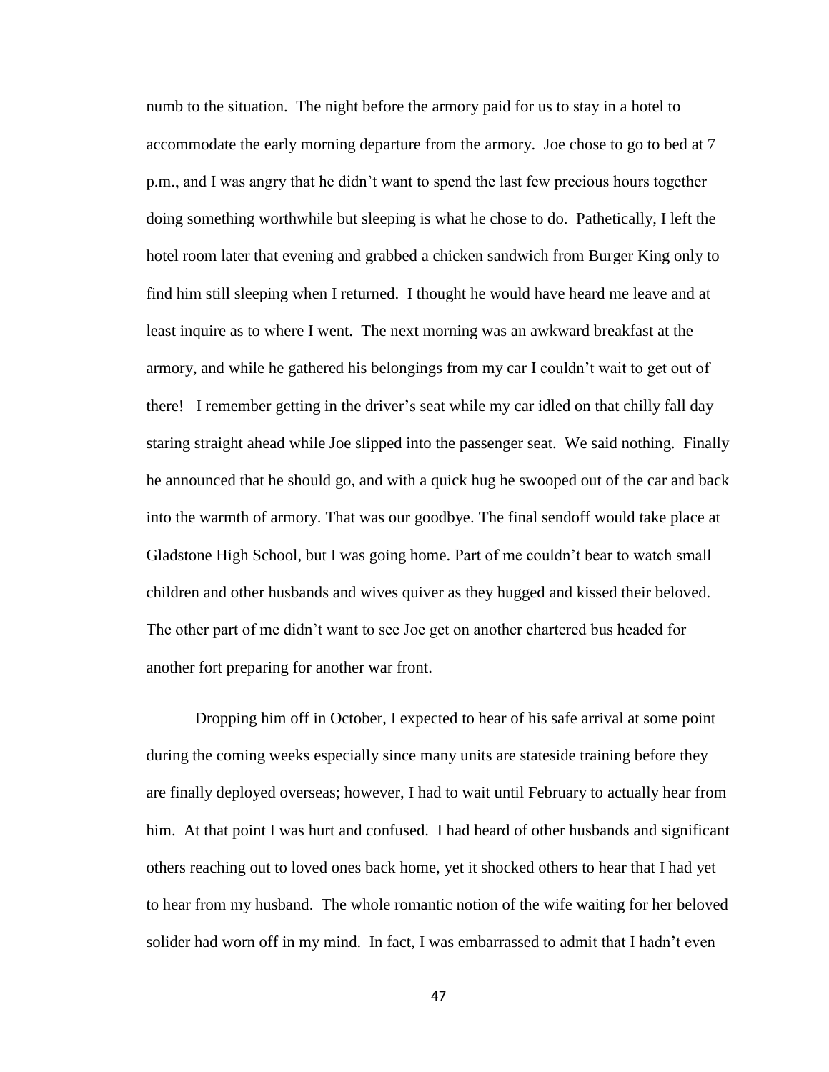numb to the situation. The night before the armory paid for us to stay in a hotel to accommodate the early morning departure from the armory. Joe chose to go to bed at 7 p.m., and I was angry that he didn't want to spend the last few precious hours together doing something worthwhile but sleeping is what he chose to do. Pathetically, I left the hotel room later that evening and grabbed a chicken sandwich from Burger King only to find him still sleeping when I returned. I thought he would have heard me leave and at least inquire as to where I went. The next morning was an awkward breakfast at the armory, and while he gathered his belongings from my car I couldn't wait to get out of there! I remember getting in the driver's seat while my car idled on that chilly fall day staring straight ahead while Joe slipped into the passenger seat. We said nothing. Finally he announced that he should go, and with a quick hug he swooped out of the car and back into the warmth of armory. That was our goodbye. The final sendoff would take place at Gladstone High School, but I was going home. Part of me couldn't bear to watch small children and other husbands and wives quiver as they hugged and kissed their beloved. The other part of me didn't want to see Joe get on another chartered bus headed for another fort preparing for another war front.

Dropping him off in October, I expected to hear of his safe arrival at some point during the coming weeks especially since many units are stateside training before they are finally deployed overseas; however, I had to wait until February to actually hear from him. At that point I was hurt and confused. I had heard of other husbands and significant others reaching out to loved ones back home, yet it shocked others to hear that I had yet to hear from my husband. The whole romantic notion of the wife waiting for her beloved solider had worn off in my mind. In fact, I was embarrassed to admit that I hadn't even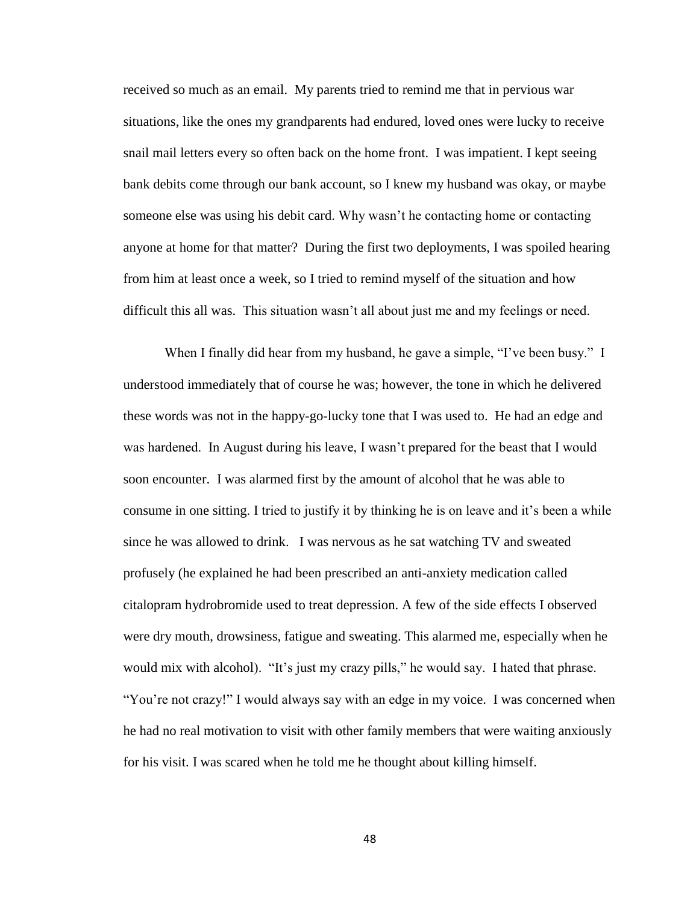received so much as an email. My parents tried to remind me that in pervious war situations, like the ones my grandparents had endured, loved ones were lucky to receive snail mail letters every so often back on the home front. I was impatient. I kept seeing bank debits come through our bank account, so I knew my husband was okay, or maybe someone else was using his debit card. Why wasn't he contacting home or contacting anyone at home for that matter? During the first two deployments, I was spoiled hearing from him at least once a week, so I tried to remind myself of the situation and how difficult this all was. This situation wasn't all about just me and my feelings or need.

When I finally did hear from my husband, he gave a simple, "I've been busy." I understood immediately that of course he was; however, the tone in which he delivered these words was not in the happy-go-lucky tone that I was used to. He had an edge and was hardened. In August during his leave, I wasn't prepared for the beast that I would soon encounter. I was alarmed first by the amount of alcohol that he was able to consume in one sitting. I tried to justify it by thinking he is on leave and it's been a while since he was allowed to drink. I was nervous as he sat watching TV and sweated profusely (he explained he had been prescribed an anti-anxiety medication called citalopram hydrobromide used to treat depression. A few of the side effects I observed were dry mouth, drowsiness, fatigue and sweating. This alarmed me, especially when he would mix with alcohol). "It's just my crazy pills," he would say. I hated that phrase. "You're not crazy!" I would always say with an edge in my voice. I was concerned when he had no real motivation to visit with other family members that were waiting anxiously for his visit. I was scared when he told me he thought about killing himself.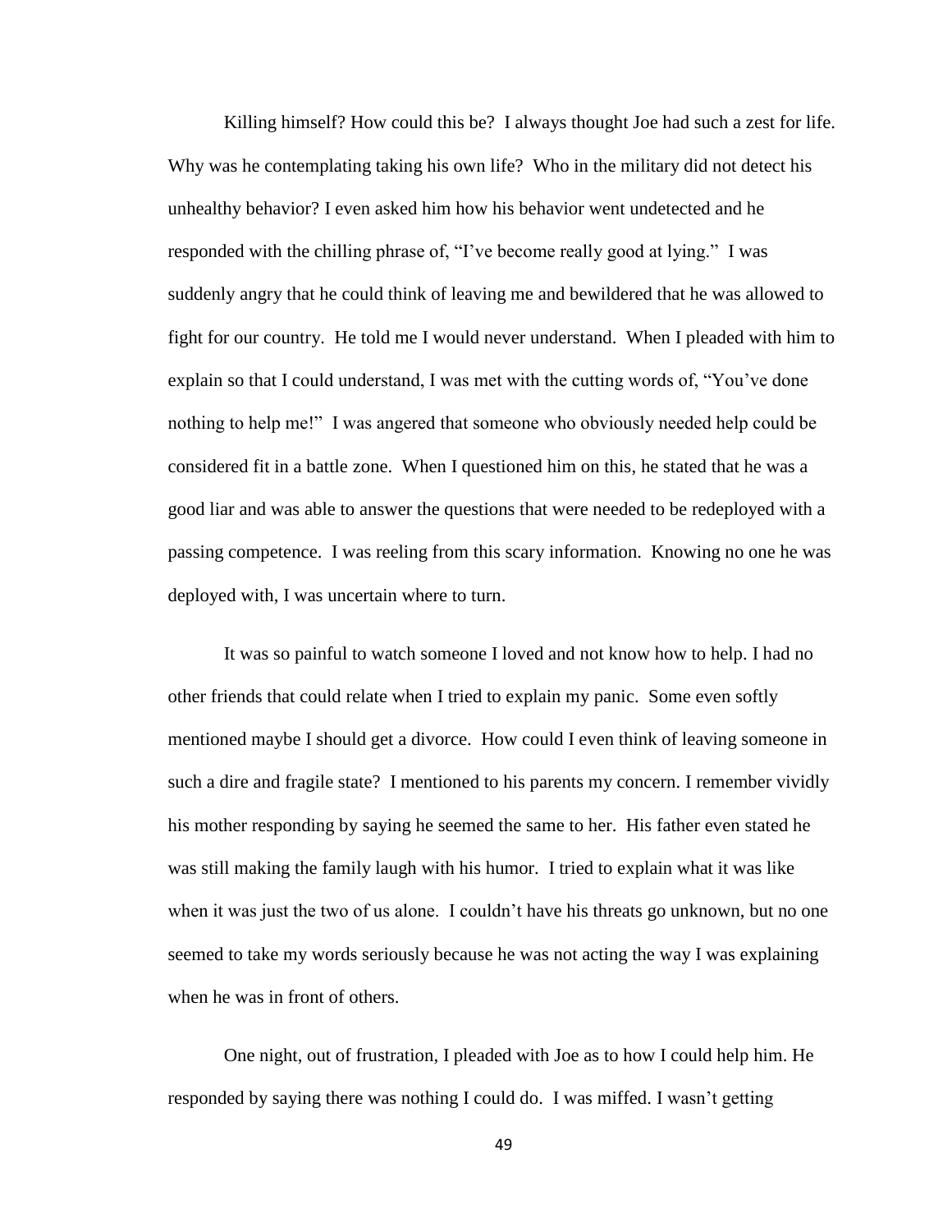Killing himself? How could this be? I always thought Joe had such a zest for life. Why was he contemplating taking his own life? Who in the military did not detect his unhealthy behavior? I even asked him how his behavior went undetected and he responded with the chilling phrase of, "I've become really good at lying." I was suddenly angry that he could think of leaving me and bewildered that he was allowed to fight for our country. He told me I would never understand. When I pleaded with him to explain so that I could understand, I was met with the cutting words of, "You've done nothing to help me!" I was angered that someone who obviously needed help could be considered fit in a battle zone. When I questioned him on this, he stated that he was a good liar and was able to answer the questions that were needed to be redeployed with a passing competence. I was reeling from this scary information. Knowing no one he was deployed with, I was uncertain where to turn.

It was so painful to watch someone I loved and not know how to help. I had no other friends that could relate when I tried to explain my panic. Some even softly mentioned maybe I should get a divorce. How could I even think of leaving someone in such a dire and fragile state? I mentioned to his parents my concern. I remember vividly his mother responding by saying he seemed the same to her. His father even stated he was still making the family laugh with his humor. I tried to explain what it was like when it was just the two of us alone. I couldn't have his threats go unknown, but no one seemed to take my words seriously because he was not acting the way I was explaining when he was in front of others.

One night, out of frustration, I pleaded with Joe as to how I could help him. He responded by saying there was nothing I could do. I was miffed. I wasn't getting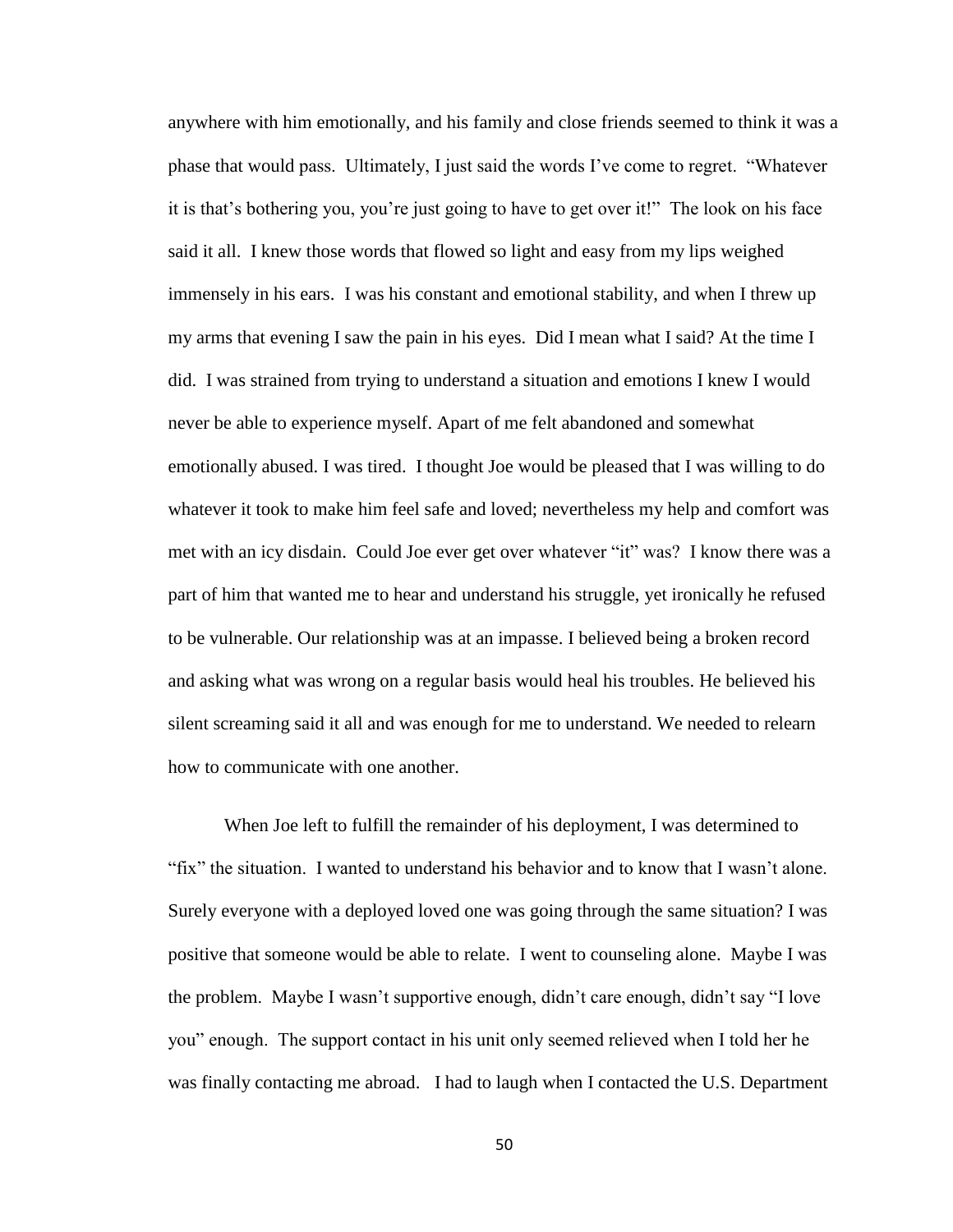anywhere with him emotionally, and his family and close friends seemed to think it was a phase that would pass. Ultimately, I just said the words I've come to regret. "Whatever it is that's bothering you, you're just going to have to get over it!" The look on his face said it all. I knew those words that flowed so light and easy from my lips weighed immensely in his ears. I was his constant and emotional stability, and when I threw up my arms that evening I saw the pain in his eyes. Did I mean what I said? At the time I did. I was strained from trying to understand a situation and emotions I knew I would never be able to experience myself. Apart of me felt abandoned and somewhat emotionally abused. I was tired. I thought Joe would be pleased that I was willing to do whatever it took to make him feel safe and loved; nevertheless my help and comfort was met with an icy disdain. Could Joe ever get over whatever "it" was? I know there was a part of him that wanted me to hear and understand his struggle, yet ironically he refused to be vulnerable. Our relationship was at an impasse. I believed being a broken record and asking what was wrong on a regular basis would heal his troubles. He believed his silent screaming said it all and was enough for me to understand. We needed to relearn how to communicate with one another.

When Joe left to fulfill the remainder of his deployment, I was determined to "fix" the situation. I wanted to understand his behavior and to know that I wasn't alone. Surely everyone with a deployed loved one was going through the same situation? I was positive that someone would be able to relate. I went to counseling alone. Maybe I was the problem. Maybe I wasn't supportive enough, didn't care enough, didn't say "I love you" enough. The support contact in his unit only seemed relieved when I told her he was finally contacting me abroad. I had to laugh when I contacted the U.S. Department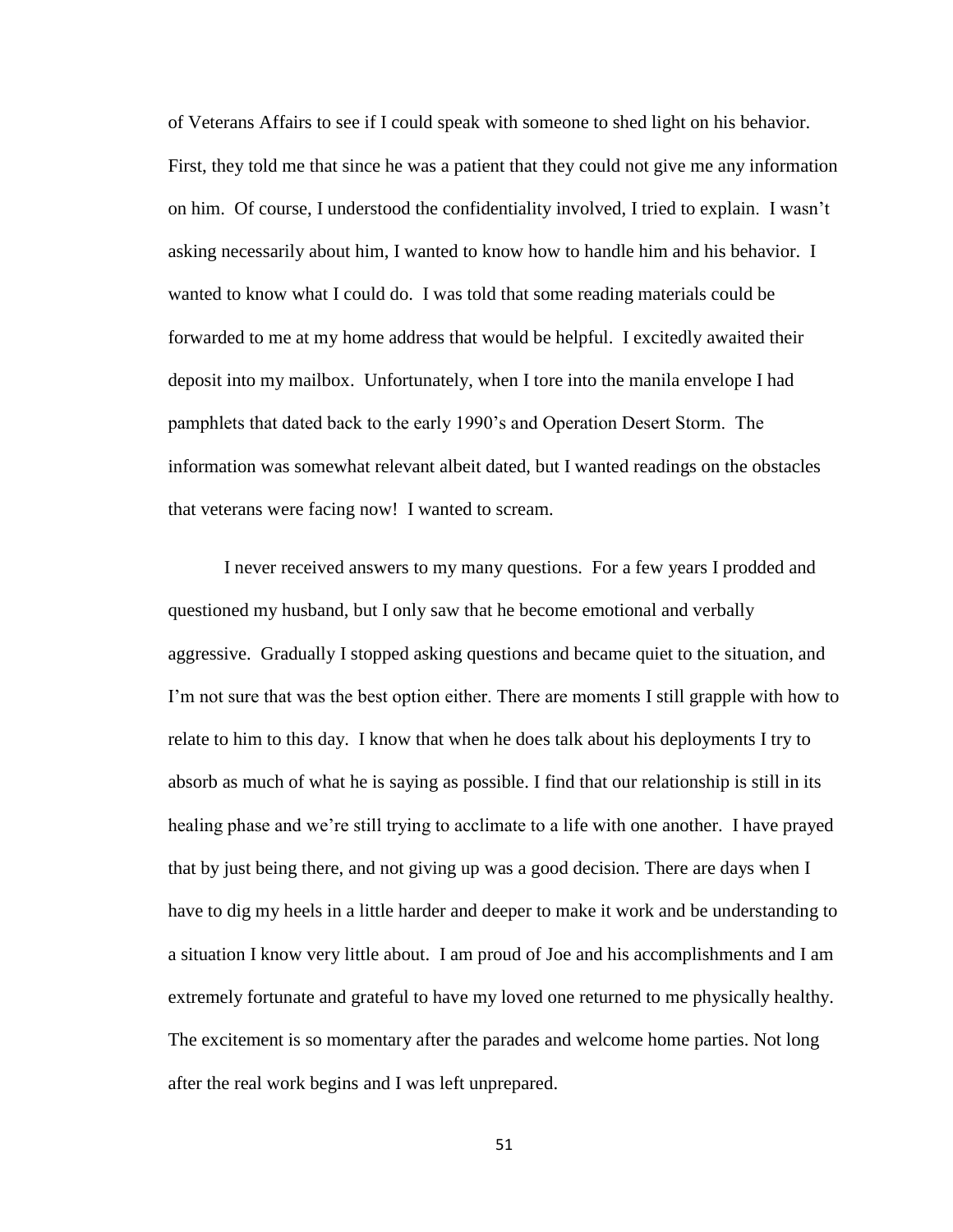of Veterans Affairs to see if I could speak with someone to shed light on his behavior. First, they told me that since he was a patient that they could not give me any information on him. Of course, I understood the confidentiality involved, I tried to explain. I wasn't asking necessarily about him, I wanted to know how to handle him and his behavior. I wanted to know what I could do. I was told that some reading materials could be forwarded to me at my home address that would be helpful. I excitedly awaited their deposit into my mailbox. Unfortunately, when I tore into the manila envelope I had pamphlets that dated back to the early 1990's and Operation Desert Storm. The information was somewhat relevant albeit dated, but I wanted readings on the obstacles that veterans were facing now! I wanted to scream.

I never received answers to my many questions. For a few years I prodded and questioned my husband, but I only saw that he become emotional and verbally aggressive. Gradually I stopped asking questions and became quiet to the situation, and I'm not sure that was the best option either. There are moments I still grapple with how to relate to him to this day. I know that when he does talk about his deployments I try to absorb as much of what he is saying as possible. I find that our relationship is still in its healing phase and we're still trying to acclimate to a life with one another. I have prayed that by just being there, and not giving up was a good decision. There are days when I have to dig my heels in a little harder and deeper to make it work and be understanding to a situation I know very little about. I am proud of Joe and his accomplishments and I am extremely fortunate and grateful to have my loved one returned to me physically healthy. The excitement is so momentary after the parades and welcome home parties. Not long after the real work begins and I was left unprepared.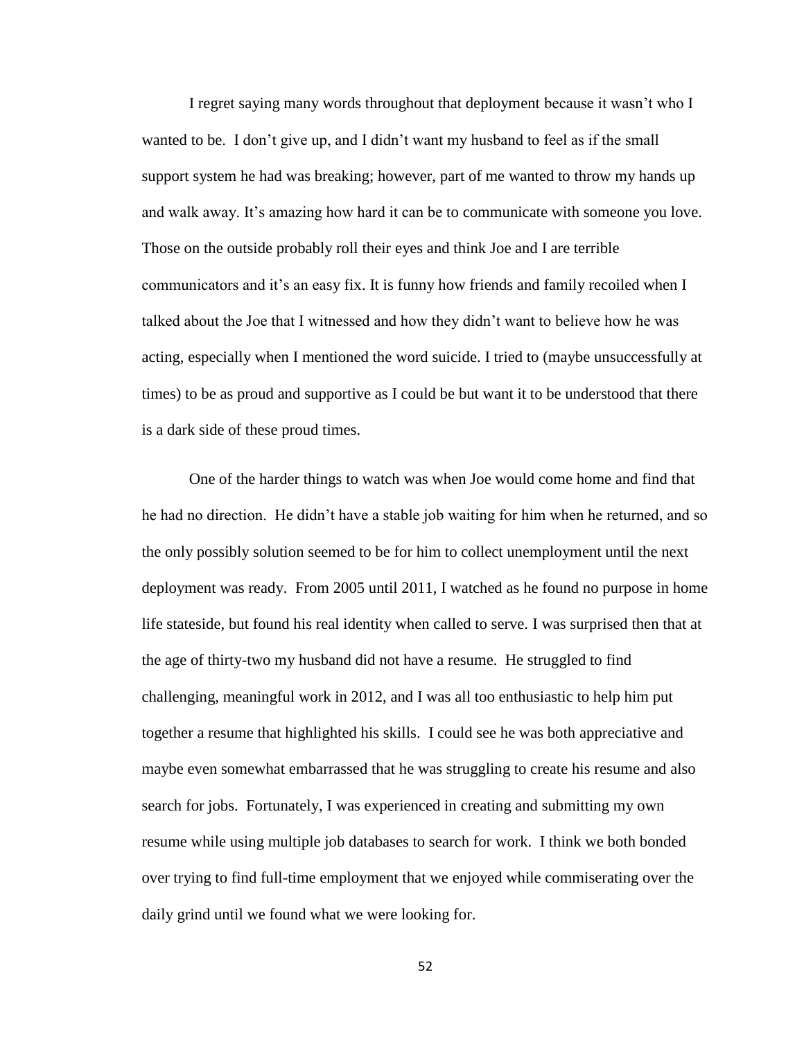I regret saying many words throughout that deployment because it wasn't who I wanted to be. I don't give up, and I didn't want my husband to feel as if the small support system he had was breaking; however, part of me wanted to throw my hands up and walk away. It's amazing how hard it can be to communicate with someone you love. Those on the outside probably roll their eyes and think Joe and I are terrible communicators and it's an easy fix. It is funny how friends and family recoiled when I talked about the Joe that I witnessed and how they didn't want to believe how he was acting, especially when I mentioned the word suicide. I tried to (maybe unsuccessfully at times) to be as proud and supportive as I could be but want it to be understood that there is a dark side of these proud times.

One of the harder things to watch was when Joe would come home and find that he had no direction. He didn't have a stable job waiting for him when he returned, and so the only possibly solution seemed to be for him to collect unemployment until the next deployment was ready. From 2005 until 2011, I watched as he found no purpose in home life stateside, but found his real identity when called to serve. I was surprised then that at the age of thirty-two my husband did not have a resume. He struggled to find challenging, meaningful work in 2012, and I was all too enthusiastic to help him put together a resume that highlighted his skills. I could see he was both appreciative and maybe even somewhat embarrassed that he was struggling to create his resume and also search for jobs. Fortunately, I was experienced in creating and submitting my own resume while using multiple job databases to search for work. I think we both bonded over trying to find full-time employment that we enjoyed while commiserating over the daily grind until we found what we were looking for.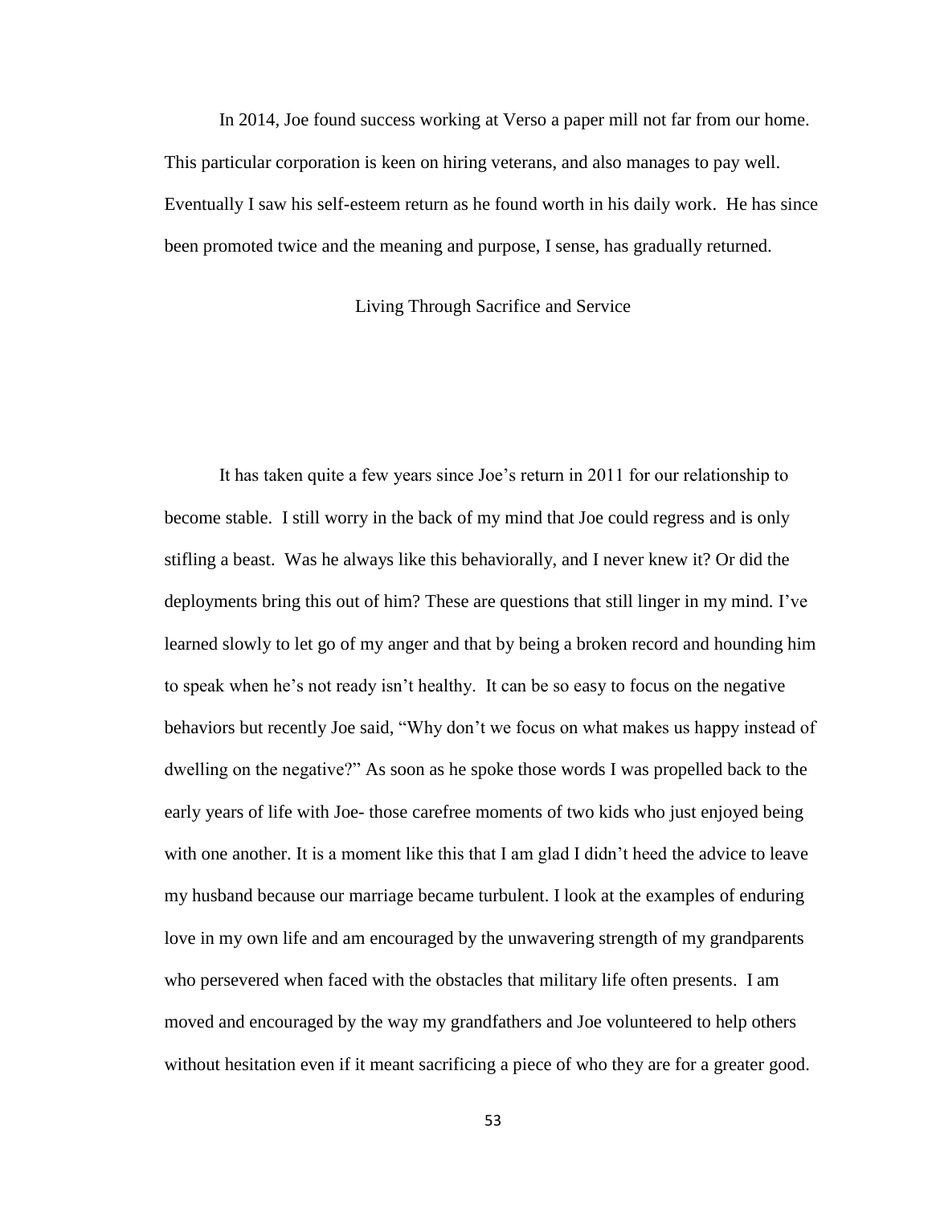In 2014, Joe found success working at Verso a paper mill not far from our home. This particular corporation is keen on hiring veterans, and also manages to pay well. Eventually I saw his self-esteem return as he found worth in his daily work. He has since been promoted twice and the meaning and purpose, I sense, has gradually returned.

## Living Through Sacrifice and Service

It has taken quite a few years since Joe's return in 2011 for our relationship to become stable. I still worry in the back of my mind that Joe could regress and is only stifling a beast. Was he always like this behaviorally, and I never knew it? Or did the deployments bring this out of him? These are questions that still linger in my mind. I've learned slowly to let go of my anger and that by being a broken record and hounding him to speak when he's not ready isn't healthy. It can be so easy to focus on the negative behaviors but recently Joe said, "Why don't we focus on what makes us happy instead of dwelling on the negative?" As soon as he spoke those words I was propelled back to the early years of life with Joe- those carefree moments of two kids who just enjoyed being with one another. It is a moment like this that I am glad I didn't heed the advice to leave my husband because our marriage became turbulent. I look at the examples of enduring love in my own life and am encouraged by the unwavering strength of my grandparents who persevered when faced with the obstacles that military life often presents. I am moved and encouraged by the way my grandfathers and Joe volunteered to help others without hesitation even if it meant sacrificing a piece of who they are for a greater good.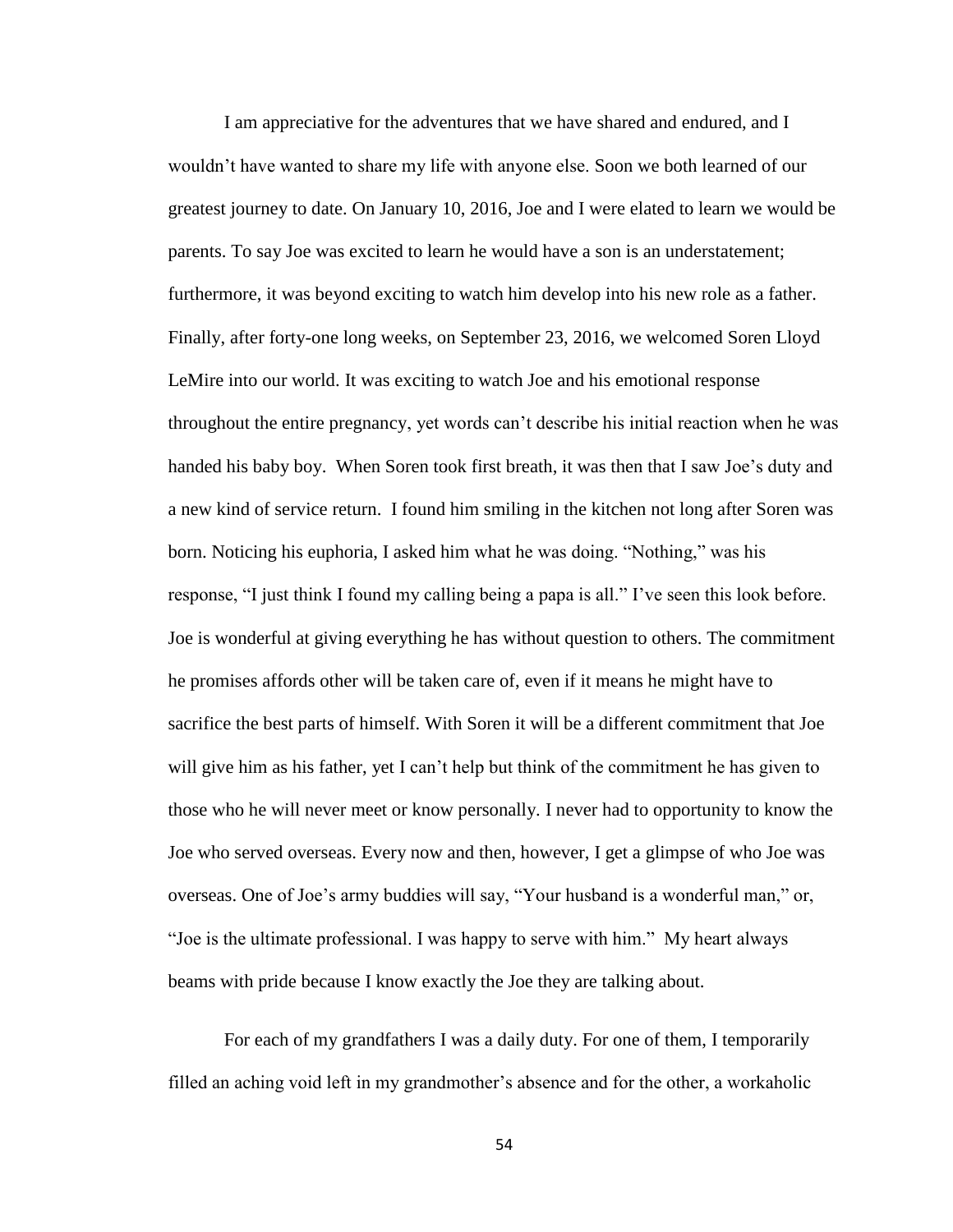I am appreciative for the adventures that we have shared and endured, and I wouldn't have wanted to share my life with anyone else. Soon we both learned of our greatest journey to date. On January 10, 2016, Joe and I were elated to learn we would be parents. To say Joe was excited to learn he would have a son is an understatement; furthermore, it was beyond exciting to watch him develop into his new role as a father. Finally, after forty-one long weeks, on September 23, 2016, we welcomed Soren Lloyd LeMire into our world. It was exciting to watch Joe and his emotional response throughout the entire pregnancy, yet words can't describe his initial reaction when he was handed his baby boy. When Soren took first breath, it was then that I saw Joe's duty and a new kind of service return. I found him smiling in the kitchen not long after Soren was born. Noticing his euphoria, I asked him what he was doing. "Nothing," was his response, "I just think I found my calling being a papa is all." I've seen this look before. Joe is wonderful at giving everything he has without question to others. The commitment he promises affords other will be taken care of, even if it means he might have to sacrifice the best parts of himself. With Soren it will be a different commitment that Joe will give him as his father, yet I can't help but think of the commitment he has given to those who he will never meet or know personally. I never had to opportunity to know the Joe who served overseas. Every now and then, however, I get a glimpse of who Joe was overseas. One of Joe's army buddies will say, "Your husband is a wonderful man," or, "Joe is the ultimate professional. I was happy to serve with him." My heart always beams with pride because I know exactly the Joe they are talking about.

For each of my grandfathers I was a daily duty. For one of them, I temporarily filled an aching void left in my grandmother's absence and for the other, a workaholic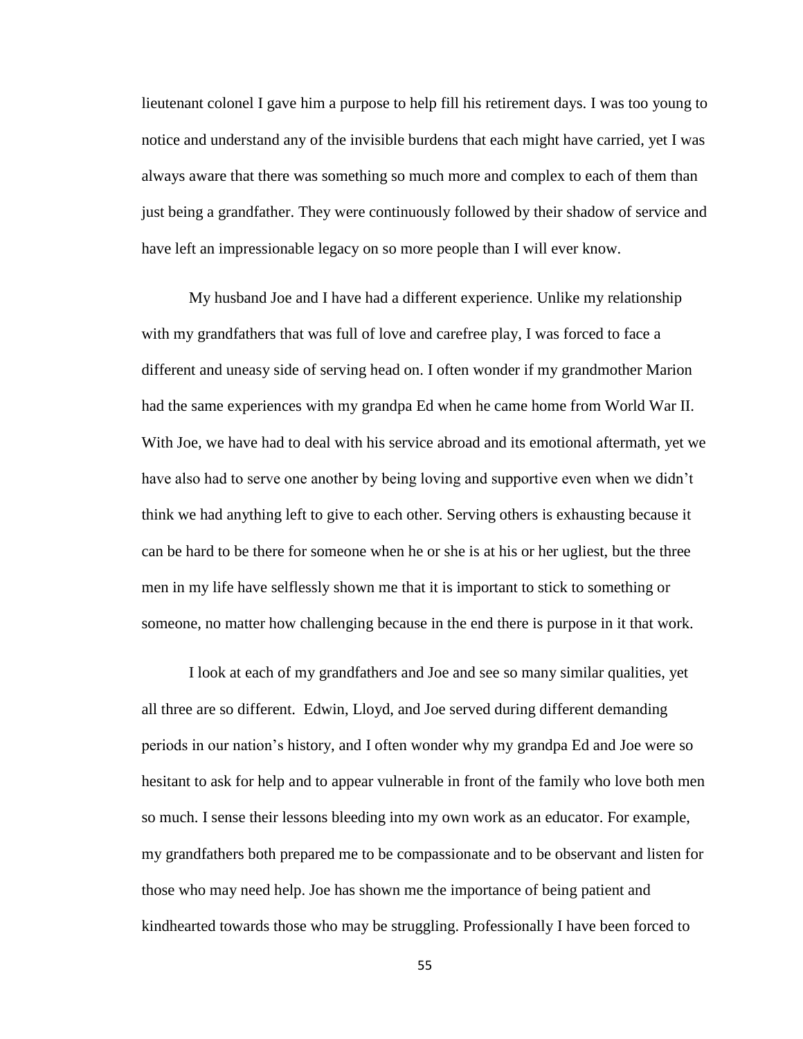lieutenant colonel I gave him a purpose to help fill his retirement days. I was too young to notice and understand any of the invisible burdens that each might have carried, yet I was always aware that there was something so much more and complex to each of them than just being a grandfather. They were continuously followed by their shadow of service and have left an impressionable legacy on so more people than I will ever know.

My husband Joe and I have had a different experience. Unlike my relationship with my grandfathers that was full of love and carefree play, I was forced to face a different and uneasy side of serving head on. I often wonder if my grandmother Marion had the same experiences with my grandpa Ed when he came home from World War II. With Joe, we have had to deal with his service abroad and its emotional aftermath, yet we have also had to serve one another by being loving and supportive even when we didn't think we had anything left to give to each other. Serving others is exhausting because it can be hard to be there for someone when he or she is at his or her ugliest, but the three men in my life have selflessly shown me that it is important to stick to something or someone, no matter how challenging because in the end there is purpose in it that work.

I look at each of my grandfathers and Joe and see so many similar qualities, yet all three are so different. Edwin, Lloyd, and Joe served during different demanding periods in our nation's history, and I often wonder why my grandpa Ed and Joe were so hesitant to ask for help and to appear vulnerable in front of the family who love both men so much. I sense their lessons bleeding into my own work as an educator. For example, my grandfathers both prepared me to be compassionate and to be observant and listen for those who may need help. Joe has shown me the importance of being patient and kindhearted towards those who may be struggling. Professionally I have been forced to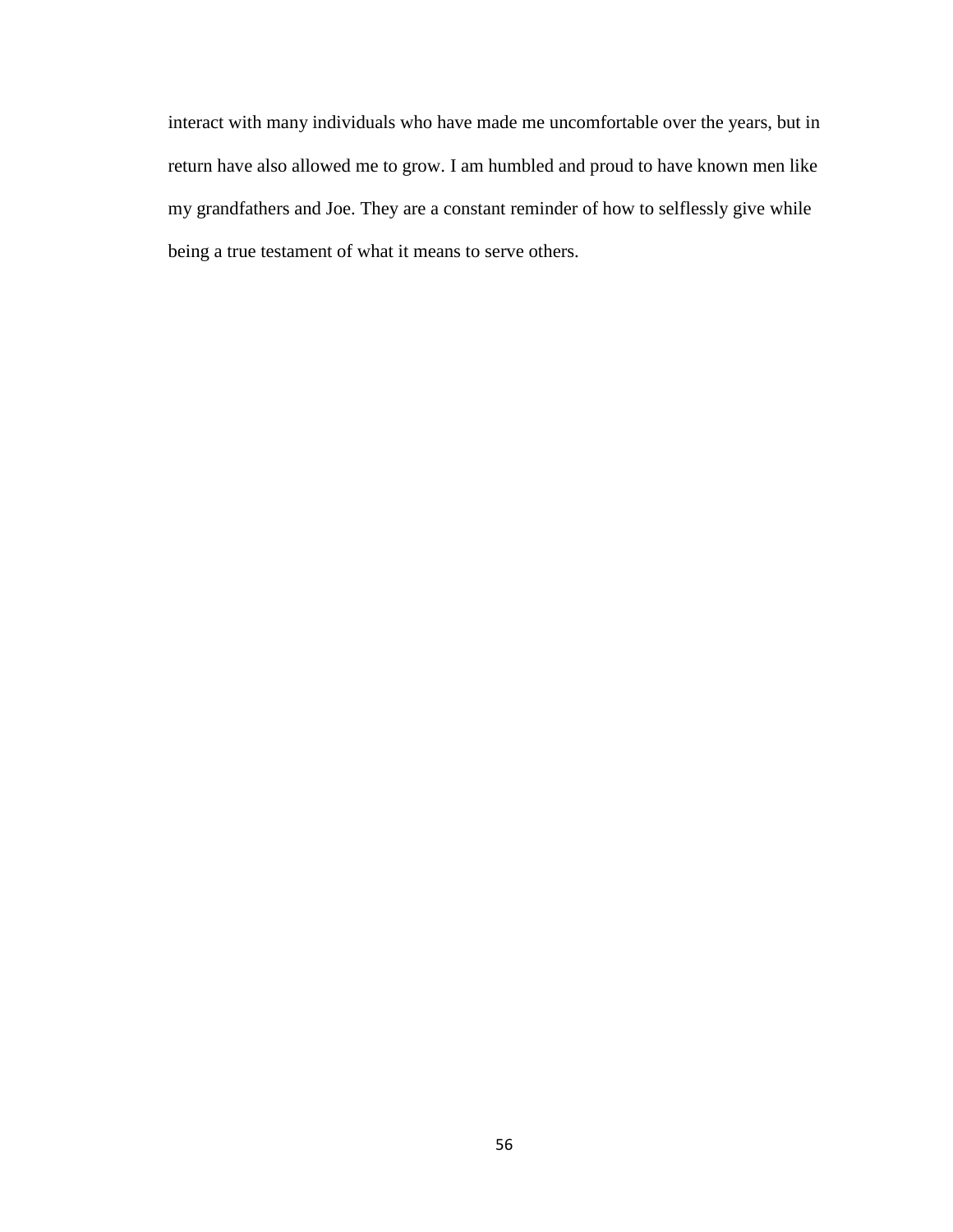interact with many individuals who have made me uncomfortable over the years, but in return have also allowed me to grow. I am humbled and proud to have known men like my grandfathers and Joe. They are a constant reminder of how to selflessly give while being a true testament of what it means to serve others.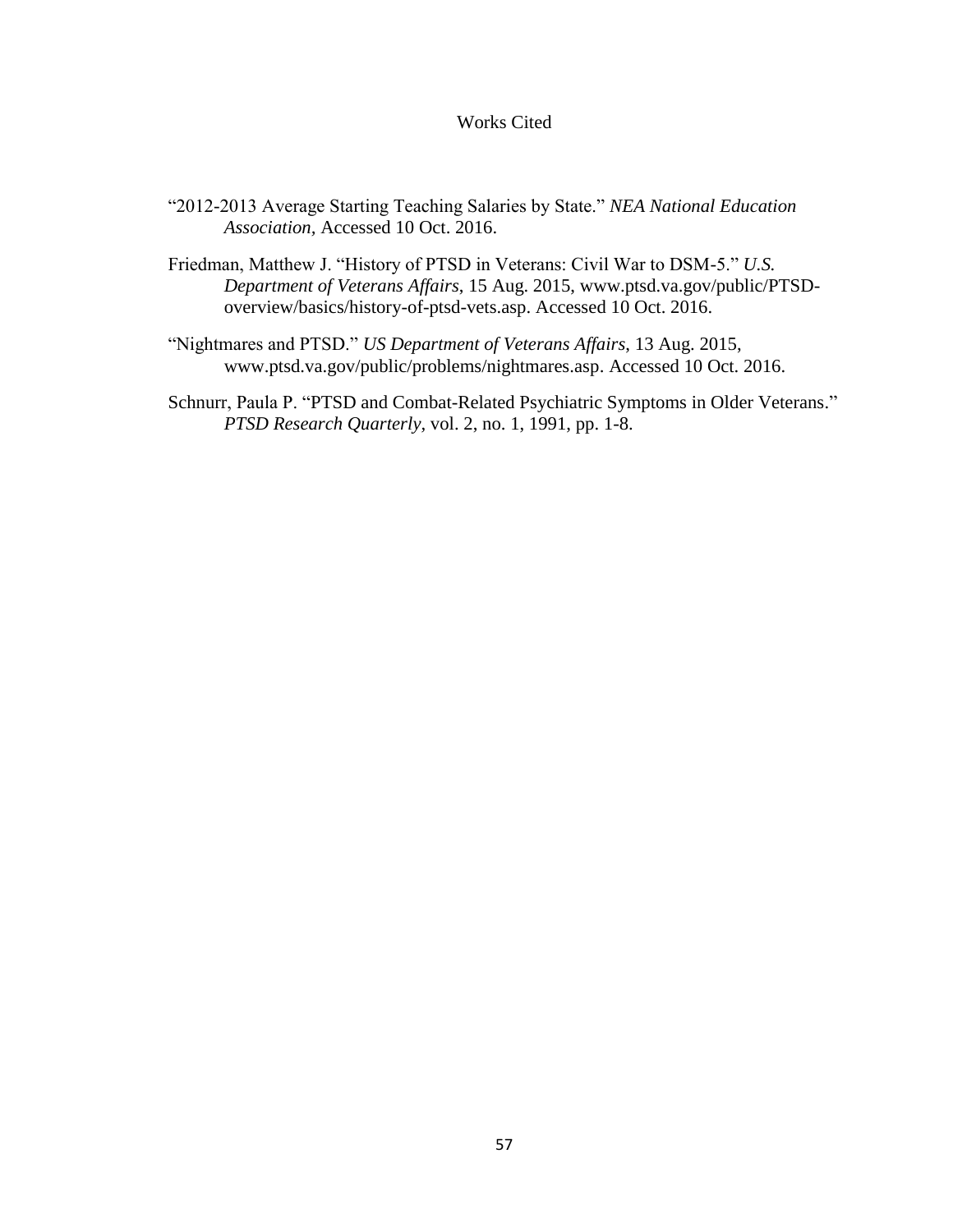# Works Cited

“2012-2013 Average Starting Teaching Salaries by State.” *NEA National Education Association*, Accessed 10 Oct. 2016.

Friedman, Matthew J. “History of PTSD in Veterans: Civil War to DSM-5.” *U.S. Department of Veterans Affairs*, 15 Aug. 2015, www.ptsd.va.gov/public/PTSD-overview/basics/history-of-ptsd-vets.asp. Accessed 10 Oct. 2016.

“Nightmares and PTSD.” *US Department of Veterans Affairs*, 13 Aug. 2015, www.ptsd.va.gov/public/problems/nightmares.asp. Accessed 10 Oct. 2016.

Schnurr, Paula P. “PTSD and Combat-Related Psychiatric Symptoms in Older Veterans.” *PTSD Research Quarterly*, vol. 2, no. 1, 1991, pp. 1-8.